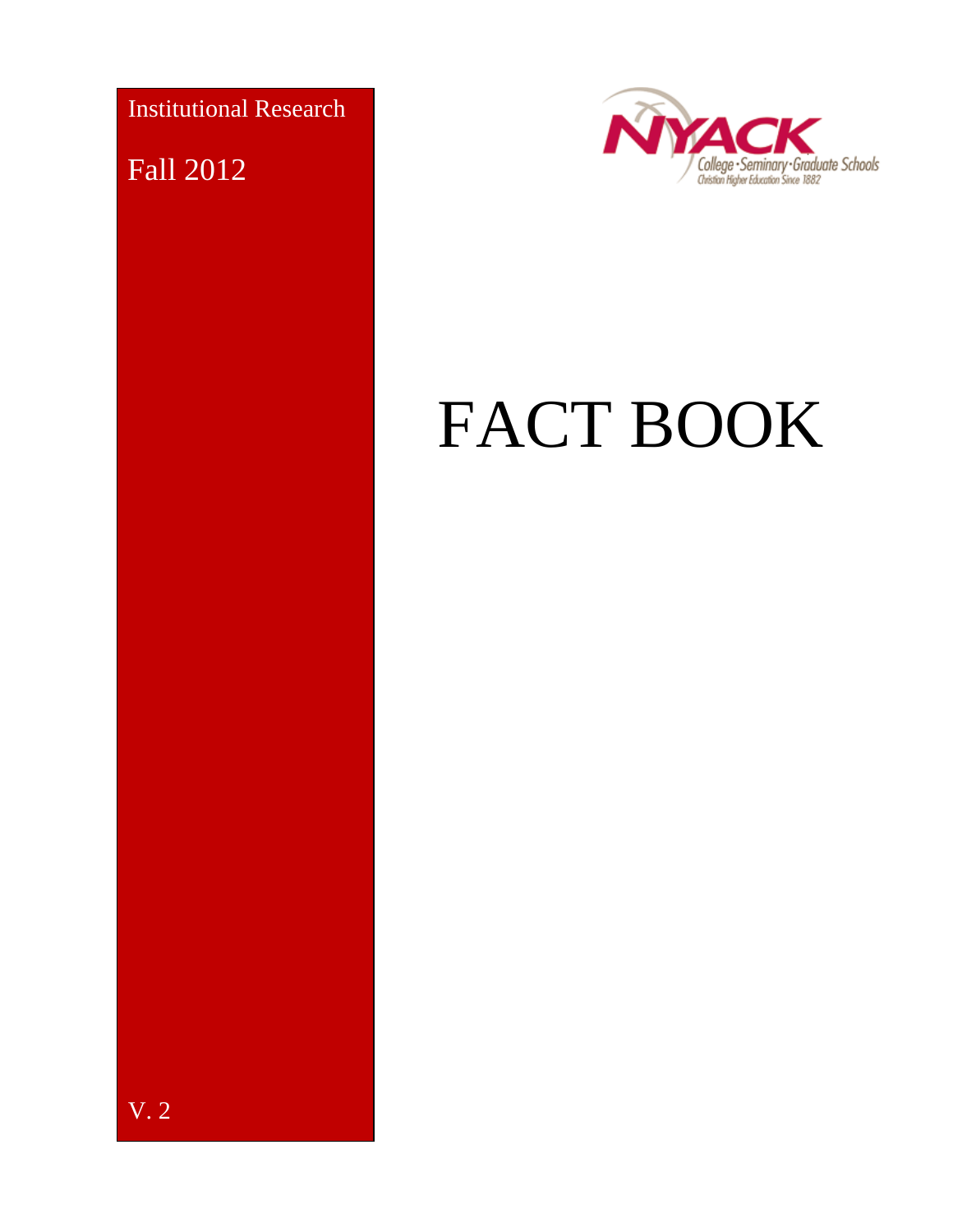Institutional Research

Fall 2012

NYACK

College • Seminary • Graduate Schools

Christian Higher Education Since 1882

# FACT BOOK

V. 2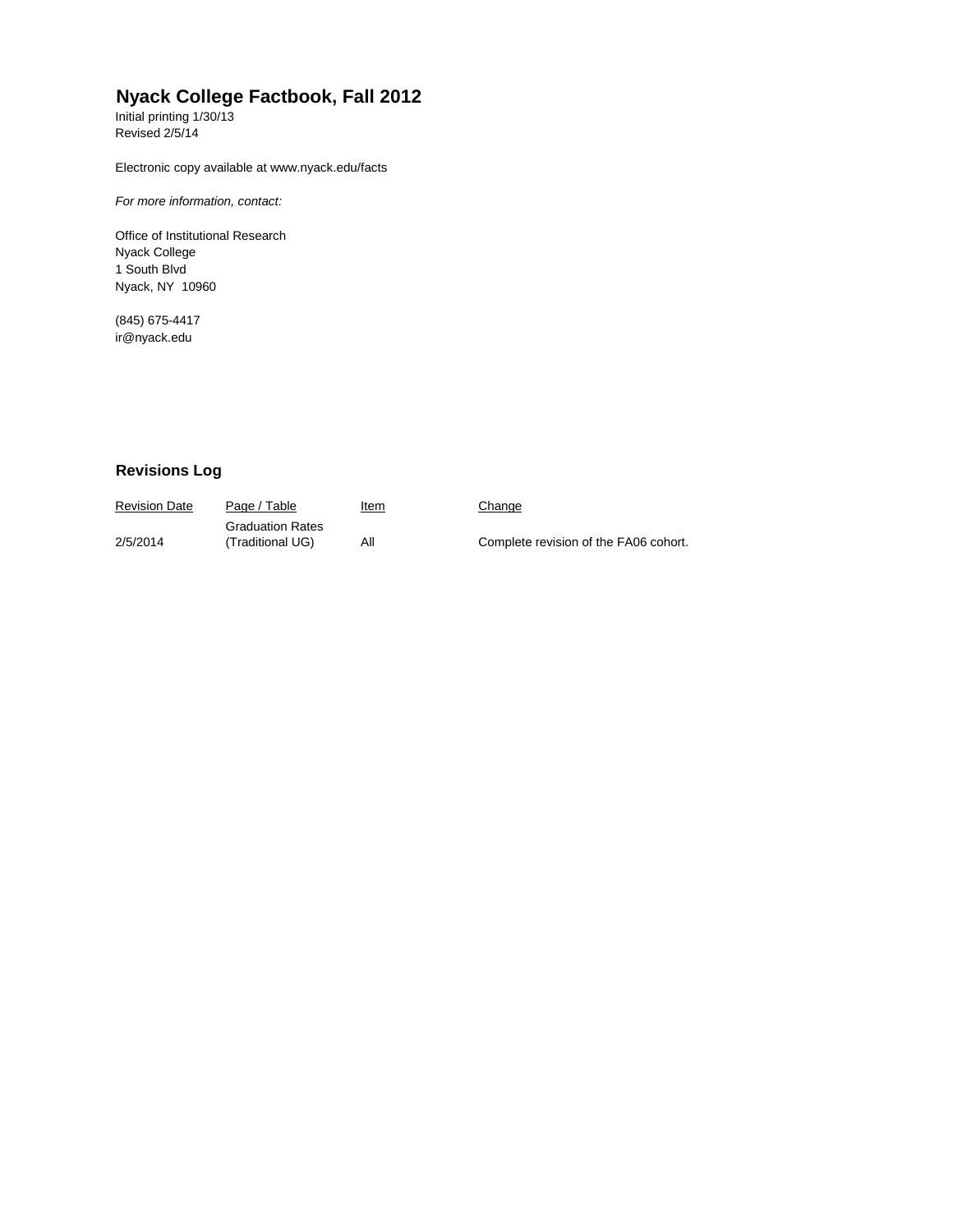# Nyack College Factbook, Fall 2012

Initial printing 1/30/13
Revised 2/5/14

Electronic copy available at www.nyack.edu/facts

*For more information, contact:*

Office of Institutional Research
Nyack College
1 South Blvd
Nyack, NY 10960

(845) 675-4417
ir@nyack.edu

## Revisions Log

| Revision Date | Page / Table | Item | Change |
|---|---|---|---|
| 2/5/2014 | Graduation Rates (Traditional UG) | All | Complete revision of the FA06 cohort. |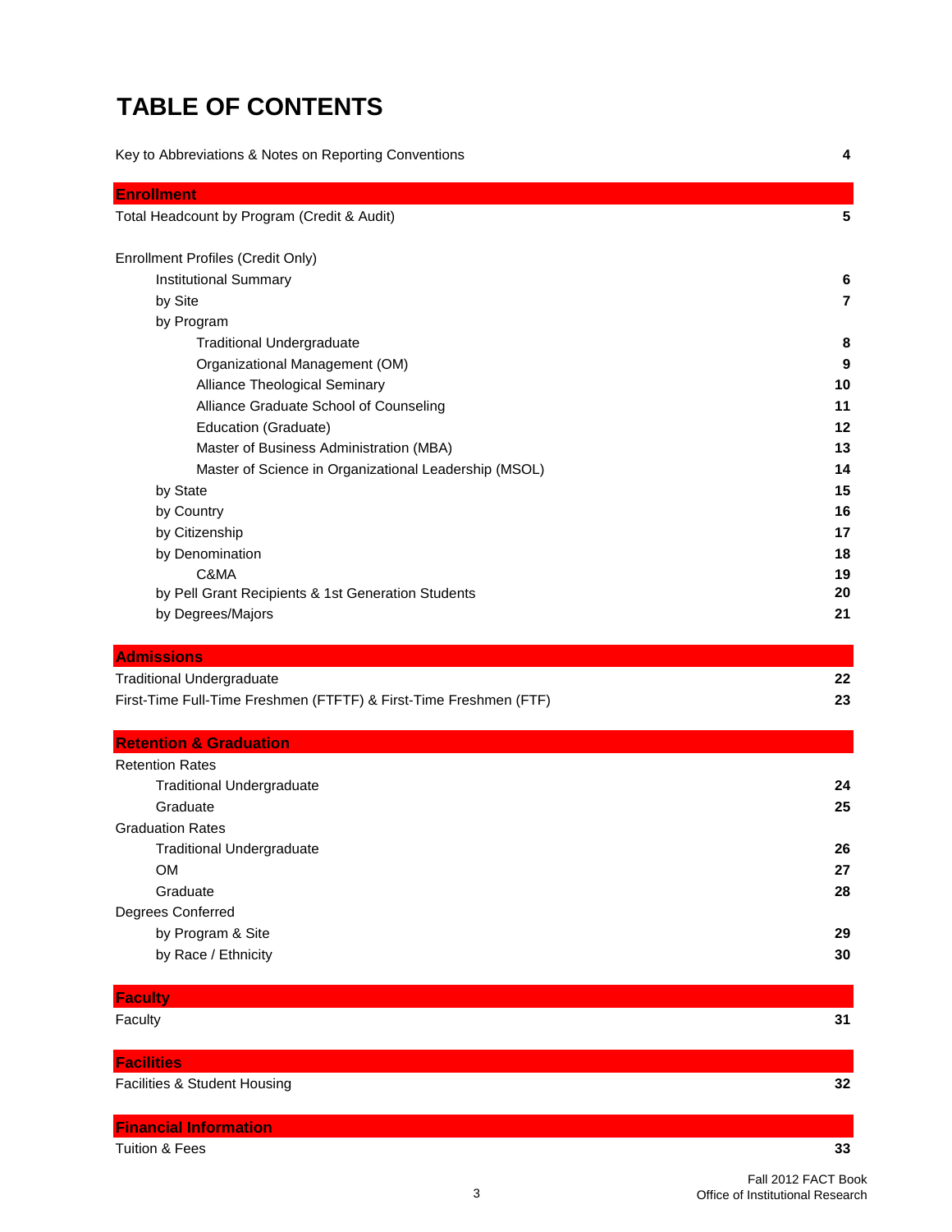# TABLE OF CONTENTS

| | |
|---|---|
| Key to Abbreviations & Notes on Reporting Conventions | **4** |
| **Enrollment** | |
| Total Headcount by Program (Credit & Audit) | **5** |
| Enrollment Profiles (Credit Only) | |
| Institutional Summary | **6** |
| by Site | **7** |
| by Program | |
| Traditional Undergraduate | **8** |
| Organizational Management (OM) | **9** |
| Alliance Theological Seminary | **10** |
| Alliance Graduate School of Counseling | **11** |
| Education (Graduate) | **12** |
| Master of Business Administration (MBA) | **13** |
| Master of Science in Organizational Leadership (MSOL) | **14** |
| by State | **15** |
| by Country | **16** |
| by Citizenship | **17** |
| by Denomination | **18** |
| C&MA | **19** |
| by Pell Grant Recipients & 1st Generation Students | **20** |
| by Degrees/Majors | **21** |
| **Admissions** | |
| Traditional Undergraduate | **22** |
| First-Time Full-Time Freshmen (FTFTF) & First-Time Freshmen (FTF) | **23** |
| **Retention & Graduation** | |
| Retention Rates | |
| Traditional Undergraduate | **24** |
| Graduate | **25** |
| Graduation Rates | |
| Traditional Undergraduate | **26** |
| OM | **27** |
| Graduate | **28** |
| Degrees Conferred | |
| by Program & Site | **29** |
| by Race / Ethnicity | **30** |
| **Faculty** | |
| Faculty | **31** |
| **Facilities** | |
| Facilities & Student Housing | **32** |
| **Financial Information** | |
| Tuition & Fees | **33** |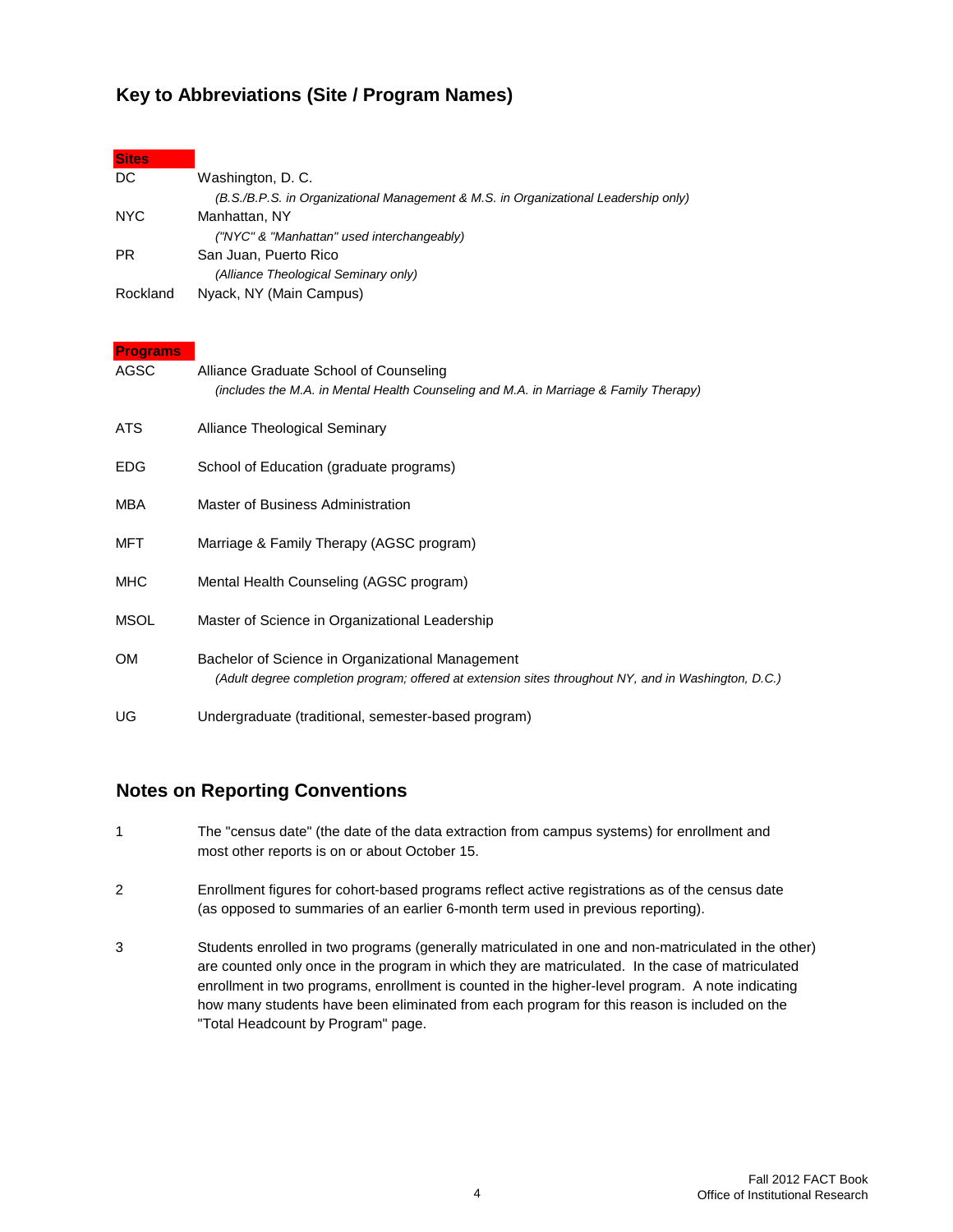## Key to Abbreviations (Site / Program Names)

| **Sites** | |
|---|---|
| DC | Washington, D. C.<br>*(B.S./B.P.S. in Organizational Management & M.S. in Organizational Leadership only)* |
| NYC | Manhattan, NY<br>*("NYC" & "Manhattan" used interchangeably)* |
| PR | San Juan, Puerto Rico<br>*(Alliance Theological Seminary only)* |
| Rockland | Nyack, NY (Main Campus) |

| **Programs** | |
|---|---|
| AGSC | Alliance Graduate School of Counseling<br>*(includes the M.A. in Mental Health Counseling and M.A. in Marriage & Family Therapy)* |
| ATS | Alliance Theological Seminary |
| EDG | School of Education (graduate programs) |
| MBA | Master of Business Administration |
| MFT | Marriage & Family Therapy (AGSC program) |
| MHC | Mental Health Counseling (AGSC program) |
| MSOL | Master of Science in Organizational Leadership |
| OM | Bachelor of Science in Organizational Management<br>*(Adult degree completion program; offered at extension sites throughout NY, and in Washington, D.C.)* |
| UG | Undergraduate (traditional, semester-based program) |

## Notes on Reporting Conventions

1. The "census date" (the date of the data extraction from campus systems) for enrollment and most other reports is on or about October 15.

2. Enrollment figures for cohort-based programs reflect active registrations as of the census date (as opposed to summaries of an earlier 6-month term used in previous reporting).

3. Students enrolled in two programs (generally matriculated in one and non-matriculated in the other) are counted only once in the program in which they are matriculated. In the case of matriculated enrollment in two programs, enrollment is counted in the higher-level program. A note indicating how many students have been eliminated from each program for this reason is included on the "Total Headcount by Program" page.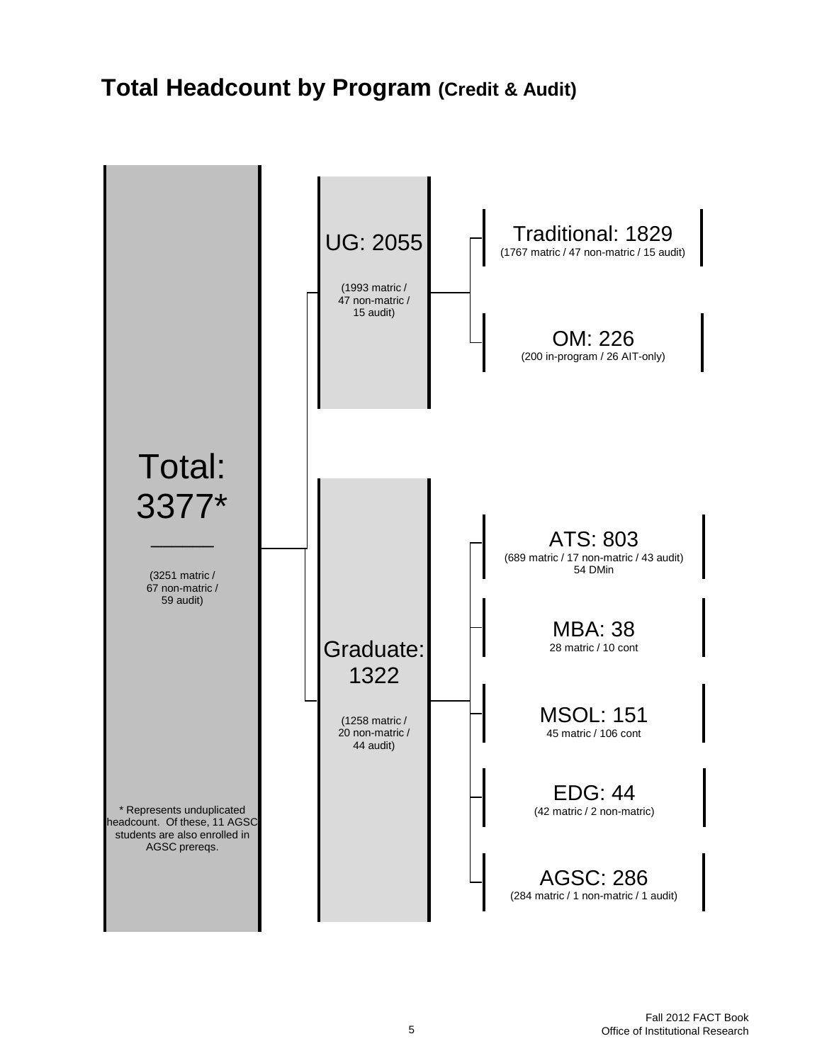# Total Headcount by Program (Credit & Audit)

**Total: 3377***

(3251 matric / 67 non-matric / 59 audit)

\* Represents unduplicated headcount. Of these, 11 AGSC students are also enrolled in AGSC prereqs.

**UG: 2055**

(1993 matric / 47 non-matric / 15 audit)

- **Traditional: 1829** (1767 matric / 47 non-matric / 15 audit)
- **OM: 226** (200 in-program / 26 AIT-only)

**Graduate: 1322**

(1258 matric / 20 non-matric / 44 audit)

- **ATS: 803** (689 matric / 17 non-matric / 43 audit) 54 DMin
- **MBA: 38** 28 matric / 10 cont
- **MSOL: 151** 45 matric / 106 cont
- **EDG: 44** (42 matric / 2 non-matric)
- **AGSC: 286** (284 matric / 1 non-matric / 1 audit)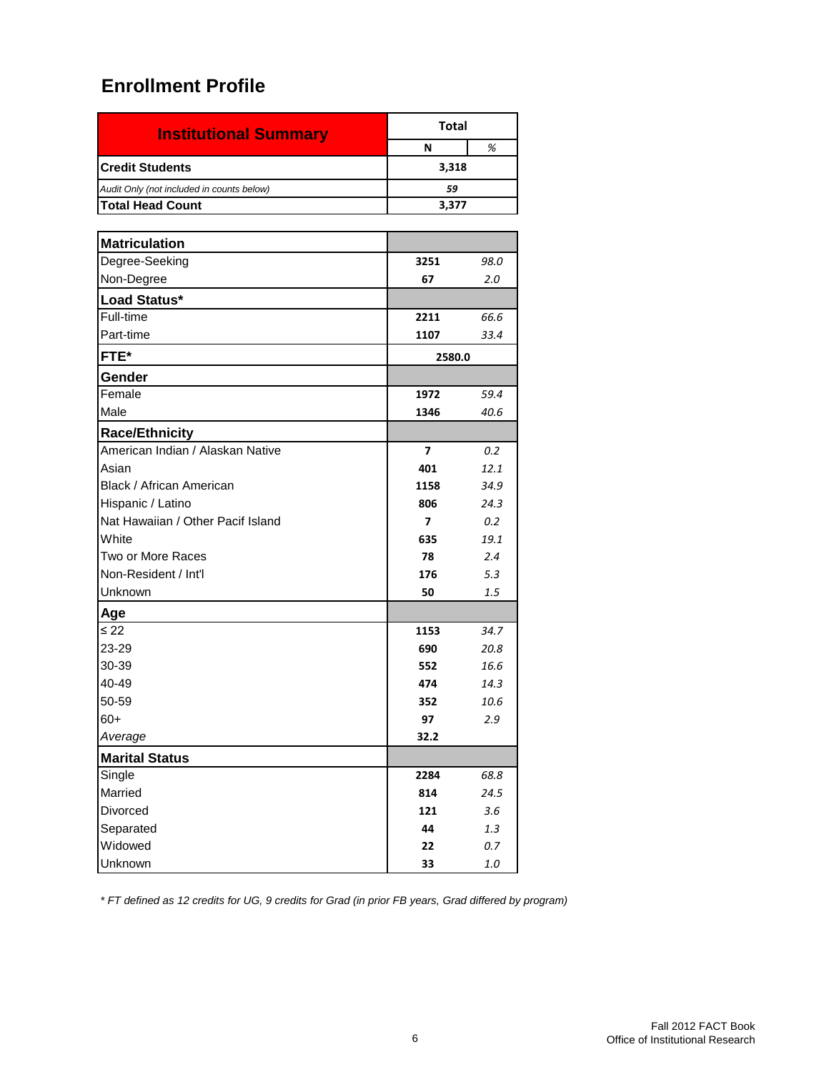# Enrollment Profile

| Institutional Summary | Total | |
|---|---|---|
| | N | % |
| **Credit Students** | 3,318 | |
| *Audit Only (not included in counts below)* | *59* | |
| **Total Head Count** | 3,377 | |

| | N | % |
|---|---|---|
| **Matriculation** | | |
| Degree-Seeking | 3251 | *98.0* |
| Non-Degree | 67 | *2.0* |
| **Load Status*** | | |
| Full-time | 2211 | *66.6* |
| Part-time | 1107 | *33.4* |
| **FTE*** | 2580.0 | |
| **Gender** | | |
| Female | 1972 | *59.4* |
| Male | 1346 | *40.6* |
| **Race/Ethnicity** | | |
| American Indian / Alaskan Native | 7 | *0.2* |
| Asian | 401 | *12.1* |
| Black / African American | 1158 | *34.9* |
| Hispanic / Latino | 806 | *24.3* |
| Nat Hawaiian / Other Pacif Island | 7 | *0.2* |
| White | 635 | *19.1* |
| Two or More Races | 78 | *2.4* |
| Non-Resident / Int'l | 176 | *5.3* |
| Unknown | 50 | *1.5* |
| **Age** | | |
| ≤ 22 | 1153 | *34.7* |
| 23-29 | 690 | *20.8* |
| 30-39 | 552 | *16.6* |
| 40-49 | 474 | *14.3* |
| 50-59 | 352 | *10.6* |
| 60+ | 97 | *2.9* |
| *Average* | 32.2 | |
| **Marital Status** | | |
| Single | 2284 | *68.8* |
| Married | 814 | *24.5* |
| Divorced | 121 | *3.6* |
| Separated | 44 | *1.3* |
| Widowed | 22 | *0.7* |
| Unknown | 33 | *1.0* |

*\* FT defined as 12 credits for UG, 9 credits for Grad (in prior FB years, Grad differed by program)*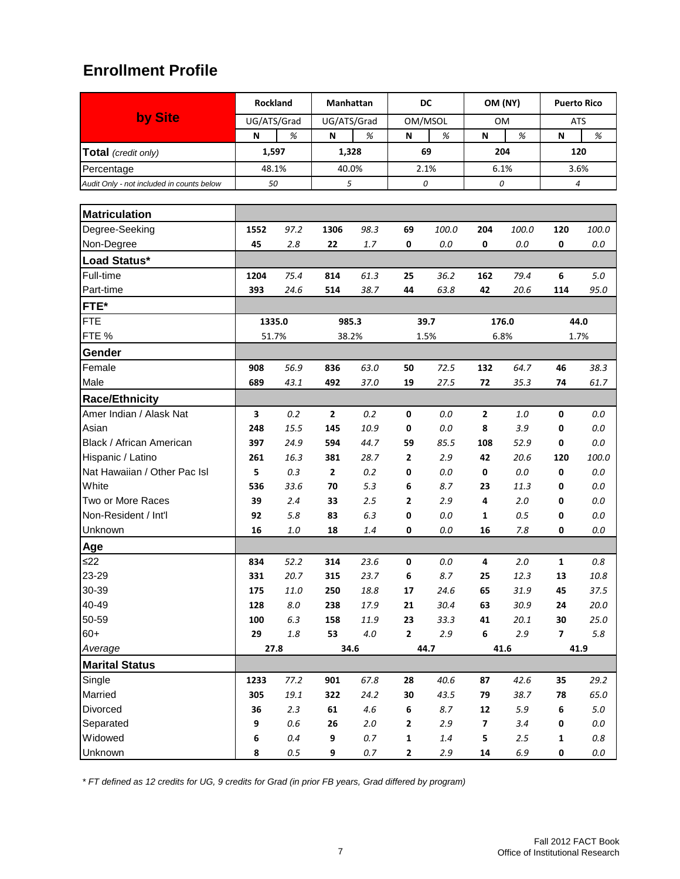## Enrollment Profile

| by Site | Rockland | | Manhattan | | DC | | OM (NY) | | Puerto Rico | |
|---|---|---|---|---|---|---|---|---|---|---|
| | UG/ATS/Grad | | UG/ATS/Grad | | OM/MSOL | | OM | | ATS | |
| | N | % | N | % | N | % | N | % | N | % |
| **Total** *(credit only)* | 1,597 | | 1,328 | | 69 | | 204 | | 120 | |
| Percentage | 48.1% | | 40.0% | | 2.1% | | 6.1% | | 3.6% | |
| *Audit Only - not included in counts below* | *50* | | *5* | | *0* | | *0* | | *4* | |

| | Rockland N | Rockland % | Manhattan N | Manhattan % | DC N | DC % | OM (NY) N | OM (NY) % | Puerto Rico N | Puerto Rico % |
|---|---|---|---|---|---|---|---|---|---|---|
| **Matriculation** | | | | | | | | | | |
| Degree-Seeking | **1552** | *97.2* | **1306** | *98.3* | **69** | *100.0* | **204** | *100.0* | **120** | *100.0* |
| Non-Degree | **45** | *2.8* | **22** | *1.7* | **0** | *0.0* | **0** | *0.0* | **0** | *0.0* |
| **Load Status*** | | | | | | | | | | |
| Full-time | **1204** | *75.4* | **814** | *61.3* | **25** | *36.2* | **162** | *79.4* | **6** | *5.0* |
| Part-time | **393** | *24.6* | **514** | *38.7* | **44** | *63.8* | **42** | *20.6* | **114** | *95.0* |
| **FTE*** | | | | | | | | | | |
| FTE | **1335.0** | | **985.3** | | **39.7** | | **176.0** | | **44.0** | |
| FTE % | 51.7% | | 38.2% | | 1.5% | | 6.8% | | 1.7% | |
| **Gender** | | | | | | | | | | |
| Female | **908** | *56.9* | **836** | *63.0* | **50** | *72.5* | **132** | *64.7* | **46** | *38.3* |
| Male | **689** | *43.1* | **492** | *37.0* | **19** | *27.5* | **72** | *35.3* | **74** | *61.7* |
| **Race/Ethnicity** | | | | | | | | | | |
| Amer Indian / Alask Nat | **3** | *0.2* | **2** | *0.2* | **0** | *0.0* | **2** | *1.0* | **0** | *0.0* |
| Asian | **248** | *15.5* | **145** | *10.9* | **0** | *0.0* | **8** | *3.9* | **0** | *0.0* |
| Black / African American | **397** | *24.9* | **594** | *44.7* | **59** | *85.5* | **108** | *52.9* | **0** | *0.0* |
| Hispanic / Latino | **261** | *16.3* | **381** | *28.7* | **2** | *2.9* | **42** | *20.6* | **120** | *100.0* |
| Nat Hawaiian / Other Pac Isl | **5** | *0.3* | **2** | *0.2* | **0** | *0.0* | **0** | *0.0* | **0** | *0.0* |
| White | **536** | *33.6* | **70** | *5.3* | **6** | *8.7* | **23** | *11.3* | **0** | *0.0* |
| Two or More Races | **39** | *2.4* | **33** | *2.5* | **2** | *2.9* | **4** | *2.0* | **0** | *0.0* |
| Non-Resident / Int'l | **92** | *5.8* | **83** | *6.3* | **0** | *0.0* | **1** | *0.5* | **0** | *0.0* |
| Unknown | **16** | *1.0* | **18** | *1.4* | **0** | *0.0* | **16** | *7.8* | **0** | *0.0* |
| **Age** | | | | | | | | | | |
| ≤22 | **834** | *52.2* | **314** | *23.6* | **0** | *0.0* | **4** | *2.0* | **1** | *0.8* |
| 23-29 | **331** | *20.7* | **315** | *23.7* | **6** | *8.7* | **25** | *12.3* | **13** | *10.8* |
| 30-39 | **175** | *11.0* | **250** | *18.8* | **17** | *24.6* | **65** | *31.9* | **45** | *37.5* |
| 40-49 | **128** | *8.0* | **238** | *17.9* | **21** | *30.4* | **63** | *30.9* | **24** | *20.0* |
| 50-59 | **100** | *6.3* | **158** | *11.9* | **23** | *33.3* | **41** | *20.1* | **30** | *25.0* |
| 60+ | **29** | *1.8* | **53** | *4.0* | **2** | *2.9* | **6** | *2.9* | **7** | *5.8* |
| *Average* | **27.8** | | **34.6** | | **44.7** | | **41.6** | | **41.9** | |
| **Marital Status** | | | | | | | | | | |
| Single | **1233** | *77.2* | **901** | *67.8* | **28** | *40.6* | **87** | *42.6* | **35** | *29.2* |
| Married | **305** | *19.1* | **322** | *24.2* | **30** | *43.5* | **79** | *38.7* | **78** | *65.0* |
| Divorced | **36** | *2.3* | **61** | *4.6* | **6** | *8.7* | **12** | *5.9* | **6** | *5.0* |
| Separated | **9** | *0.6* | **26** | *2.0* | **2** | *2.9* | **7** | *3.4* | **0** | *0.0* |
| Widowed | **6** | *0.4* | **9** | *0.7* | **1** | *1.4* | **5** | *2.5* | **1** | *0.8* |
| Unknown | **8** | *0.5* | **9** | *0.7* | **2** | *2.9* | **14** | *6.9* | **0** | *0.0* |

*\* FT defined as 12 credits for UG, 9 credits for Grad (in prior FB years, Grad differed by program)*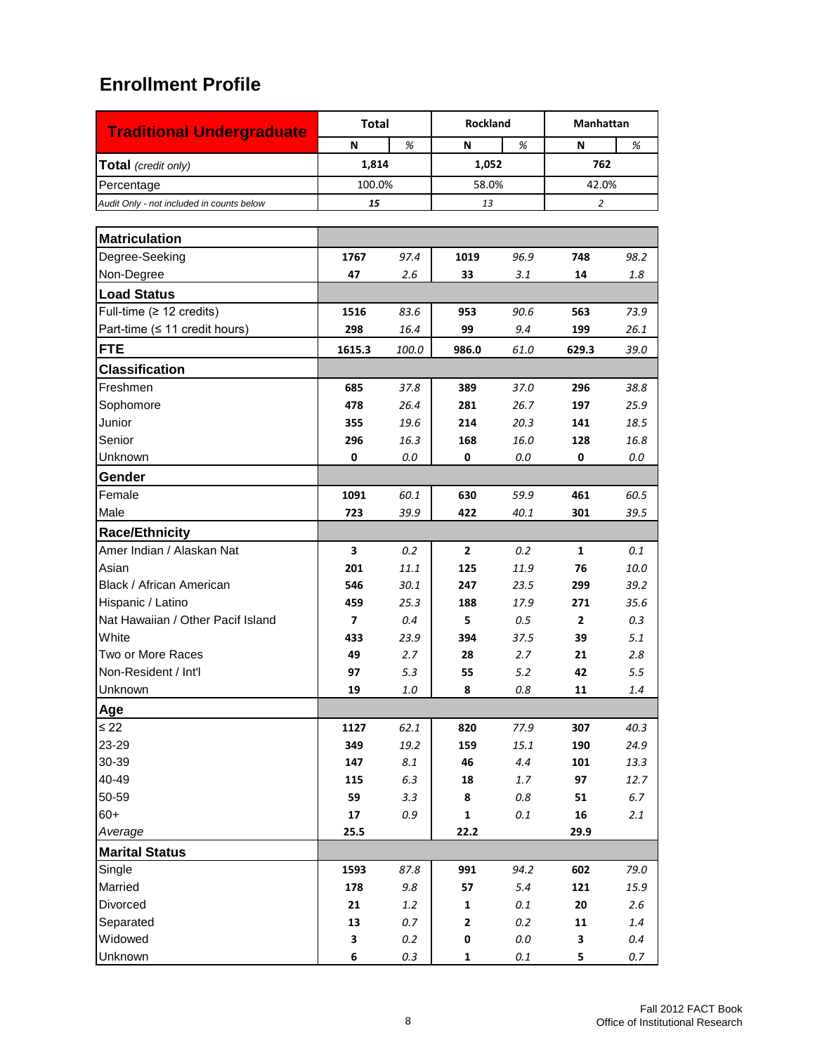## Enrollment Profile

| Traditional Undergraduate | Total | | Rockland | | Manhattan | |
|---|---|---|---|---|---|---|
| | N | % | N | % | N | % |
| **Total** *(credit only)* | 1,814 | | 1,052 | | 762 | |
| Percentage | 100.0% | | 58.0% | | 42.0% | |
| *Audit Only - not included in counts below* | *15* | | *13* | | *2* | |

| | Total N | Total % | Rockland N | Rockland % | Manhattan N | Manhattan % |
|---|---|---|---|---|---|---|
| **Matriculation** | | | | | | |
| Degree-Seeking | 1767 | 97.4 | 1019 | 96.9 | 748 | 98.2 |
| Non-Degree | 47 | 2.6 | 33 | 3.1 | 14 | 1.8 |
| **Load Status** | | | | | | |
| Full-time (≥ 12 credits) | 1516 | 83.6 | 953 | 90.6 | 563 | 73.9 |
| Part-time (≤ 11 credit hours) | 298 | 16.4 | 99 | 9.4 | 199 | 26.1 |
| **FTE** | 1615.3 | 100.0 | 986.0 | 61.0 | 629.3 | 39.0 |
| **Classification** | | | | | | |
| Freshmen | 685 | 37.8 | 389 | 37.0 | 296 | 38.8 |
| Sophomore | 478 | 26.4 | 281 | 26.7 | 197 | 25.9 |
| Junior | 355 | 19.6 | 214 | 20.3 | 141 | 18.5 |
| Senior | 296 | 16.3 | 168 | 16.0 | 128 | 16.8 |
| Unknown | 0 | 0.0 | 0 | 0.0 | 0 | 0.0 |
| **Gender** | | | | | | |
| Female | 1091 | 60.1 | 630 | 59.9 | 461 | 60.5 |
| Male | 723 | 39.9 | 422 | 40.1 | 301 | 39.5 |
| **Race/Ethnicity** | | | | | | |
| Amer Indian / Alaskan Nat | 3 | 0.2 | 2 | 0.2 | 1 | 0.1 |
| Asian | 201 | 11.1 | 125 | 11.9 | 76 | 10.0 |
| Black / African American | 546 | 30.1 | 247 | 23.5 | 299 | 39.2 |
| Hispanic / Latino | 459 | 25.3 | 188 | 17.9 | 271 | 35.6 |
| Nat Hawaiian / Other Pacif Island | 7 | 0.4 | 5 | 0.5 | 2 | 0.3 |
| White | 433 | 23.9 | 394 | 37.5 | 39 | 5.1 |
| Two or More Races | 49 | 2.7 | 28 | 2.7 | 21 | 2.8 |
| Non-Resident / Int'l | 97 | 5.3 | 55 | 5.2 | 42 | 5.5 |
| Unknown | 19 | 1.0 | 8 | 0.8 | 11 | 1.4 |
| **Age** | | | | | | |
| ≤ 22 | 1127 | 62.1 | 820 | 77.9 | 307 | 40.3 |
| 23-29 | 349 | 19.2 | 159 | 15.1 | 190 | 24.9 |
| 30-39 | 147 | 8.1 | 46 | 4.4 | 101 | 13.3 |
| 40-49 | 115 | 6.3 | 18 | 1.7 | 97 | 12.7 |
| 50-59 | 59 | 3.3 | 8 | 0.8 | 51 | 6.7 |
| 60+ | 17 | 0.9 | 1 | 0.1 | 16 | 2.1 |
| *Average* | 25.5 | | 22.2 | | 29.9 | |
| **Marital Status** | | | | | | |
| Single | 1593 | 87.8 | 991 | 94.2 | 602 | 79.0 |
| Married | 178 | 9.8 | 57 | 5.4 | 121 | 15.9 |
| Divorced | 21 | 1.2 | 1 | 0.1 | 20 | 2.6 |
| Separated | 13 | 0.7 | 2 | 0.2 | 11 | 1.4 |
| Widowed | 3 | 0.2 | 0 | 0.0 | 3 | 0.4 |
| Unknown | 6 | 0.3 | 1 | 0.1 | 5 | 0.7 |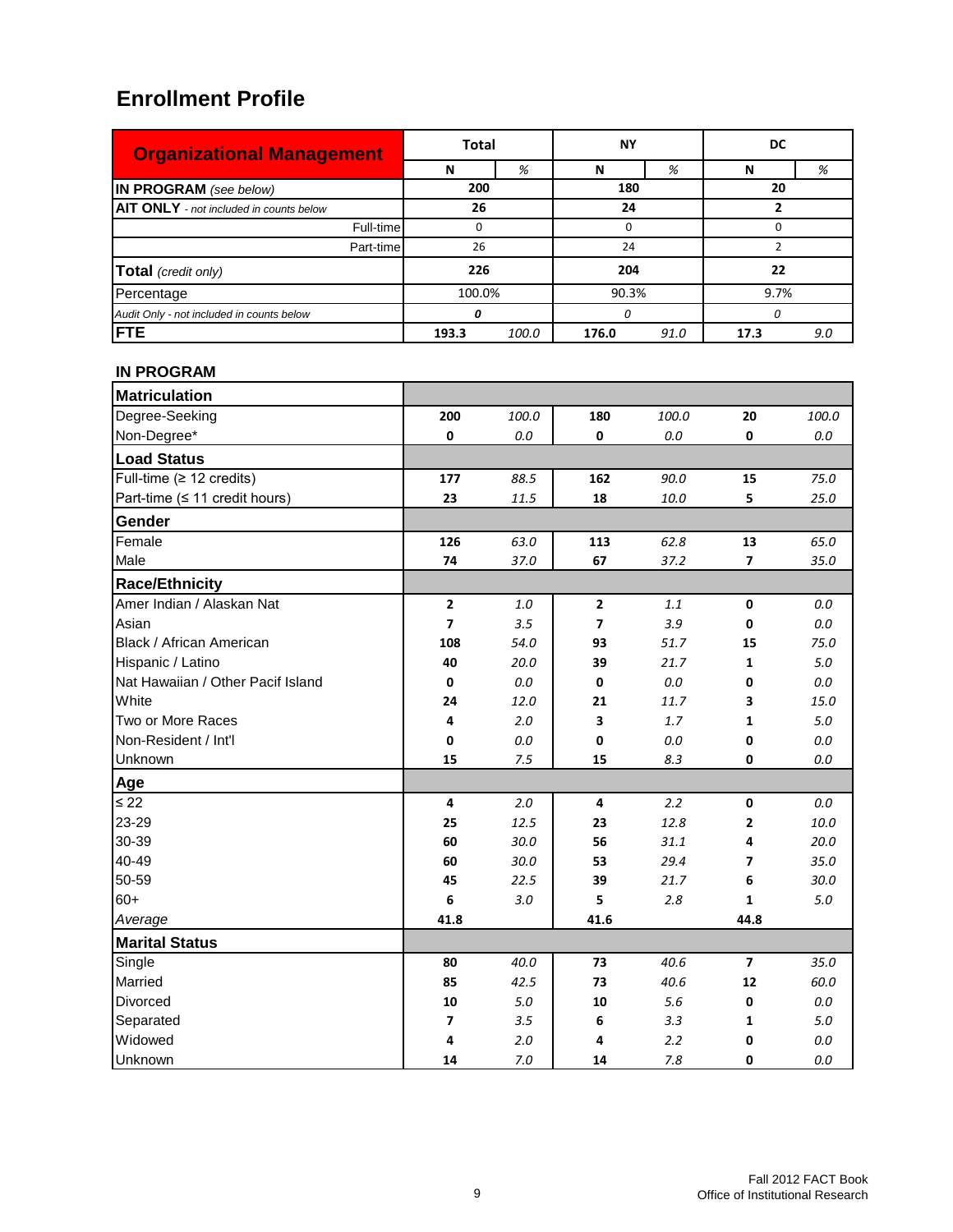## Enrollment Profile

| Organizational Management | Total | | NY | | DC | |
|---|---|---|---|---|---|---|
| | N | % | N | % | N | % |
| **IN PROGRAM** *(see below)* | **200** | | **180** | | **20** | |
| **AIT ONLY** - *not included in counts below* | **26** | | **24** | | **2** | |
| Full-time | 0 | | 0 | | 0 | |
| Part-time | 26 | | 24 | | 2 | |
| **Total** *(credit only)* | **226** | | **204** | | **22** | |
| Percentage | 100.0% | | 90.3% | | 9.7% | |
| *Audit Only - not included in counts below* | ***0*** | | *0* | | *0* | |
| **FTE** | **193.3** | *100.0* | **176.0** | *91.0* | **17.3** | *9.0* |

### IN PROGRAM

| | Total N | Total % | NY N | NY % | DC N | DC % |
|---|---|---|---|---|---|---|
| **Matriculation** | | | | | | |
| Degree-Seeking | **200** | *100.0* | **180** | *100.0* | **20** | *100.0* |
| Non-Degree* | **0** | *0.0* | **0** | *0.0* | **0** | *0.0* |
| **Load Status** | | | | | | |
| Full-time (≥ 12 credits) | **177** | *88.5* | **162** | *90.0* | **15** | *75.0* |
| Part-time (≤ 11 credit hours) | **23** | *11.5* | **18** | *10.0* | **5** | *25.0* |
| **Gender** | | | | | | |
| Female | **126** | *63.0* | **113** | *62.8* | **13** | *65.0* |
| Male | **74** | *37.0* | **67** | *37.2* | **7** | *35.0* |
| **Race/Ethnicity** | | | | | | |
| Amer Indian / Alaskan Nat | **2** | *1.0* | **2** | *1.1* | **0** | *0.0* |
| Asian | **7** | *3.5* | **7** | *3.9* | **0** | *0.0* |
| Black / African American | **108** | *54.0* | **93** | *51.7* | **15** | *75.0* |
| Hispanic / Latino | **40** | *20.0* | **39** | *21.7* | **1** | *5.0* |
| Nat Hawaiian / Other Pacif Island | **0** | *0.0* | **0** | *0.0* | **0** | *0.0* |
| White | **24** | *12.0* | **21** | *11.7* | **3** | *15.0* |
| Two or More Races | **4** | *2.0* | **3** | *1.7* | **1** | *5.0* |
| Non-Resident / Int'l | **0** | *0.0* | **0** | *0.0* | **0** | *0.0* |
| Unknown | **15** | *7.5* | **15** | *8.3* | **0** | *0.0* |
| **Age** | | | | | | |
| ≤ 22 | **4** | *2.0* | **4** | *2.2* | **0** | *0.0* |
| 23-29 | **25** | *12.5* | **23** | *12.8* | **2** | *10.0* |
| 30-39 | **60** | *30.0* | **56** | *31.1* | **4** | *20.0* |
| 40-49 | **60** | *30.0* | **53** | *29.4* | **7** | *35.0* |
| 50-59 | **45** | *22.5* | **39** | *21.7* | **6** | *30.0* |
| 60+ | **6** | *3.0* | **5** | *2.8* | **1** | *5.0* |
| *Average* | **41.8** | | **41.6** | | **44.8** | |
| **Marital Status** | | | | | | |
| Single | **80** | *40.0* | **73** | *40.6* | **7** | *35.0* |
| Married | **85** | *42.5* | **73** | *40.6* | **12** | *60.0* |
| Divorced | **10** | *5.0* | **10** | *5.6* | **0** | *0.0* |
| Separated | **7** | *3.5* | **6** | *3.3* | **1** | *5.0* |
| Widowed | **4** | *2.0* | **4** | *2.2* | **0** | *0.0* |
| Unknown | **14** | *7.0* | **14** | *7.8* | **0** | *0.0* |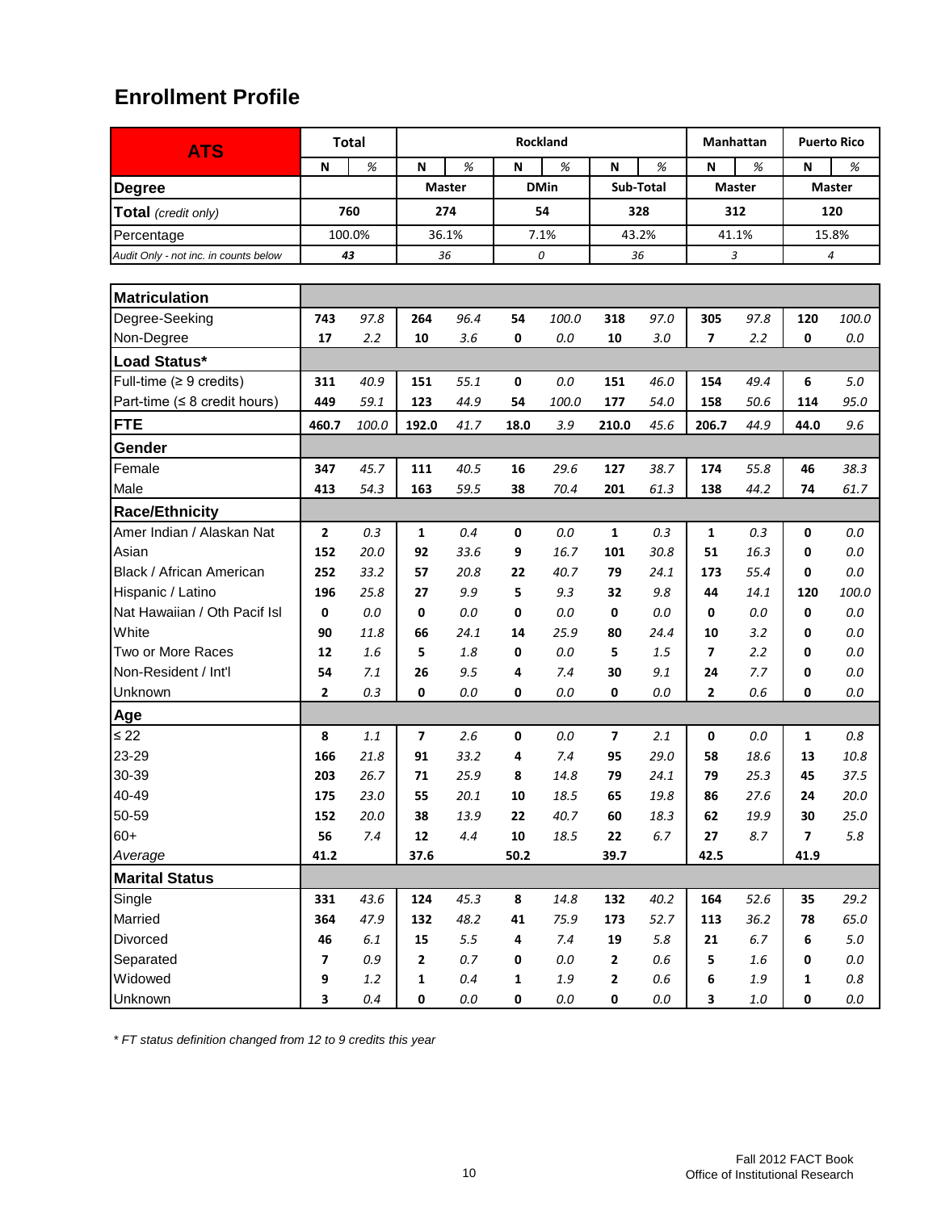## Enrollment Profile

| ATS | Total | | Rockland | | | | | | Manhattan | | Puerto Rico | |
|---|---|---|---|---|---|---|---|---|---|---|---|---|
| | N | % | N | % | N | % | N | % | N | % | N | % |
| **Degree** | | | Master | | DMin | | Sub-Total | | Master | | Master | |
| **Total** *(credit only)* | 760 | | 274 | | 54 | | 328 | | 312 | | 120 | |
| Percentage | 100.0% | | 36.1% | | 7.1% | | 43.2% | | 41.1% | | 15.8% | |
| *Audit Only - not inc. in counts below* | *43* | | *36* | | *0* | | *36* | | *3* | | *4* | |

| | Total | | Rockland Master | | Rockland DMin | | Rockland Sub-Total | | Manhattan Master | | Puerto Rico Master | |
|---|---|---|---|---|---|---|---|---|---|---|---|---|
| | N | % | N | % | N | % | N | % | N | % | N | % |
| **Matriculation** | | | | | | | | | | | | |
| Degree-Seeking | 743 | 97.8 | 264 | 96.4 | 54 | 100.0 | 318 | 97.0 | 305 | 97.8 | 120 | 100.0 |
| Non-Degree | 17 | 2.2 | 10 | 3.6 | 0 | 0.0 | 10 | 3.0 | 7 | 2.2 | 0 | 0.0 |
| **Load Status*** | | | | | | | | | | | | |
| Full-time (≥ 9 credits) | 311 | 40.9 | 151 | 55.1 | 0 | 0.0 | 151 | 46.0 | 154 | 49.4 | 6 | 5.0 |
| Part-time (≤ 8 credit hours) | 449 | 59.1 | 123 | 44.9 | 54 | 100.0 | 177 | 54.0 | 158 | 50.6 | 114 | 95.0 |
| **FTE** | 460.7 | 100.0 | 192.0 | 41.7 | 18.0 | 3.9 | 210.0 | 45.6 | 206.7 | 44.9 | 44.0 | 9.6 |
| **Gender** | | | | | | | | | | | | |
| Female | 347 | 45.7 | 111 | 40.5 | 16 | 29.6 | 127 | 38.7 | 174 | 55.8 | 46 | 38.3 |
| Male | 413 | 54.3 | 163 | 59.5 | 38 | 70.4 | 201 | 61.3 | 138 | 44.2 | 74 | 61.7 |
| **Race/Ethnicity** | | | | | | | | | | | | |
| Amer Indian / Alaskan Nat | 2 | 0.3 | 1 | 0.4 | 0 | 0.0 | 1 | 0.3 | 1 | 0.3 | 0 | 0.0 |
| Asian | 152 | 20.0 | 92 | 33.6 | 9 | 16.7 | 101 | 30.8 | 51 | 16.3 | 0 | 0.0 |
| Black / African American | 252 | 33.2 | 57 | 20.8 | 22 | 40.7 | 79 | 24.1 | 173 | 55.4 | 0 | 0.0 |
| Hispanic / Latino | 196 | 25.8 | 27 | 9.9 | 5 | 9.3 | 32 | 9.8 | 44 | 14.1 | 120 | 100.0 |
| Nat Hawaiian / Oth Pacif Isl | 0 | 0.0 | 0 | 0.0 | 0 | 0.0 | 0 | 0.0 | 0 | 0.0 | 0 | 0.0 |
| White | 90 | 11.8 | 66 | 24.1 | 14 | 25.9 | 80 | 24.4 | 10 | 3.2 | 0 | 0.0 |
| Two or More Races | 12 | 1.6 | 5 | 1.8 | 0 | 0.0 | 5 | 1.5 | 7 | 2.2 | 0 | 0.0 |
| Non-Resident / Int'l | 54 | 7.1 | 26 | 9.5 | 4 | 7.4 | 30 | 9.1 | 24 | 7.7 | 0 | 0.0 |
| Unknown | 2 | 0.3 | 0 | 0.0 | 0 | 0.0 | 0 | 0.0 | 2 | 0.6 | 0 | 0.0 |
| **Age** | | | | | | | | | | | | |
| ≤ 22 | 8 | 1.1 | 7 | 2.6 | 0 | 0.0 | 7 | 2.1 | 0 | 0.0 | 1 | 0.8 |
| 23-29 | 166 | 21.8 | 91 | 33.2 | 4 | 7.4 | 95 | 29.0 | 58 | 18.6 | 13 | 10.8 |
| 30-39 | 203 | 26.7 | 71 | 25.9 | 8 | 14.8 | 79 | 24.1 | 79 | 25.3 | 45 | 37.5 |
| 40-49 | 175 | 23.0 | 55 | 20.1 | 10 | 18.5 | 65 | 19.8 | 86 | 27.6 | 24 | 20.0 |
| 50-59 | 152 | 20.0 | 38 | 13.9 | 22 | 40.7 | 60 | 18.3 | 62 | 19.9 | 30 | 25.0 |
| 60+ | 56 | 7.4 | 12 | 4.4 | 10 | 18.5 | 22 | 6.7 | 27 | 8.7 | 7 | 5.8 |
| *Average* | 41.2 | | 37.6 | | 50.2 | | 39.7 | | 42.5 | | 41.9 | |
| **Marital Status** | | | | | | | | | | | | |
| Single | 331 | 43.6 | 124 | 45.3 | 8 | 14.8 | 132 | 40.2 | 164 | 52.6 | 35 | 29.2 |
| Married | 364 | 47.9 | 132 | 48.2 | 41 | 75.9 | 173 | 52.7 | 113 | 36.2 | 78 | 65.0 |
| Divorced | 46 | 6.1 | 15 | 5.5 | 4 | 7.4 | 19 | 5.8 | 21 | 6.7 | 6 | 5.0 |
| Separated | 7 | 0.9 | 2 | 0.7 | 0 | 0.0 | 2 | 0.6 | 5 | 1.6 | 0 | 0.0 |
| Widowed | 9 | 1.2 | 1 | 0.4 | 1 | 1.9 | 2 | 0.6 | 6 | 1.9 | 1 | 0.8 |
| Unknown | 3 | 0.4 | 0 | 0.0 | 0 | 0.0 | 0 | 0.0 | 3 | 1.0 | 0 | 0.0 |

*\* FT status definition changed from 12 to 9 credits this year*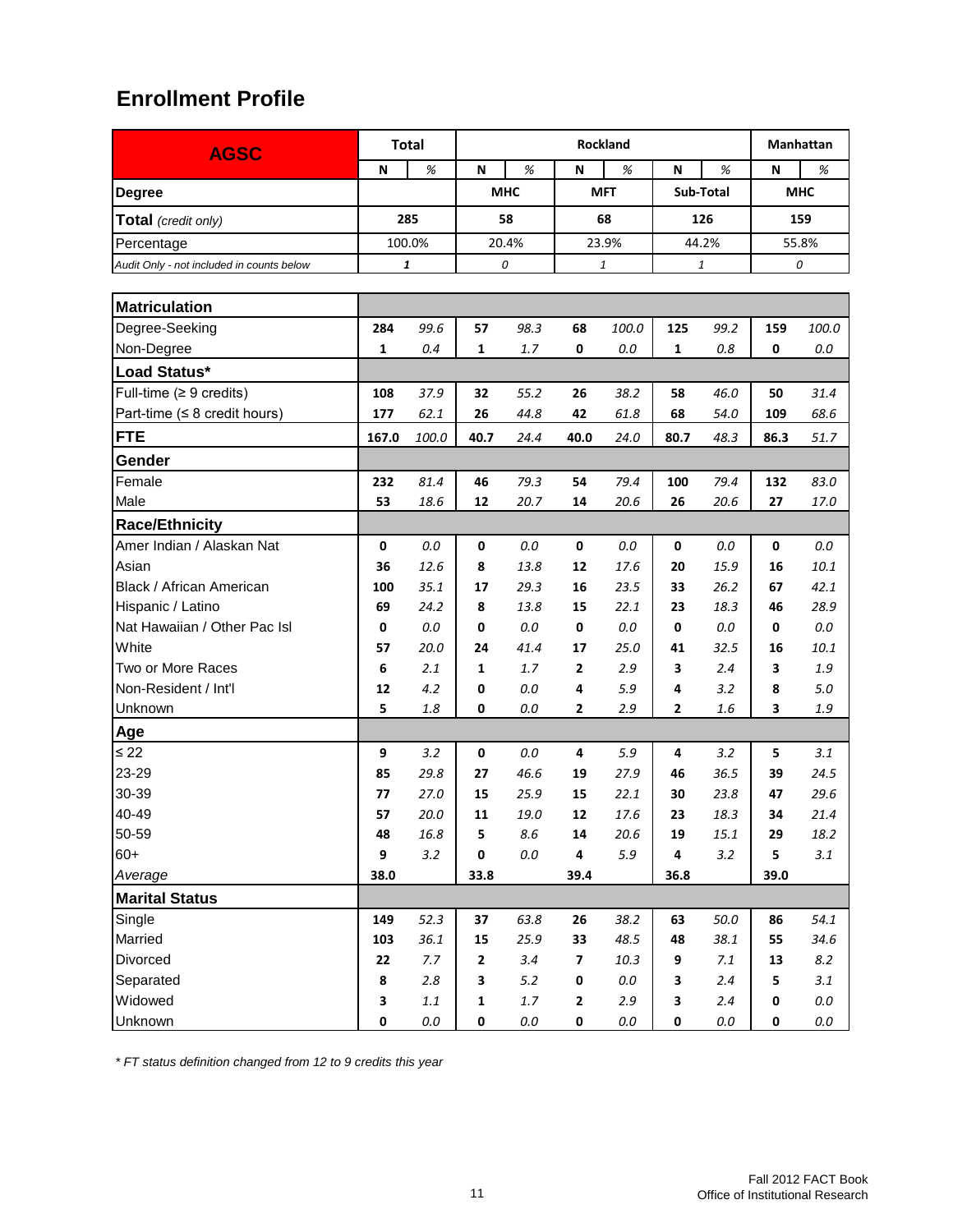## Enrollment Profile

| AGSC | Total | | Rockland | | | | | | Manhattan | |
|---|---|---|---|---|---|---|---|---|---|---|
| | N | % | N | % | N | % | N | % | N | % |
| **Degree** | | | MHC | | MFT | | Sub-Total | | MHC | |
| **Total** *(credit only)* | 285 | | 58 | | 68 | | 126 | | 159 | |
| Percentage | 100.0% | | 20.4% | | 23.9% | | 44.2% | | 55.8% | |
| *Audit Only - not included in counts below* | *1* | | *0* | | *1* | | *1* | | *0* | |
| **Matriculation** | | | | | | | | | | |
| Degree-Seeking | **284** | *99.6* | **57** | *98.3* | **68** | *100.0* | **125** | *99.2* | **159** | *100.0* |
| Non-Degree | **1** | *0.4* | **1** | *1.7* | **0** | *0.0* | **1** | *0.8* | **0** | *0.0* |
| **Load Status*** | | | | | | | | | | |
| Full-time (≥ 9 credits) | **108** | *37.9* | **32** | *55.2* | **26** | *38.2* | **58** | *46.0* | **50** | *31.4* |
| Part-time (≤ 8 credit hours) | **177** | *62.1* | **26** | *44.8* | **42** | *61.8* | **68** | *54.0* | **109** | *68.6* |
| **FTE** | **167.0** | *100.0* | **40.7** | *24.4* | **40.0** | *24.0* | **80.7** | *48.3* | **86.3** | *51.7* |
| **Gender** | | | | | | | | | | |
| Female | **232** | *81.4* | **46** | *79.3* | **54** | *79.4* | **100** | *79.4* | **132** | *83.0* |
| Male | **53** | *18.6* | **12** | *20.7* | **14** | *20.6* | **26** | *20.6* | **27** | *17.0* |
| **Race/Ethnicity** | | | | | | | | | | |
| Amer Indian / Alaskan Nat | **0** | *0.0* | **0** | *0.0* | **0** | *0.0* | **0** | *0.0* | **0** | *0.0* |
| Asian | **36** | *12.6* | **8** | *13.8* | **12** | *17.6* | **20** | *15.9* | **16** | *10.1* |
| Black / African American | **100** | *35.1* | **17** | *29.3* | **16** | *23.5* | **33** | *26.2* | **67** | *42.1* |
| Hispanic / Latino | **69** | *24.2* | **8** | *13.8* | **15** | *22.1* | **23** | *18.3* | **46** | *28.9* |
| Nat Hawaiian / Other Pac Isl | **0** | *0.0* | **0** | *0.0* | **0** | *0.0* | **0** | *0.0* | **0** | *0.0* |
| White | **57** | *20.0* | **24** | *41.4* | **17** | *25.0* | **41** | *32.5* | **16** | *10.1* |
| Two or More Races | **6** | *2.1* | **1** | *1.7* | **2** | *2.9* | **3** | *2.4* | **3** | *1.9* |
| Non-Resident / Int'l | **12** | *4.2* | **0** | *0.0* | **4** | *5.9* | **4** | *3.2* | **8** | *5.0* |
| Unknown | **5** | *1.8* | **0** | *0.0* | **2** | *2.9* | **2** | *1.6* | **3** | *1.9* |
| **Age** | | | | | | | | | | |
| ≤ 22 | **9** | *3.2* | **0** | *0.0* | **4** | *5.9* | **4** | *3.2* | **5** | *3.1* |
| 23-29 | **85** | *29.8* | **27** | *46.6* | **19** | *27.9* | **46** | *36.5* | **39** | *24.5* |
| 30-39 | **77** | *27.0* | **15** | *25.9* | **15** | *22.1* | **30** | *23.8* | **47** | *29.6* |
| 40-49 | **57** | *20.0* | **11** | *19.0* | **12** | *17.6* | **23** | *18.3* | **34** | *21.4* |
| 50-59 | **48** | *16.8* | **5** | *8.6* | **14** | *20.6* | **19** | *15.1* | **29** | *18.2* |
| 60+ | **9** | *3.2* | **0** | *0.0* | **4** | *5.9* | **4** | *3.2* | **5** | *3.1* |
| *Average* | **38.0** | | **33.8** | | **39.4** | | **36.8** | | **39.0** | |
| **Marital Status** | | | | | | | | | | |
| Single | **149** | *52.3* | **37** | *63.8* | **26** | *38.2* | **63** | *50.0* | **86** | *54.1* |
| Married | **103** | *36.1* | **15** | *25.9* | **33** | *48.5* | **48** | *38.1* | **55** | *34.6* |
| Divorced | **22** | *7.7* | **2** | *3.4* | **7** | *10.3* | **9** | *7.1* | **13** | *8.2* |
| Separated | **8** | *2.8* | **3** | *5.2* | **0** | *0.0* | **3** | *2.4* | **5** | *3.1* |
| Widowed | **3** | *1.1* | **1** | *1.7* | **2** | *2.9* | **3** | *2.4* | **0** | *0.0* |
| Unknown | **0** | *0.0* | **0** | *0.0* | **0** | *0.0* | **0** | *0.0* | **0** | *0.0* |

*\* FT status definition changed from 12 to 9 credits this year*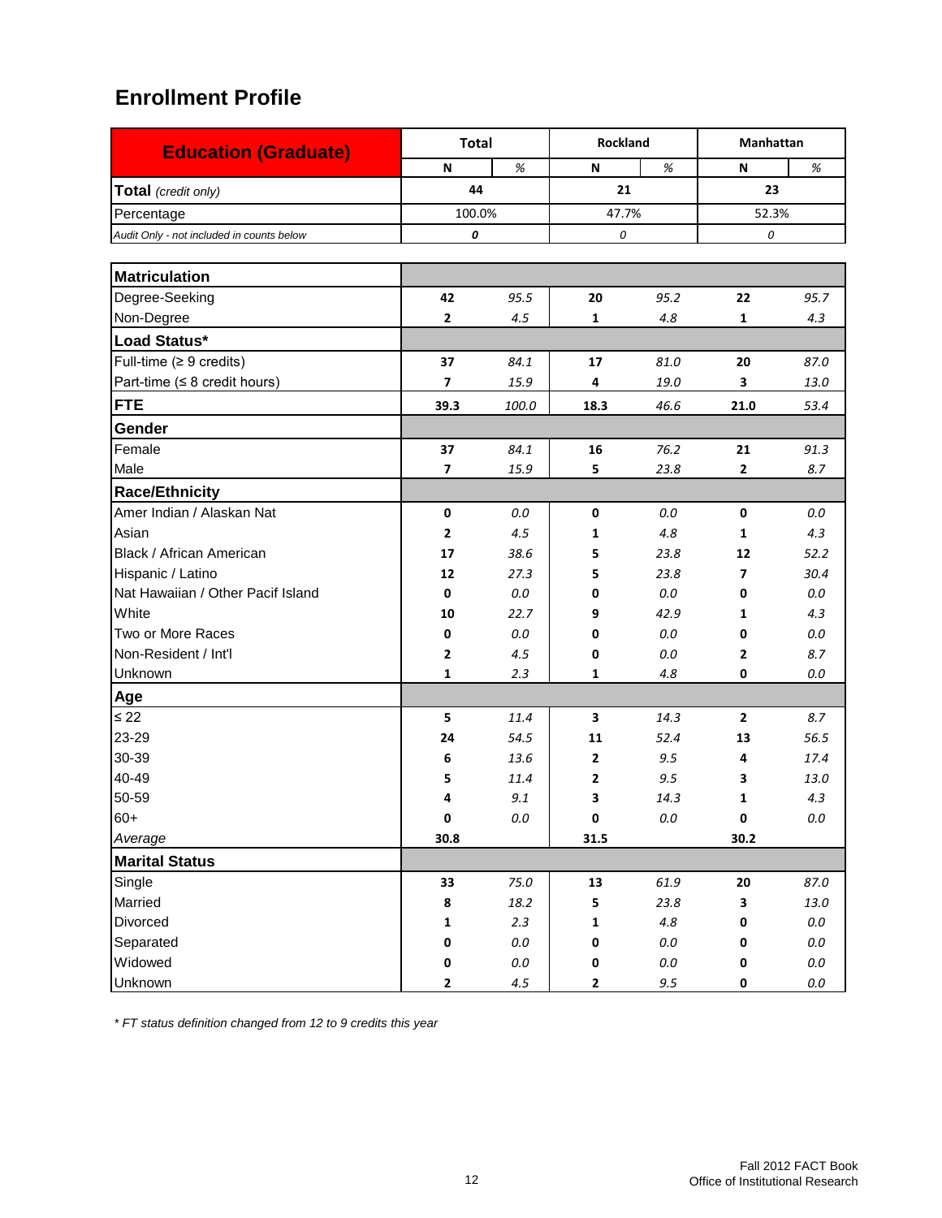## Enrollment Profile

| Education (Graduate) | Total | | Rockland | | Manhattan | |
|---|---|---|---|---|---|---|
| | N | % | N | % | N | % |
| **Total** *(credit only)* | 44 | | 21 | | 23 | |
| Percentage | 100.0% | | 47.7% | | 52.3% | |
| *Audit Only - not included in counts below* | *0* | | *0* | | *0* | |

| | Total N | Total % | Rockland N | Rockland % | Manhattan N | Manhattan % |
|---|---|---|---|---|---|---|
| **Matriculation** | | | | | | |
| Degree-Seeking | 42 | 95.5 | 20 | 95.2 | 22 | 95.7 |
| Non-Degree | 2 | 4.5 | 1 | 4.8 | 1 | 4.3 |
| **Load Status*** | | | | | | |
| Full-time (≥ 9 credits) | 37 | 84.1 | 17 | 81.0 | 20 | 87.0 |
| Part-time (≤ 8 credit hours) | 7 | 15.9 | 4 | 19.0 | 3 | 13.0 |
| **FTE** | 39.3 | 100.0 | 18.3 | 46.6 | 21.0 | 53.4 |
| **Gender** | | | | | | |
| Female | 37 | 84.1 | 16 | 76.2 | 21 | 91.3 |
| Male | 7 | 15.9 | 5 | 23.8 | 2 | 8.7 |
| **Race/Ethnicity** | | | | | | |
| Amer Indian / Alaskan Nat | 0 | 0.0 | 0 | 0.0 | 0 | 0.0 |
| Asian | 2 | 4.5 | 1 | 4.8 | 1 | 4.3 |
| Black / African American | 17 | 38.6 | 5 | 23.8 | 12 | 52.2 |
| Hispanic / Latino | 12 | 27.3 | 5 | 23.8 | 7 | 30.4 |
| Nat Hawaiian / Other Pacif Island | 0 | 0.0 | 0 | 0.0 | 0 | 0.0 |
| White | 10 | 22.7 | 9 | 42.9 | 1 | 4.3 |
| Two or More Races | 0 | 0.0 | 0 | 0.0 | 0 | 0.0 |
| Non-Resident / Int'l | 2 | 4.5 | 0 | 0.0 | 2 | 8.7 |
| Unknown | 1 | 2.3 | 1 | 4.8 | 0 | 0.0 |
| **Age** | | | | | | |
| ≤ 22 | 5 | 11.4 | 3 | 14.3 | 2 | 8.7 |
| 23-29 | 24 | 54.5 | 11 | 52.4 | 13 | 56.5 |
| 30-39 | 6 | 13.6 | 2 | 9.5 | 4 | 17.4 |
| 40-49 | 5 | 11.4 | 2 | 9.5 | 3 | 13.0 |
| 50-59 | 4 | 9.1 | 3 | 14.3 | 1 | 4.3 |
| 60+ | 0 | 0.0 | 0 | 0.0 | 0 | 0.0 |
| *Average* | 30.8 | | 31.5 | | 30.2 | |
| **Marital Status** | | | | | | |
| Single | 33 | 75.0 | 13 | 61.9 | 20 | 87.0 |
| Married | 8 | 18.2 | 5 | 23.8 | 3 | 13.0 |
| Divorced | 1 | 2.3 | 1 | 4.8 | 0 | 0.0 |
| Separated | 0 | 0.0 | 0 | 0.0 | 0 | 0.0 |
| Widowed | 0 | 0.0 | 0 | 0.0 | 0 | 0.0 |
| Unknown | 2 | 4.5 | 2 | 9.5 | 0 | 0.0 |

*\* FT status definition changed from 12 to 9 credits this year*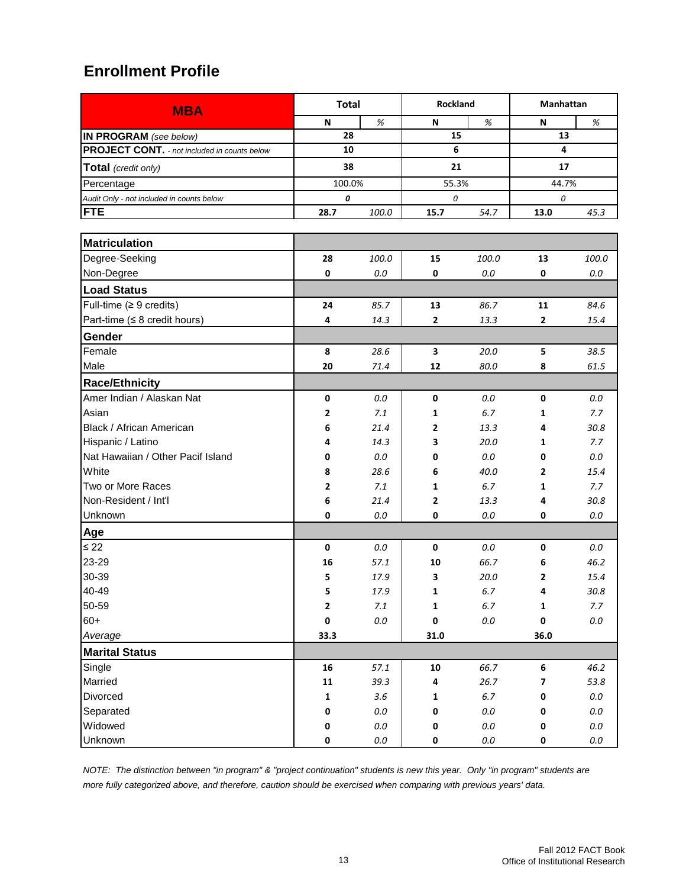## Enrollment Profile

| MBA | Total | | Rockland | | Manhattan | |
|---|---|---|---|---|---|---|
| | N | % | N | % | N | % |
| **IN PROGRAM** *(see below)* | 28 | | 15 | | 13 | |
| **PROJECT CONT.** *- not included in counts below* | 10 | | 6 | | 4 | |
| **Total** *(credit only)* | 38 | | 21 | | 17 | |
| Percentage | 100.0% | | 55.3% | | 44.7% | |
| *Audit Only - not included in counts below* | *0* | | *0* | | *0* | |
| **FTE** | 28.7 | *100.0* | 15.7 | *54.7* | 13.0 | *45.3* |

| | Total N | Total % | Rockland N | Rockland % | Manhattan N | Manhattan % |
|---|---|---|---|---|---|---|
| **Matriculation** | | | | | | |
| Degree-Seeking | 28 | *100.0* | 15 | *100.0* | 13 | *100.0* |
| Non-Degree | 0 | *0.0* | 0 | *0.0* | 0 | *0.0* |
| **Load Status** | | | | | | |
| Full-time (≥ 9 credits) | 24 | *85.7* | 13 | *86.7* | 11 | *84.6* |
| Part-time (≤ 8 credit hours) | 4 | *14.3* | 2 | *13.3* | 2 | *15.4* |
| **Gender** | | | | | | |
| Female | 8 | *28.6* | 3 | *20.0* | 5 | *38.5* |
| Male | 20 | *71.4* | 12 | *80.0* | 8 | *61.5* |
| **Race/Ethnicity** | | | | | | |
| Amer Indian / Alaskan Nat | 0 | *0.0* | 0 | *0.0* | 0 | *0.0* |
| Asian | 2 | *7.1* | 1 | *6.7* | 1 | *7.7* |
| Black / African American | 6 | *21.4* | 2 | *13.3* | 4 | *30.8* |
| Hispanic / Latino | 4 | *14.3* | 3 | *20.0* | 1 | *7.7* |
| Nat Hawaiian / Other Pacif Island | 0 | *0.0* | 0 | *0.0* | 0 | *0.0* |
| White | 8 | *28.6* | 6 | *40.0* | 2 | *15.4* |
| Two or More Races | 2 | *7.1* | 1 | *6.7* | 1 | *7.7* |
| Non-Resident / Int'l | 6 | *21.4* | 2 | *13.3* | 4 | *30.8* |
| Unknown | 0 | *0.0* | 0 | *0.0* | 0 | *0.0* |
| **Age** | | | | | | |
| ≤ 22 | 0 | *0.0* | 0 | *0.0* | 0 | *0.0* |
| 23-29 | 16 | *57.1* | 10 | *66.7* | 6 | *46.2* |
| 30-39 | 5 | *17.9* | 3 | *20.0* | 2 | *15.4* |
| 40-49 | 5 | *17.9* | 1 | *6.7* | 4 | *30.8* |
| 50-59 | 2 | *7.1* | 1 | *6.7* | 1 | *7.7* |
| 60+ | 0 | *0.0* | 0 | *0.0* | 0 | *0.0* |
| *Average* | 33.3 | | 31.0 | | 36.0 | |
| **Marital Status** | | | | | | |
| Single | 16 | *57.1* | 10 | *66.7* | 6 | *46.2* |
| Married | 11 | *39.3* | 4 | *26.7* | 7 | *53.8* |
| Divorced | 1 | *3.6* | 1 | *6.7* | 0 | *0.0* |
| Separated | 0 | *0.0* | 0 | *0.0* | 0 | *0.0* |
| Widowed | 0 | *0.0* | 0 | *0.0* | 0 | *0.0* |
| Unknown | 0 | *0.0* | 0 | *0.0* | 0 | *0.0* |

*NOTE: The distinction between "in program" & "project continuation" students is new this year. Only "in program" students are more fully categorized above, and therefore, caution should be exercised when comparing with previous years' data.*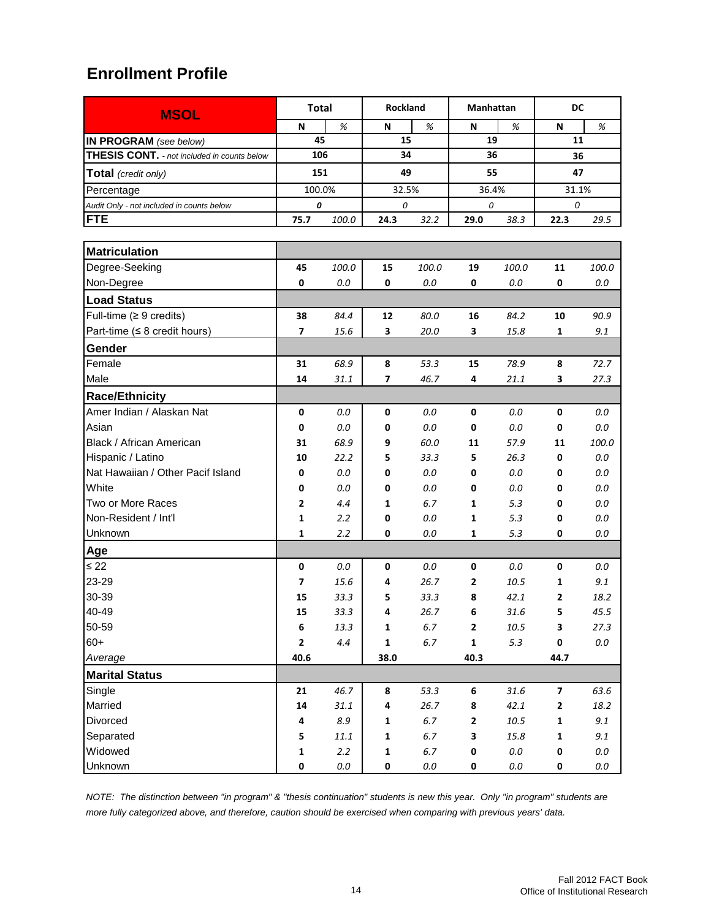## Enrollment Profile

| MSOL | Total | | Rockland | | Manhattan | | DC | |
|---|---|---|---|---|---|---|---|---|
| | N | % | N | % | N | % | N | % |
| **IN PROGRAM** *(see below)* | 45 | | 15 | | 19 | | 11 | |
| **THESIS CONT.** *- not included in counts below* | 106 | | 34 | | 36 | | 36 | |
| **Total** *(credit only)* | 151 | | 49 | | 55 | | 47 | |
| Percentage | 100.0% | | 32.5% | | 36.4% | | 31.1% | |
| *Audit Only - not included in counts below* | *0* | | *0* | | *0* | | *0* | |
| **FTE** | 75.7 | *100.0* | 24.3 | *32.2* | 29.0 | *38.3* | 22.3 | *29.5* |

| | Total N | Total % | Rockland N | Rockland % | Manhattan N | Manhattan % | DC N | DC % |
|---|---|---|---|---|---|---|---|---|
| **Matriculation** | | | | | | | | |
| Degree-Seeking | 45 | *100.0* | 15 | *100.0* | 19 | *100.0* | 11 | *100.0* |
| Non-Degree | 0 | *0.0* | 0 | *0.0* | 0 | *0.0* | 0 | *0.0* |
| **Load Status** | | | | | | | | |
| Full-time (≥ 9 credits) | 38 | *84.4* | 12 | *80.0* | 16 | *84.2* | 10 | *90.9* |
| Part-time (≤ 8 credit hours) | 7 | *15.6* | 3 | *20.0* | 3 | *15.8* | 1 | *9.1* |
| **Gender** | | | | | | | | |
| Female | 31 | *68.9* | 8 | *53.3* | 15 | *78.9* | 8 | *72.7* |
| Male | 14 | *31.1* | 7 | *46.7* | 4 | *21.1* | 3 | *27.3* |
| **Race/Ethnicity** | | | | | | | | |
| Amer Indian / Alaskan Nat | 0 | *0.0* | 0 | *0.0* | 0 | *0.0* | 0 | *0.0* |
| Asian | 0 | *0.0* | 0 | *0.0* | 0 | *0.0* | 0 | *0.0* |
| Black / African American | 31 | *68.9* | 9 | *60.0* | 11 | *57.9* | 11 | *100.0* |
| Hispanic / Latino | 10 | *22.2* | 5 | *33.3* | 5 | *26.3* | 0 | *0.0* |
| Nat Hawaiian / Other Pacif Island | 0 | *0.0* | 0 | *0.0* | 0 | *0.0* | 0 | *0.0* |
| White | 0 | *0.0* | 0 | *0.0* | 0 | *0.0* | 0 | *0.0* |
| Two or More Races | 2 | *4.4* | 1 | *6.7* | 1 | *5.3* | 0 | *0.0* |
| Non-Resident / Int'l | 1 | *2.2* | 0 | *0.0* | 1 | *5.3* | 0 | *0.0* |
| Unknown | 1 | *2.2* | 0 | *0.0* | 1 | *5.3* | 0 | *0.0* |
| **Age** | | | | | | | | |
| ≤ 22 | 0 | *0.0* | 0 | *0.0* | 0 | *0.0* | 0 | *0.0* |
| 23-29 | 7 | *15.6* | 4 | *26.7* | 2 | *10.5* | 1 | *9.1* |
| 30-39 | 15 | *33.3* | 5 | *33.3* | 8 | *42.1* | 2 | *18.2* |
| 40-49 | 15 | *33.3* | 4 | *26.7* | 6 | *31.6* | 5 | *45.5* |
| 50-59 | 6 | *13.3* | 1 | *6.7* | 2 | *10.5* | 3 | *27.3* |
| 60+ | 2 | *4.4* | 1 | *6.7* | 1 | *5.3* | 0 | *0.0* |
| *Average* | 40.6 | | 38.0 | | 40.3 | | 44.7 | |
| **Marital Status** | | | | | | | | |
| Single | 21 | *46.7* | 8 | *53.3* | 6 | *31.6* | 7 | *63.6* |
| Married | 14 | *31.1* | 4 | *26.7* | 8 | *42.1* | 2 | *18.2* |
| Divorced | 4 | *8.9* | 1 | *6.7* | 2 | *10.5* | 1 | *9.1* |
| Separated | 5 | *11.1* | 1 | *6.7* | 3 | *15.8* | 1 | *9.1* |
| Widowed | 1 | *2.2* | 1 | *6.7* | 0 | *0.0* | 0 | *0.0* |
| Unknown | 0 | *0.0* | 0 | *0.0* | 0 | *0.0* | 0 | *0.0* |

*NOTE: The distinction between "in program" & "thesis continuation" students is new this year. Only "in program" students are more fully categorized above, and therefore, caution should be exercised when comparing with previous years' data.*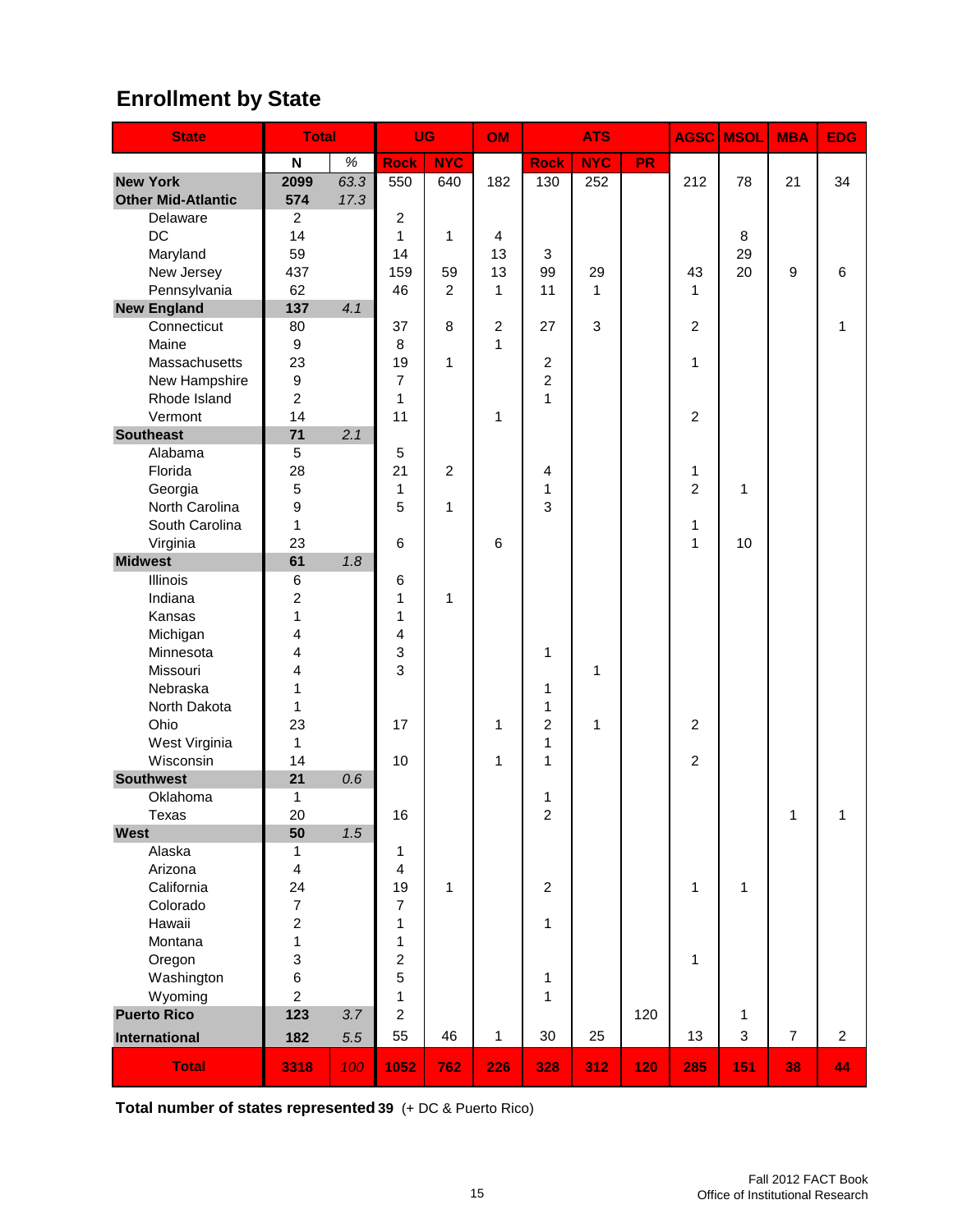## Enrollment by State

| State | Total | | UG | | OM | ATS | | | AGSC | MSOL | MBA | EDG |
|---|---|---|---|---|---|---|---|---|---|---|---|---|
| | N | % | Rock | NYC | | Rock | NYC | PR | | | | |
| **New York** | **2099** | *63.3* | 550 | 640 | 182 | 130 | 252 | | 212 | 78 | 21 | 34 |
| **Other Mid-Atlantic** | **574** | *17.3* | | | | | | | | | | |
| Delaware | 2 | | 2 | | | | | | | | | |
| DC | 14 | | 1 | 1 | 4 | | | | | 8 | | |
| Maryland | 59 | | 14 | | 13 | 3 | | | | 29 | | |
| New Jersey | 437 | | 159 | 59 | 13 | 99 | 29 | | 43 | 20 | 9 | 6 |
| Pennsylvania | 62 | | 46 | 2 | 1 | 11 | 1 | | 1 | | | |
| **New England** | **137** | *4.1* | | | | | | | | | | |
| Connecticut | 80 | | 37 | 8 | 2 | 27 | 3 | | 2 | | | 1 |
| Maine | 9 | | 8 | | 1 | | | | | | | |
| Massachusetts | 23 | | 19 | 1 | | 2 | | | 1 | | | |
| New Hampshire | 9 | | 7 | | | 2 | | | | | | |
| Rhode Island | 2 | | 1 | | | 1 | | | | | | |
| Vermont | 14 | | 11 | | 1 | | | | 2 | | | |
| **Southeast** | **71** | *2.1* | | | | | | | | | | |
| Alabama | 5 | | 5 | | | | | | | | | |
| Florida | 28 | | 21 | 2 | | 4 | | | 1 | | | |
| Georgia | 5 | | 1 | | | 1 | | | 2 | 1 | | |
| North Carolina | 9 | | 5 | 1 | | 3 | | | | | | |
| South Carolina | 1 | | | | | | | | 1 | | | |
| Virginia | 23 | | 6 | | 6 | | | | 1 | 10 | | |
| **Midwest** | **61** | *1.8* | | | | | | | | | | |
| Illinois | 6 | | 6 | | | | | | | | | |
| Indiana | 2 | | 1 | 1 | | | | | | | | |
| Kansas | 1 | | 1 | | | | | | | | | |
| Michigan | 4 | | 4 | | | | | | | | | |
| Minnesota | 4 | | 3 | | | 1 | | | | | | |
| Missouri | 4 | | 3 | | | | 1 | | | | | |
| Nebraska | 1 | | | | | 1 | | | | | | |
| North Dakota | 1 | | | | | 1 | | | | | | |
| Ohio | 23 | | 17 | | 1 | 2 | 1 | | 2 | | | |
| West Virginia | 1 | | | | | 1 | | | | | | |
| Wisconsin | 14 | | 10 | | 1 | 1 | | | 2 | | | |
| **Southwest** | **21** | *0.6* | | | | | | | | | | |
| Oklahoma | 1 | | | | | 1 | | | | | | |
| Texas | 20 | | 16 | | | 2 | | | | | 1 | 1 |
| **West** | **50** | *1.5* | | | | | | | | | | |
| Alaska | 1 | | 1 | | | | | | | | | |
| Arizona | 4 | | 4 | | | | | | | | | |
| California | 24 | | 19 | 1 | | 2 | | | 1 | 1 | | |
| Colorado | 7 | | 7 | | | | | | | | | |
| Hawaii | 2 | | 1 | | | 1 | | | | | | |
| Montana | 1 | | 1 | | | | | | | | | |
| Oregon | 3 | | 2 | | | | | | 1 | | | |
| Washington | 6 | | 5 | | | 1 | | | | | | |
| Wyoming | 2 | | 1 | | | 1 | | | | | | |
| **Puerto Rico** | **123** | *3.7* | 2 | | | | | 120 | | 1 | | |
| **International** | **182** | *5.5* | 55 | 46 | 1 | 30 | 25 | | 13 | 3 | 7 | 2 |
| **Total** | **3318** | *100* | **1052** | **762** | **226** | **328** | **312** | **120** | **285** | **151** | **38** | **44** |

**Total number of states represented 39** (+ DC & Puerto Rico)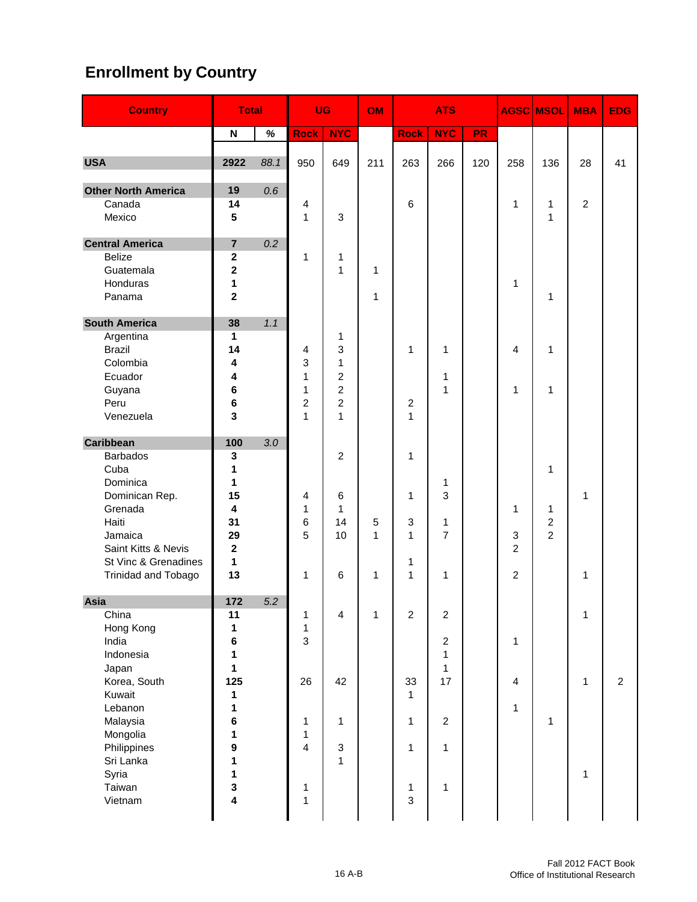# Enrollment by Country

| Country | Total | | UG | | OM | ATS | | | AGSC | MSOL | MBA | EDG |
|---|---|---|---|---|---|---|---|---|---|---|---|---|
| | N | % | Rock | NYC | | Rock | NYC | PR | | | | |
| **USA** | **2922** | *88.1* | 950 | 649 | 211 | 263 | 266 | 120 | 258 | 136 | 28 | 41 |
| **Other North America** | **19** | *0.6* | | | | | | | | | | |
| Canada | **14** | | 4 | | | 6 | | | 1 | 1 | 2 | |
| Mexico | **5** | | 1 | 3 | | | | | | 1 | | |
| **Central America** | **7** | *0.2* | | | | | | | | | | |
| Belize | **2** | | 1 | 1 | | | | | | | | |
| Guatemala | **2** | | | 1 | 1 | | | | | | | |
| Honduras | **1** | | | | | | | | 1 | | | |
| Panama | **2** | | | | 1 | | | | | 1 | | |
| **South America** | **38** | *1.1* | | | | | | | | | | |
| Argentina | **1** | | | 1 | | | | | | | | |
| Brazil | **14** | | 4 | 3 | | 1 | 1 | | 4 | 1 | | |
| Colombia | **4** | | 3 | 1 | | | | | | | | |
| Ecuador | **4** | | 1 | 2 | | | 1 | | | | | |
| Guyana | **6** | | 1 | 2 | | | 1 | | 1 | 1 | | |
| Peru | **6** | | 2 | 2 | | 2 | | | | | | |
| Venezuela | **3** | | 1 | 1 | | 1 | | | | | | |
| **Caribbean** | **100** | *3.0* | | | | | | | | | | |
| Barbados | **3** | | | 2 | | 1 | | | | | | |
| Cuba | **1** | | | | | | | | | 1 | | |
| Dominica | **1** | | | | | | 1 | | | | | |
| Dominican Rep. | **15** | | 4 | 6 | | 1 | 3 | | | | 1 | |
| Grenada | **4** | | 1 | 1 | | | | | 1 | 1 | | |
| Haiti | **31** | | 6 | 14 | 5 | 3 | 1 | | | 2 | | |
| Jamaica | **29** | | 5 | 10 | 1 | 1 | 7 | | 3 | 2 | | |
| Saint Kitts & Nevis | **2** | | | | | | | | 2 | | | |
| St Vinc & Grenadines | **1** | | | | | 1 | | | | | | |
| Trinidad and Tobago | **13** | | 1 | 6 | 1 | 1 | 1 | | 2 | | 1 | |
| **Asia** | **172** | *5.2* | | | | | | | | | | |
| China | **11** | | 1 | 4 | 1 | 2 | 2 | | | | 1 | |
| Hong Kong | **1** | | 1 | | | | | | | | | |
| India | **6** | | 3 | | | | 2 | | 1 | | | |
| Indonesia | **1** | | | | | | 1 | | | | | |
| Japan | **1** | | | | | | 1 | | | | | |
| Korea, South | **125** | | 26 | 42 | | 33 | 17 | | 4 | | 1 | 2 |
| Kuwait | **1** | | | | | 1 | | | | | | |
| Lebanon | **1** | | | | | | | | 1 | | | |
| Malaysia | **6** | | 1 | 1 | | 1 | 2 | | | 1 | | |
| Mongolia | **1** | | 1 | | | | | | | | | |
| Philippines | **9** | | 4 | 3 | | 1 | 1 | | | | | |
| Sri Lanka | **1** | | | 1 | | | | | | | | |
| Syria | **1** | | | | | | | | | | 1 | |
| Taiwan | **3** | | 1 | | | 1 | 1 | | | | | |
| Vietnam | **4** | | 1 | | | 3 | | | | | | |

16 A-B

Fall 2012 FACT Book
Office of Institutional Research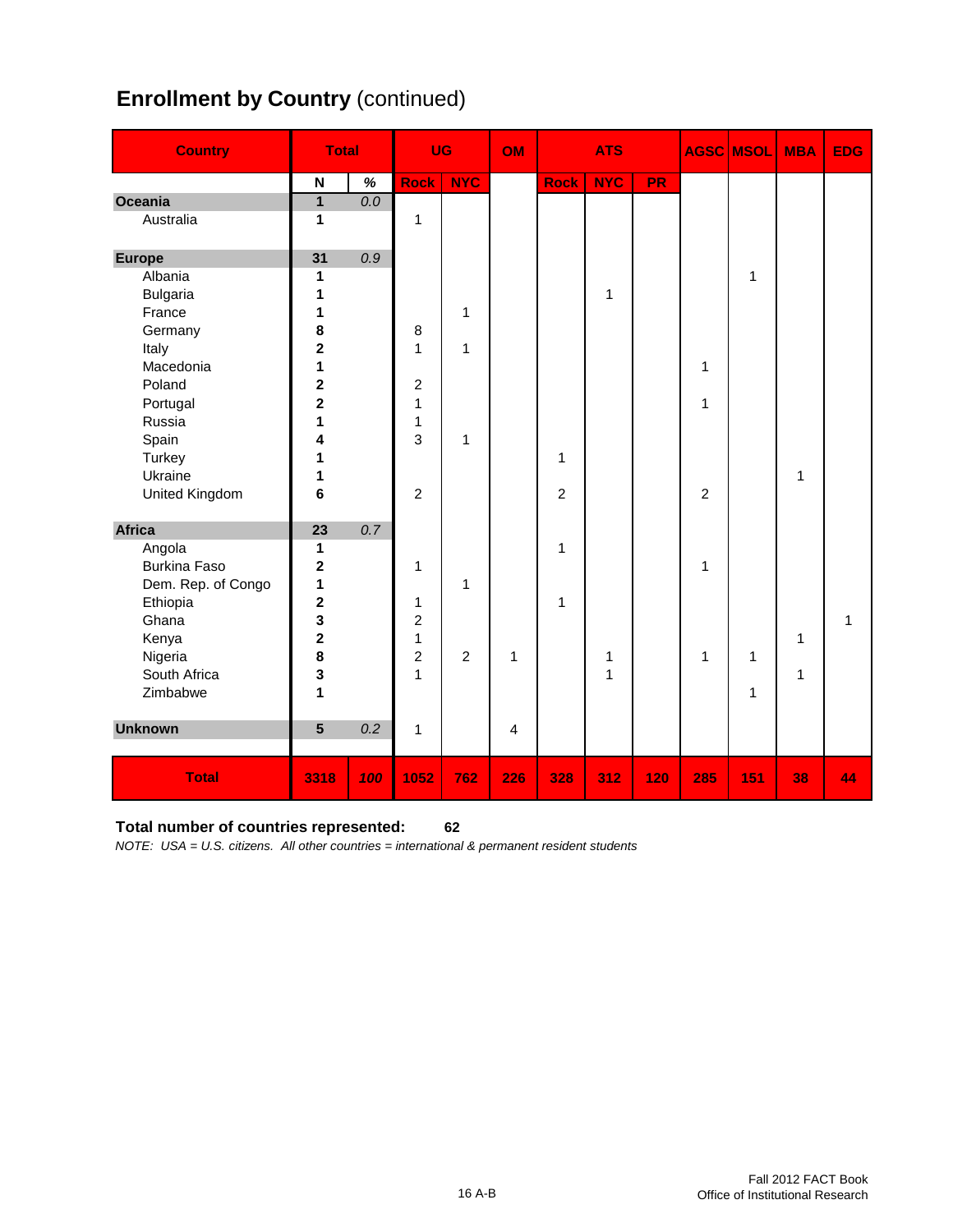## **Enrollment by Country** (continued)

| Country | Total | | UG | | OM | ATS | | | AGSC | MSOL | MBA | EDG |
|---|---|---|---|---|---|---|---|---|---|---|---|---|
| | N | % | Rock | NYC | | Rock | NYC | PR | | | | |
| **Oceania** | **1** | *0.0* | | | | | | | | | | |
| Australia | **1** | | 1 | | | | | | | | | |
| **Europe** | **31** | *0.9* | | | | | | | | | | |
| Albania | **1** | | | | | | | | | 1 | | |
| Bulgaria | **1** | | | | | | 1 | | | | | |
| France | **1** | | | 1 | | | | | | | | |
| Germany | **8** | | 8 | | | | | | | | | |
| Italy | **2** | | 1 | 1 | | | | | | | | |
| Macedonia | **1** | | | | | | | | 1 | | | |
| Poland | **2** | | 2 | | | | | | | | | |
| Portugal | **2** | | 1 | | | | | | 1 | | | |
| Russia | **1** | | 1 | | | | | | | | | |
| Spain | **4** | | 3 | 1 | | | | | | | | |
| Turkey | **1** | | | | | 1 | | | | | | |
| Ukraine | **1** | | | | | | | | | | 1 | |
| United Kingdom | **6** | | 2 | | | 2 | | | 2 | | | |
| **Africa** | **23** | *0.7* | | | | | | | | | | |
| Angola | **1** | | | | | 1 | | | | | | |
| Burkina Faso | **2** | | 1 | | | | | | 1 | | | |
| Dem. Rep. of Congo | **1** | | | 1 | | | | | | | | |
| Ethiopia | **2** | | 1 | | | 1 | | | | | | |
| Ghana | **3** | | 2 | | | | | | | | | 1 |
| Kenya | **2** | | 1 | | | | | | | | 1 | |
| Nigeria | **8** | | 2 | 2 | 1 | | 1 | | 1 | 1 | | |
| South Africa | **3** | | 1 | | | | 1 | | | | 1 | |
| Zimbabwe | **1** | | | | | | | | | 1 | | |
| **Unknown** | **5** | *0.2* | 1 | | 4 | | | | | | | |
| **Total** | **3318** | ***100*** | **1052** | **762** | **226** | **328** | **312** | **120** | **285** | **151** | **38** | **44** |

**Total number of countries represented: 62**

*NOTE: USA = U.S. citizens. All other countries = international & permanent resident students*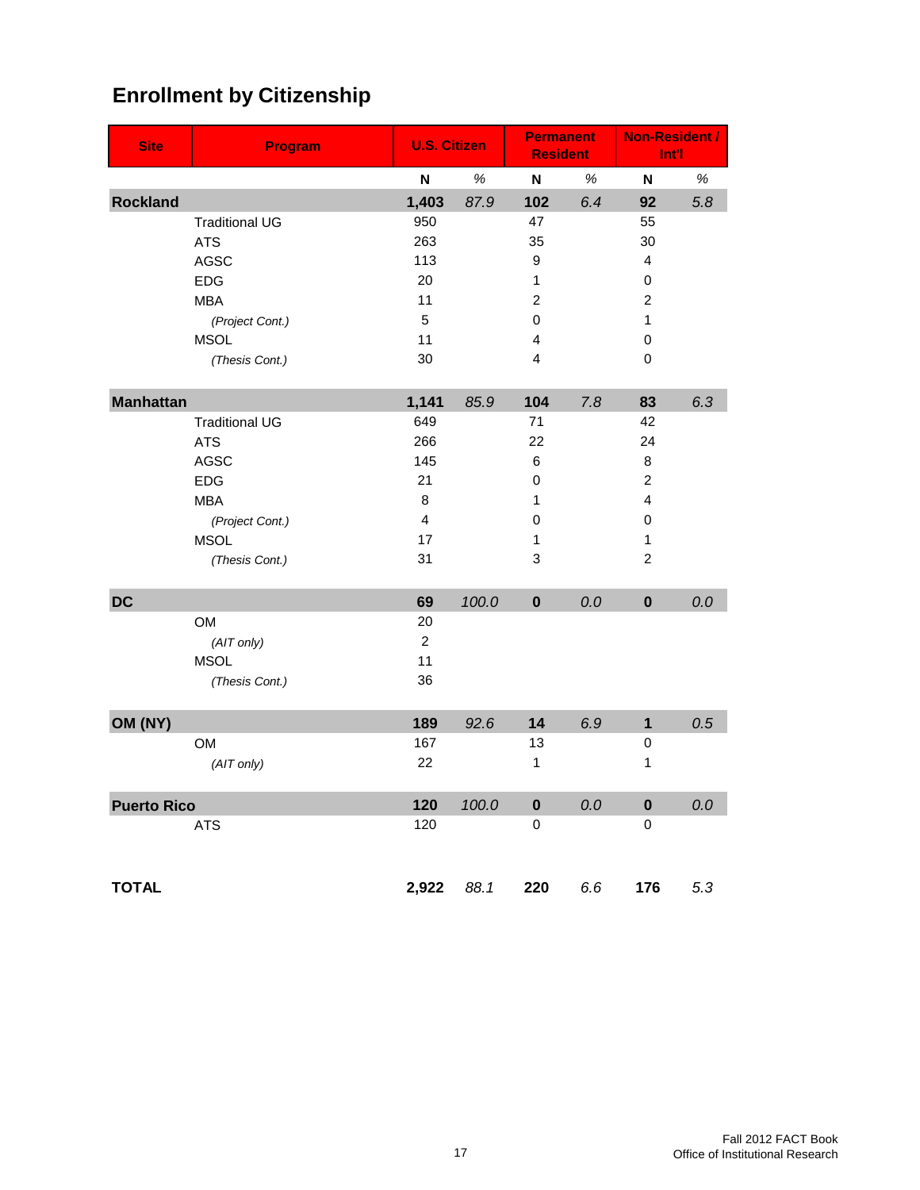# Enrollment by Citizenship

| Site | Program | U.S. Citizen | | Permanent Resident | | Non-Resident / Int'l | |
|---|---|---|---|---|---|---|---|
| | | **N** | *%* | **N** | *%* | **N** | *%* |
| **Rockland** | | **1,403** | *87.9* | **102** | *6.4* | **92** | *5.8* |
| | Traditional UG | 950 | | 47 | | 55 | |
| | ATS | 263 | | 35 | | 30 | |
| | AGSC | 113 | | 9 | | 4 | |
| | EDG | 20 | | 1 | | 0 | |
| | MBA | 11 | | 2 | | 2 | |
| | *(Project Cont.)* | 5 | | 0 | | 1 | |
| | MSOL | 11 | | 4 | | 0 | |
| | *(Thesis Cont.)* | 30 | | 4 | | 0 | |
| **Manhattan** | | **1,141** | *85.9* | **104** | *7.8* | **83** | *6.3* |
| | Traditional UG | 649 | | 71 | | 42 | |
| | ATS | 266 | | 22 | | 24 | |
| | AGSC | 145 | | 6 | | 8 | |
| | EDG | 21 | | 0 | | 2 | |
| | MBA | 8 | | 1 | | 4 | |
| | *(Project Cont.)* | 4 | | 0 | | 0 | |
| | MSOL | 17 | | 1 | | 1 | |
| | *(Thesis Cont.)* | 31 | | 3 | | 2 | |
| **DC** | | **69** | *100.0* | **0** | *0.0* | **0** | *0.0* |
| | OM | 20 | | | | | |
| | *(AIT only)* | 2 | | | | | |
| | MSOL | 11 | | | | | |
| | *(Thesis Cont.)* | 36 | | | | | |
| **OM (NY)** | | **189** | *92.6* | **14** | *6.9* | **1** | *0.5* |
| | OM | 167 | | 13 | | 0 | |
| | *(AIT only)* | 22 | | 1 | | 1 | |
| **Puerto Rico** | | **120** | *100.0* | **0** | *0.0* | **0** | *0.0* |
| | ATS | 120 | | 0 | | 0 | |
| **TOTAL** | | **2,922** | *88.1* | **220** | *6.6* | **176** | *5.3* |

Fall 2012 FACT Book
Office of Institutional Research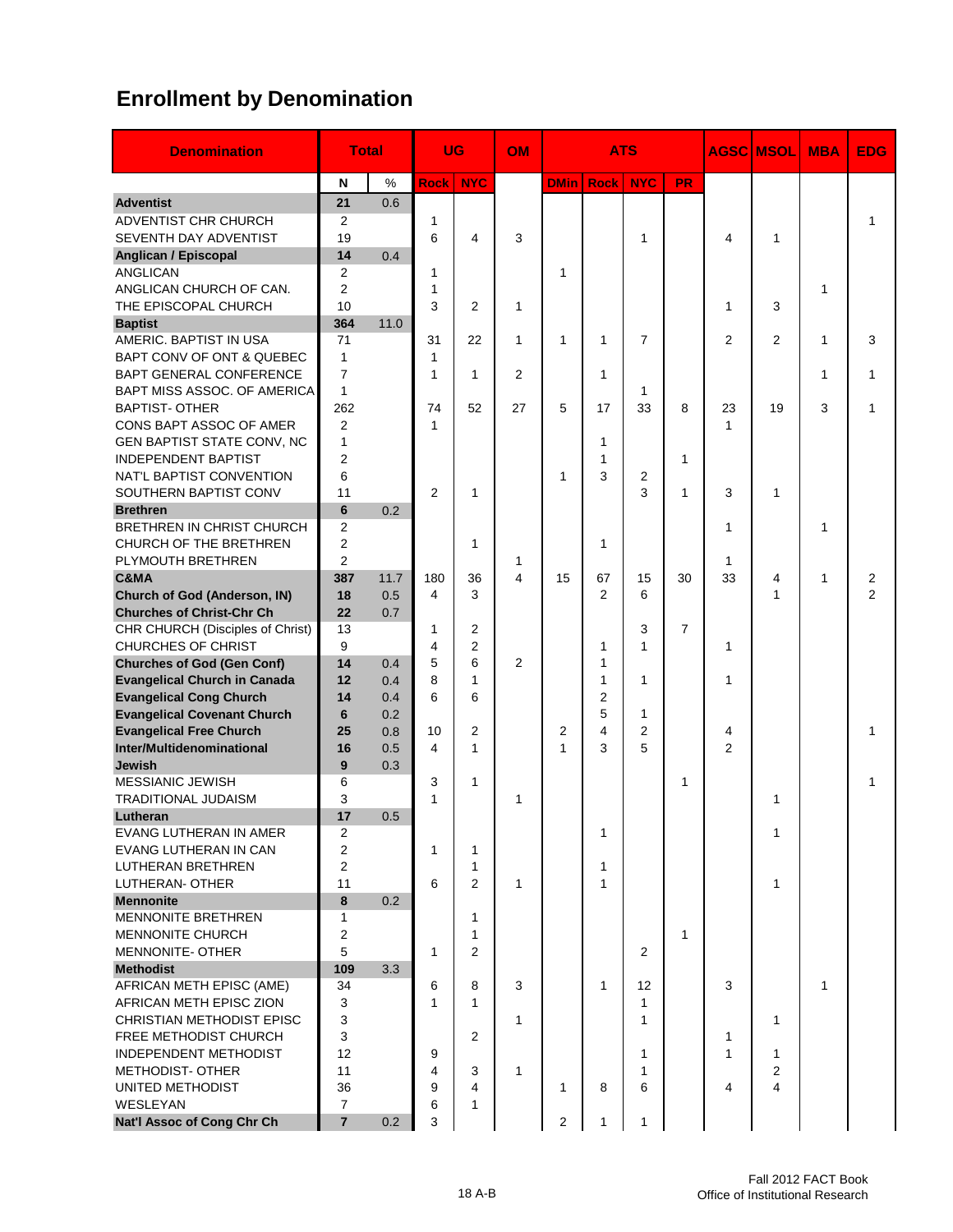# Enrollment by Denomination

| Denomination | Total | | UG | | OM | ATS | | | | AGSC | MSOL | MBA | EDG |
|---|---|---|---|---|---|---|---|---|---|---|---|---|---|
| | N | % | Rock | NYC | | DMin | Rock | NYC | PR | | | | |
| **Adventist** | **21** | 0.6 | | | | | | | | | | | |
| ADVENTIST CHR CHURCH | 2 | | 1 | | | | | | | | | | 1 |
| SEVENTH DAY ADVENTIST | 19 | | 6 | 4 | 3 | | | 1 | | 4 | 1 | | |
| **Anglican / Episcopal** | **14** | 0.4 | | | | | | | | | | | |
| ANGLICAN | 2 | | 1 | | | 1 | | | | | | | |
| ANGLICAN CHURCH OF CAN. | 2 | | 1 | | | | | | | | | 1 | |
| THE EPISCOPAL CHURCH | 10 | | 3 | 2 | 1 | | | | | 1 | 3 | | |
| **Baptist** | **364** | 11.0 | | | | | | | | | | | |
| AMERIC. BAPTIST IN USA | 71 | | 31 | 22 | 1 | 1 | 1 | 7 | | 2 | 2 | 1 | 3 |
| BAPT CONV OF ONT & QUEBEC | 1 | | 1 | | | | | | | | | | |
| BAPT GENERAL CONFERENCE | 7 | | 1 | 1 | 2 | | 1 | | | | | 1 | 1 |
| BAPT MISS ASSOC. OF AMERICA | 1 | | | | | | | 1 | | | | | |
| BAPTIST- OTHER | 262 | | 74 | 52 | 27 | 5 | 17 | 33 | 8 | 23 | 19 | 3 | 1 |
| CONS BAPT ASSOC OF AMER | 2 | | 1 | | | | | | | 1 | | | |
| GEN BAPTIST STATE CONV, NC | 1 | | | | | | 1 | | | | | | |
| INDEPENDENT BAPTIST | 2 | | | | | | 1 | | 1 | | | | |
| NAT'L BAPTIST CONVENTION | 6 | | | | | 1 | 3 | 2 | | | | | |
| SOUTHERN BAPTIST CONV | 11 | | 2 | 1 | | | | 3 | 1 | 3 | 1 | | |
| **Brethren** | **6** | 0.2 | | | | | | | | | | | |
| BRETHREN IN CHRIST CHURCH | 2 | | | | | | | | | 1 | | 1 | |
| CHURCH OF THE BRETHREN | 2 | | | 1 | | | 1 | | | | | | |
| PLYMOUTH BRETHREN | 2 | | | | 1 | | | | | 1 | | | |
| **C&MA** | **387** | 11.7 | 180 | 36 | 4 | 15 | 67 | 15 | 30 | 33 | 4 | 1 | 2 |
| **Church of God (Anderson, IN)** | **18** | 0.5 | 4 | 3 | | | 2 | 6 | | | 1 | | 2 |
| **Churches of Christ-Chr Ch** | **22** | 0.7 | | | | | | | | | | | |
| CHR CHURCH (Disciples of Christ) | 13 | | 1 | 2 | | | | 3 | 7 | | | | |
| CHURCHES OF CHRIST | 9 | | 4 | 2 | | | 1 | 1 | | 1 | | | |
| **Churches of God (Gen Conf)** | **14** | 0.4 | 5 | 6 | 2 | | 1 | | | | | | |
| **Evangelical Church in Canada** | **12** | 0.4 | 8 | 1 | | | 1 | 1 | | 1 | | | |
| **Evangelical Cong Church** | **14** | 0.4 | 6 | 6 | | | 2 | | | | | | |
| **Evangelical Covenant Church** | **6** | 0.2 | | | | | 5 | 1 | | | | | |
| **Evangelical Free Church** | **25** | 0.8 | 10 | 2 | | 2 | 4 | 2 | | 4 | | | 1 |
| **Inter/Multidenominational** | **16** | 0.5 | 4 | 1 | | 1 | 3 | 5 | | 2 | | | |
| **Jewish** | **9** | 0.3 | | | | | | | | | | | |
| MESSIANIC JEWISH | 6 | | 3 | 1 | | | | | 1 | | | | 1 |
| TRADITIONAL JUDAISM | 3 | | 1 | | 1 | | | | | | 1 | | |
| **Lutheran** | **17** | 0.5 | | | | | | | | | | | |
| EVANG LUTHERAN IN AMER | 2 | | | | | | 1 | | | | 1 | | |
| EVANG LUTHERAN IN CAN | 2 | | 1 | 1 | | | | | | | | | |
| LUTHERAN BRETHREN | 2 | | | 1 | | | 1 | | | | | | |
| LUTHERAN- OTHER | 11 | | 6 | 2 | 1 | | 1 | | | | 1 | | |
| **Mennonite** | **8** | 0.2 | | | | | | | | | | | |
| MENNONITE BRETHREN | 1 | | | 1 | | | | | | | | | |
| MENNONITE CHURCH | 2 | | | 1 | | | | | 1 | | | | |
| MENNONITE- OTHER | 5 | | 1 | 2 | | | | 2 | | | | | |
| **Methodist** | **109** | 3.3 | | | | | | | | | | | |
| AFRICAN METH EPISC (AME) | 34 | | 6 | 8 | 3 | | 1 | 12 | | 3 | | 1 | |
| AFRICAN METH EPISC ZION | 3 | | 1 | 1 | | | | 1 | | | | | |
| CHRISTIAN METHODIST EPISC | 3 | | | | 1 | | | 1 | | | 1 | | |
| FREE METHODIST CHURCH | 3 | | | 2 | | | | | | 1 | | | |
| INDEPENDENT METHODIST | 12 | | 9 | | | | | 1 | | 1 | 1 | | |
| METHODIST- OTHER | 11 | | 4 | 3 | 1 | | | 1 | | | 2 | | |
| UNITED METHODIST | 36 | | 9 | 4 | | 1 | 8 | 6 | | 4 | 4 | | |
| WESLEYAN | 7 | | 6 | 1 | | | | | | | | | |
| **Nat'l Assoc of Cong Chr Ch** | **7** | 0.2 | 3 | | | 2 | 1 | 1 | | | | | |

18 A-B

Fall 2012 FACT Book
Office of Institutional Research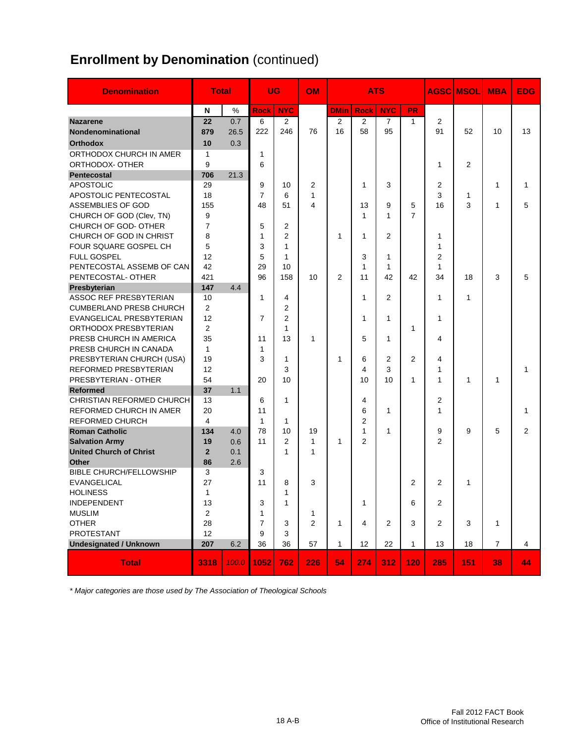# Enrollment by Denomination (continued)

| Denomination | Total | | UG | | OM | ATS | | | | AGSC | MSOL | MBA | EDG |
|---|---|---|---|---|---|---|---|---|---|---|---|---|---|
| | N | % | Rock | NYC | | DMin | Rock | NYC | PR | | | | |
| **Nazarene** | **22** | 0.7 | 6 | 2 | | 2 | 2 | 7 | 1 | 2 | | | |
| **Nondenominational** | **879** | 26.5 | 222 | 246 | 76 | 16 | 58 | 95 | | 91 | 52 | 10 | 13 |
| **Orthodox** | **10** | 0.3 | | | | | | | | | | | |
| ORTHODOX CHURCH IN AMER | 1 | | 1 | | | | | | | | | | |
| ORTHODOX- OTHER | 9 | | 6 | | | | | | | 1 | 2 | | |
| **Pentecostal** | **706** | 21.3 | | | | | | | | | | | |
| APOSTOLIC | 29 | | 9 | 10 | 2 | | 1 | 3 | | 2 | | 1 | 1 |
| APOSTOLIC PENTECOSTAL | 18 | | 7 | 6 | 1 | | | | | 3 | 1 | | |
| ASSEMBLIES OF GOD | 155 | | 48 | 51 | 4 | | 13 | 9 | 5 | 16 | 3 | 1 | 5 |
| CHURCH OF GOD (Clev, TN) | 9 | | | | | | 1 | 1 | 7 | | | | |
| CHURCH OF GOD- OTHER | 7 | | 5 | 2 | | | | | | | | | |
| CHURCH OF GOD IN CHRIST | 8 | | 1 | 2 | | 1 | 1 | 2 | | 1 | | | |
| FOUR SQUARE GOSPEL CH | 5 | | 3 | 1 | | | | | | 1 | | | |
| FULL GOSPEL | 12 | | 5 | 1 | | | 3 | 1 | | 2 | | | |
| PENTECOSTAL ASSEMB OF CAN | 42 | | 29 | 10 | | | 1 | 1 | | 1 | | | |
| PENTECOSTAL- OTHER | 421 | | 96 | 158 | 10 | 2 | 11 | 42 | 42 | 34 | 18 | 3 | 5 |
| **Presbyterian** | **147** | 4.4 | | | | | | | | | | | |
| ASSOC REF PRESBYTERIAN | 10 | | 1 | 4 | | | 1 | 2 | | 1 | 1 | | |
| CUMBERLAND PRESB CHURCH | 2 | | | 2 | | | | | | | | | |
| EVANGELICAL PRESBYTERIAN | 12 | | 7 | 2 | | | 1 | 1 | | 1 | | | |
| ORTHODOX PRESBYTERIAN | 2 | | | 1 | | | | | 1 | | | | |
| PRESB CHURCH IN AMERICA | 35 | | 11 | 13 | 1 | | 5 | 1 | | 4 | | | |
| PRESB CHURCH IN CANADA | 1 | | 1 | | | | | | | | | | |
| PRESBYTERIAN CHURCH (USA) | 19 | | 3 | 1 | | 1 | 6 | 2 | 2 | 4 | | | |
| REFORMED PRESBYTERIAN | 12 | | | 3 | | | 4 | 3 | | 1 | | | 1 |
| PRESBYTERIAN - OTHER | 54 | | 20 | 10 | | | 10 | 10 | 1 | 1 | 1 | 1 | |
| **Reformed** | **37** | 1.1 | | | | | | | | | | | |
| CHRISTIAN REFORMED CHURCH | 13 | | 6 | 1 | | | 4 | | | 2 | | | |
| REFORMED CHURCH IN AMER | 20 | | 11 | | | | 6 | 1 | | 1 | | | 1 |
| REFORMED CHURCH | 4 | | 1 | 1 | | | 2 | | | | | | |
| **Roman Catholic** | **134** | 4.0 | 78 | 10 | 19 | | 1 | 1 | | 9 | 9 | 5 | 2 |
| **Salvation Army** | **19** | 0.6 | 11 | 2 | 1 | 1 | 2 | | | 2 | | | |
| **United Church of Christ** | **2** | 0.1 | | 1 | 1 | | | | | | | | |
| **Other** | **86** | 2.6 | | | | | | | | | | | |
| BIBLE CHURCH/FELLOWSHIP | 3 | | 3 | | | | | | | | | | |
| EVANGELICAL | 27 | | 11 | 8 | 3 | | | | 2 | 2 | 1 | | |
| HOLINESS | 1 | | | 1 | | | | | | | | | |
| INDEPENDENT | 13 | | 3 | 1 | | | 1 | | 6 | 2 | | | |
| MUSLIM | 2 | | 1 | | 1 | | | | | | | | |
| OTHER | 28 | | 7 | 3 | 2 | 1 | 4 | 2 | 3 | 2 | 3 | 1 | |
| PROTESTANT | 12 | | 9 | 3 | | | | | | | | | |
| **Undesignated / Unknown** | **207** | 6.2 | 36 | 36 | 57 | 1 | 12 | 22 | 1 | 13 | 18 | 7 | 4 |
| **Total** | **3318** | *100.0* | **1052** | **762** | **226** | **54** | **274** | **312** | **120** | **285** | **151** | **38** | **44** |

*\* Major categories are those used by The Association of Theological Schools*

Fall 2012 FACT Book
Office of Institutional Research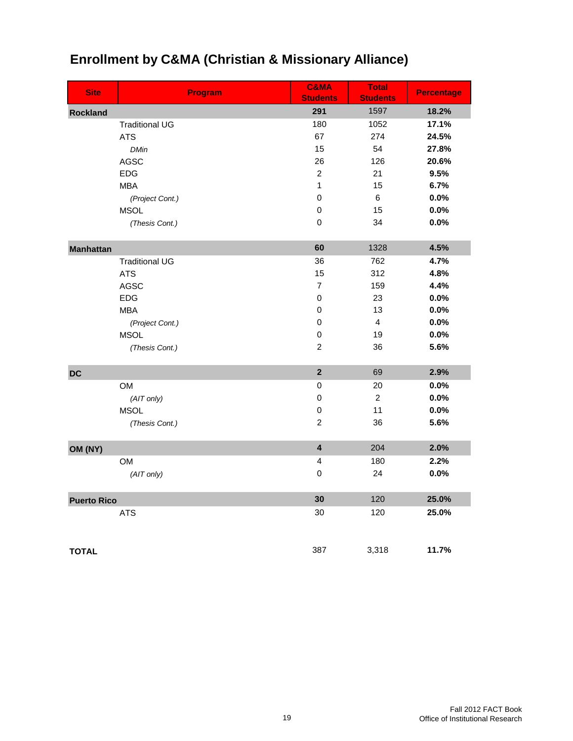# Enrollment by C&MA (Christian & Missionary Alliance)

| Site | Program | C&MA Students | Total Students | Percentage |
|---|---|---|---|---|
| **Rockland** | | **291** | 1597 | **18.2%** |
| | Traditional UG | 180 | 1052 | **17.1%** |
| | ATS | 67 | 274 | **24.5%** |
| | *DMin* | 15 | 54 | **27.8%** |
| | AGSC | 26 | 126 | **20.6%** |
| | EDG | 2 | 21 | **9.5%** |
| | MBA | 1 | 15 | **6.7%** |
| | *(Project Cont.)* | 0 | 6 | **0.0%** |
| | MSOL | 0 | 15 | **0.0%** |
| | *(Thesis Cont.)* | 0 | 34 | **0.0%** |
| **Manhattan** | | **60** | 1328 | **4.5%** |
| | Traditional UG | 36 | 762 | **4.7%** |
| | ATS | 15 | 312 | **4.8%** |
| | AGSC | 7 | 159 | **4.4%** |
| | EDG | 0 | 23 | **0.0%** |
| | MBA | 0 | 13 | **0.0%** |
| | *(Project Cont.)* | 0 | 4 | **0.0%** |
| | MSOL | 0 | 19 | **0.0%** |
| | *(Thesis Cont.)* | 2 | 36 | **5.6%** |
| **DC** | | **2** | 69 | **2.9%** |
| | OM | 0 | 20 | **0.0%** |
| | *(AIT only)* | 0 | 2 | **0.0%** |
| | MSOL | 0 | 11 | **0.0%** |
| | *(Thesis Cont.)* | 2 | 36 | **5.6%** |
| **OM (NY)** | | **4** | 204 | **2.0%** |
| | OM | 4 | 180 | **2.2%** |
| | *(AIT only)* | 0 | 24 | **0.0%** |
| **Puerto Rico** | | **30** | 120 | **25.0%** |
| | ATS | 30 | 120 | **25.0%** |
| **TOTAL** | | 387 | 3,318 | **11.7%** |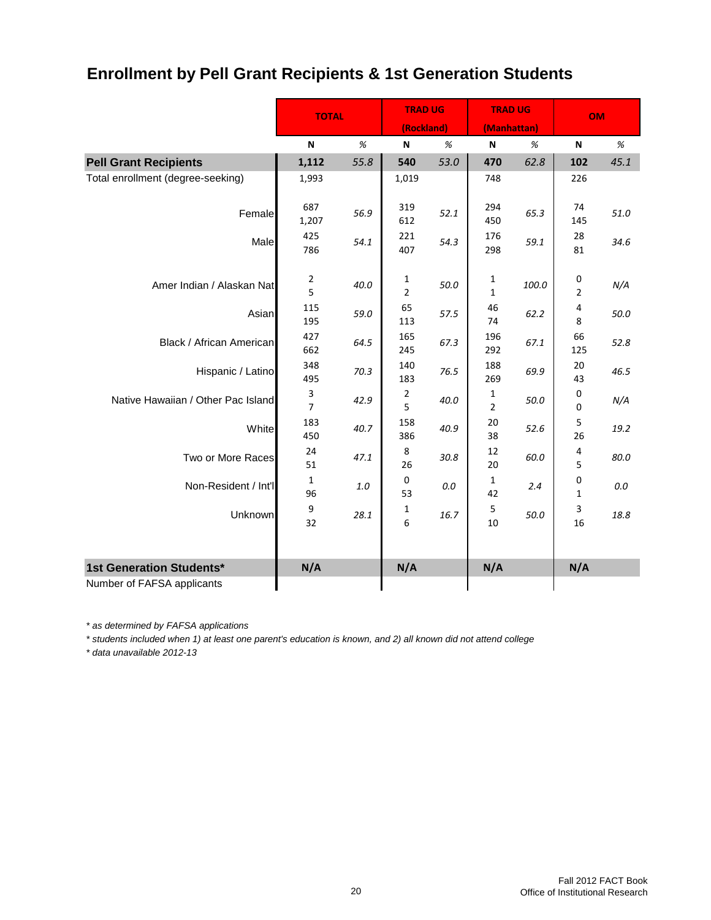# Enrollment by Pell Grant Recipients & 1st Generation Students

| | TOTAL | | TRAD UG (Rockland) | | TRAD UG (Manhattan) | | OM | |
|---|---|---|---|---|---|---|---|---|
| | N | % | N | % | N | % | N | % |
| **Pell Grant Recipients** | **1,112** | *55.8* | **540** | *53.0* | **470** | *62.8* | **102** | *45.1* |
| Total enrollment (degree-seeking) | 1,993 | | 1,019 | | 748 | | 226 | |
| Female | 687<br>1,207 | *56.9* | 319<br>612 | *52.1* | 294<br>450 | *65.3* | 74<br>145 | *51.0* |
| Male | 425<br>786 | *54.1* | 221<br>407 | *54.3* | 176<br>298 | *59.1* | 28<br>81 | *34.6* |
| Amer Indian / Alaskan Nat | 2<br>5 | *40.0* | 1<br>2 | *50.0* | 1<br>1 | *100.0* | 0<br>2 | *N/A* |
| Asian | 115<br>195 | *59.0* | 65<br>113 | *57.5* | 46<br>74 | *62.2* | 4<br>8 | *50.0* |
| Black / African American | 427<br>662 | *64.5* | 165<br>245 | *67.3* | 196<br>292 | *67.1* | 66<br>125 | *52.8* |
| Hispanic / Latino | 348<br>495 | *70.3* | 140<br>183 | *76.5* | 188<br>269 | *69.9* | 20<br>43 | *46.5* |
| Native Hawaiian / Other Pac Island | 3<br>7 | *42.9* | 2<br>5 | *40.0* | 1<br>2 | *50.0* | 0<br>0 | *N/A* |
| White | 183<br>450 | *40.7* | 158<br>386 | *40.9* | 20<br>38 | *52.6* | 5<br>26 | *19.2* |
| Two or More Races | 24<br>51 | *47.1* | 8<br>26 | *30.8* | 12<br>20 | *60.0* | 4<br>5 | *80.0* |
| Non-Resident / Int'l | 1<br>96 | *1.0* | 0<br>53 | *0.0* | 1<br>42 | *2.4* | 0<br>1 | *0.0* |
| Unknown | 9<br>32 | *28.1* | 1<br>6 | *16.7* | 5<br>10 | *50.0* | 3<br>16 | *18.8* |
| **1st Generation Students*** | **N/A** | | **N/A** | | **N/A** | | **N/A** | |
| Number of FAFSA applicants | | | | | | | | |

*\* as determined by FAFSA applications*

*\* students included when 1) at least one parent's education is known, and 2) all known did not attend college*

*\* data unavailable 2012-13*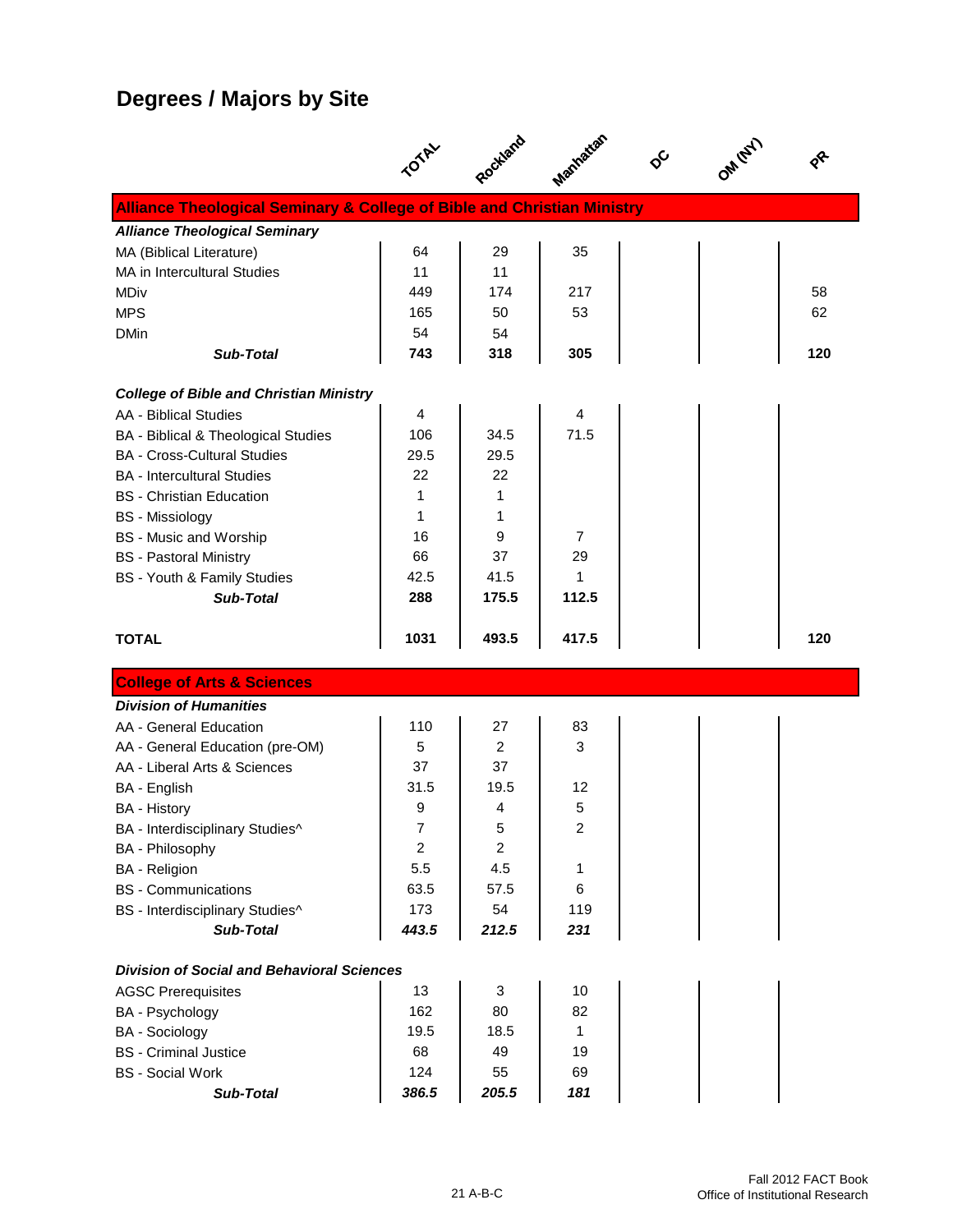## Degrees / Majors by Site

| | TOTAL | Rockland | Manhattan | DC | OM (NY) | PR |
|---|---|---|---|---|---|---|
| **Alliance Theological Seminary & College of Bible and Christian Ministry** | | | | | | |
| ***Alliance Theological Seminary*** | | | | | | |
| MA (Biblical Literature) | 64 | 29 | 35 | | | |
| MA in Intercultural Studies | 11 | 11 | | | | |
| MDiv | 449 | 174 | 217 | | | 58 |
| MPS | 165 | 50 | 53 | | | 62 |
| DMin | 54 | 54 | | | | |
| ***Sub-Total*** | **743** | **318** | **305** | | | **120** |
| ***College of Bible and Christian Ministry*** | | | | | | |
| AA - Biblical Studies | 4 | | 4 | | | |
| BA - Biblical & Theological Studies | 106 | 34.5 | 71.5 | | | |
| BA - Cross-Cultural Studies | 29.5 | 29.5 | | | | |
| BA - Intercultural Studies | 22 | 22 | | | | |
| BS - Christian Education | 1 | 1 | | | | |
| BS - Missiology | 1 | 1 | | | | |
| BS - Music and Worship | 16 | 9 | 7 | | | |
| BS - Pastoral Ministry | 66 | 37 | 29 | | | |
| BS - Youth & Family Studies | 42.5 | 41.5 | 1 | | | |
| ***Sub-Total*** | **288** | **175.5** | **112.5** | | | |
| **TOTAL** | **1031** | **493.5** | **417.5** | | | **120** |
| **College of Arts & Sciences** | | | | | | |
| ***Division of Humanities*** | | | | | | |
| AA - General Education | 110 | 27 | 83 | | | |
| AA - General Education (pre-OM) | 5 | 2 | 3 | | | |
| AA - Liberal Arts & Sciences | 37 | 37 | | | | |
| BA - English | 31.5 | 19.5 | 12 | | | |
| BA - History | 9 | 4 | 5 | | | |
| BA - Interdisciplinary Studies^ | 7 | 5 | 2 | | | |
| BA - Philosophy | 2 | 2 | | | | |
| BA - Religion | 5.5 | 4.5 | 1 | | | |
| BS - Communications | 63.5 | 57.5 | 6 | | | |
| BS - Interdisciplinary Studies^ | 173 | 54 | 119 | | | |
| ***Sub-Total*** | ***443.5*** | ***212.5*** | ***231*** | | | |
| ***Division of Social and Behavioral Sciences*** | | | | | | |
| AGSC Prerequisites | 13 | 3 | 10 | | | |
| BA - Psychology | 162 | 80 | 82 | | | |
| BA - Sociology | 19.5 | 18.5 | 1 | | | |
| BS - Criminal Justice | 68 | 49 | 19 | | | |
| BS - Social Work | 124 | 55 | 69 | | | |
| ***Sub-Total*** | ***386.5*** | ***205.5*** | ***181*** | | | |

21 A-B-C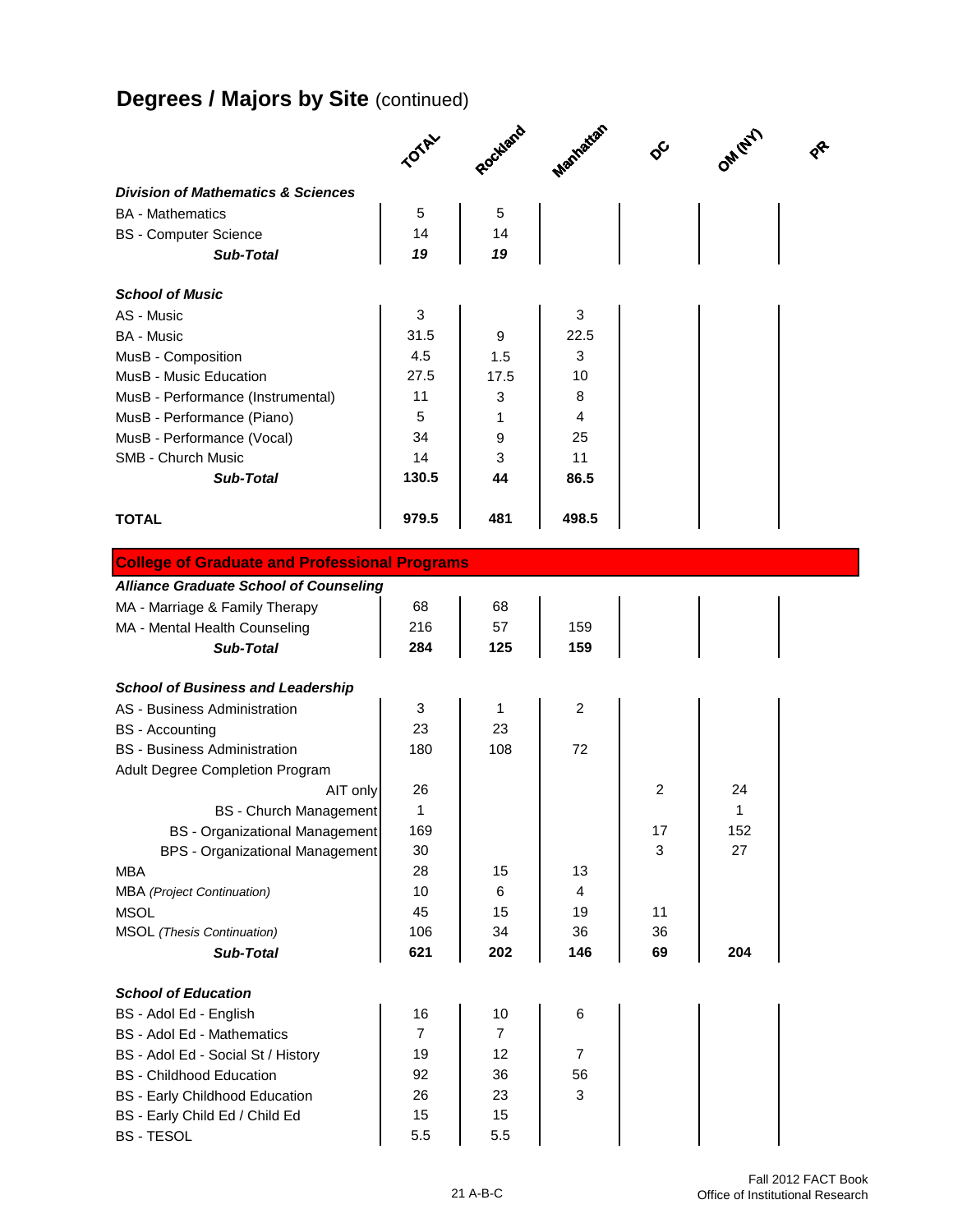# Degrees / Majors by Site (continued)

| | TOTAL | Rockland | Manhattan | DC | OM (NY) | PR |
|---|---|---|---|---|---|---|
| ***Division of Mathematics & Sciences*** | | | | | | |
| BA - Mathematics | 5 | 5 | | | | |
| BS - Computer Science | 14 | 14 | | | | |
| ***Sub-Total*** | ***19*** | ***19*** | | | | |
| | | | | | | |
| ***School of Music*** | | | | | | |
| AS - Music | 3 | | 3 | | | |
| BA - Music | 31.5 | 9 | 22.5 | | | |
| MusB - Composition | 4.5 | 1.5 | 3 | | | |
| MusB - Music Education | 27.5 | 17.5 | 10 | | | |
| MusB - Performance (Instrumental) | 11 | 3 | 8 | | | |
| MusB - Performance (Piano) | 5 | 1 | 4 | | | |
| MusB - Performance (Vocal) | 34 | 9 | 25 | | | |
| SMB - Church Music | 14 | 3 | 11 | | | |
| ***Sub-Total*** | **130.5** | **44** | **86.5** | | | |
| | | | | | | |
| **TOTAL** | **979.5** | **481** | **498.5** | | | |

## College of Graduate and Professional Programs

| | TOTAL | Rockland | Manhattan | DC | OM (NY) | PR |
|---|---|---|---|---|---|---|
| ***Alliance Graduate School of Counseling*** | | | | | | |
| MA - Marriage & Family Therapy | 68 | 68 | | | | |
| MA - Mental Health Counseling | 216 | 57 | 159 | | | |
| ***Sub-Total*** | **284** | **125** | **159** | | | |
| | | | | | | |
| ***School of Business and Leadership*** | | | | | | |
| AS - Business Administration | 3 | 1 | 2 | | | |
| BS - Accounting | 23 | 23 | | | | |
| BS - Business Administration | 180 | 108 | 72 | | | |
| Adult Degree Completion Program | | | | | | |
| AIT only | 26 | | | 2 | 24 | |
| BS - Church Management | 1 | | | | 1 | |
| BS - Organizational Management | 169 | | | 17 | 152 | |
| BPS - Organizational Management | 30 | | | 3 | 27 | |
| MBA | 28 | 15 | 13 | | | |
| MBA *(Project Continuation)* | 10 | 6 | 4 | | | |
| MSOL | 45 | 15 | 19 | 11 | | |
| MSOL *(Thesis Continuation)* | 106 | 34 | 36 | 36 | | |
| ***Sub-Total*** | **621** | **202** | **146** | **69** | **204** | |
| | | | | | | |
| ***School of Education*** | | | | | | |
| BS - Adol Ed - English | 16 | 10 | 6 | | | |
| BS - Adol Ed - Mathematics | 7 | 7 | | | | |
| BS - Adol Ed - Social St / History | 19 | 12 | 7 | | | |
| BS - Childhood Education | 92 | 36 | 56 | | | |
| BS - Early Childhood Education | 26 | 23 | 3 | | | |
| BS - Early Child Ed / Child Ed | 15 | 15 | | | | |
| BS - TESOL | 5.5 | 5.5 | | | | |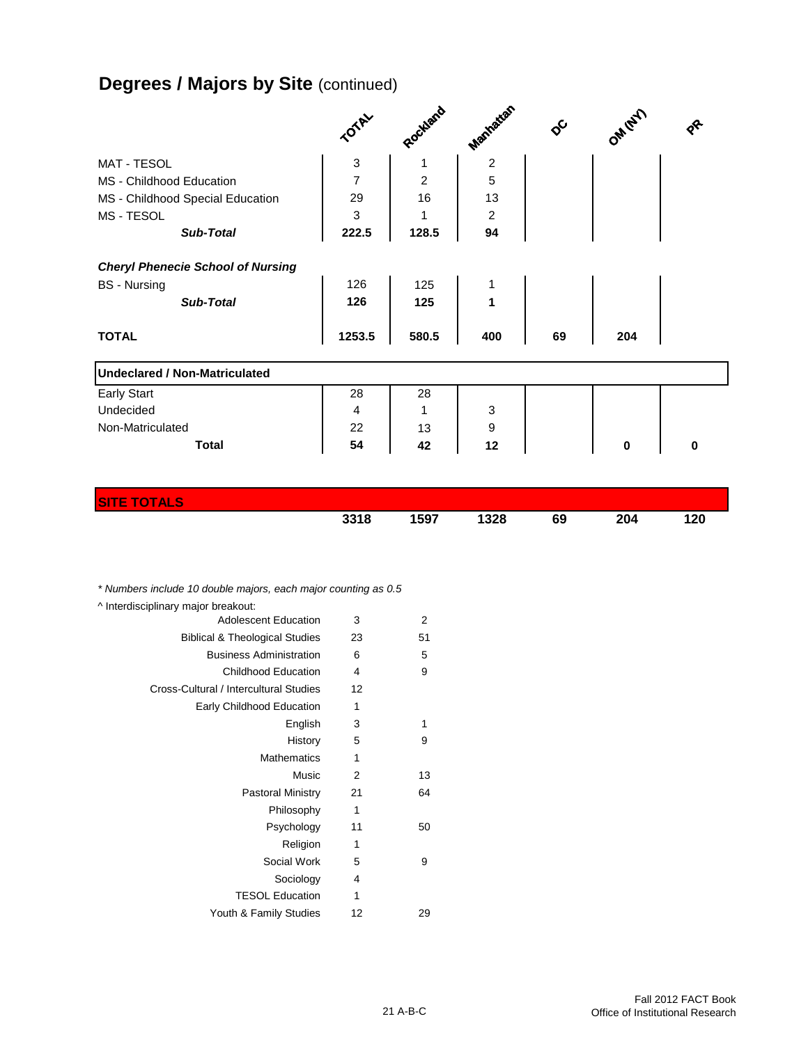## Degrees / Majors by Site (continued)

| | TOTAL | Rockland | Manhattan | DC | OM (NY) | PR |
|---|---|---|---|---|---|---|
| MAT - TESOL | 3 | 1 | 2 | | | |
| MS - Childhood Education | 7 | 2 | 5 | | | |
| MS - Childhood Special Education | 29 | 16 | 13 | | | |
| MS - TESOL | 3 | 1 | 2 | | | |
| ***Sub-Total*** | **222.5** | **128.5** | **94** | | | |
| ***Cheryl Phenecie School of Nursing*** | | | | | | |
| BS - Nursing | 126 | 125 | 1 | | | |
| ***Sub-Total*** | **126** | **125** | **1** | | | |
| **TOTAL** | **1253.5** | **580.5** | **400** | **69** | **204** | |
| **Undeclared / Non-Matriculated** | | | | | | |
| Early Start | 28 | 28 | | | | |
| Undecided | 4 | 1 | 3 | | | |
| Non-Matriculated | 22 | 13 | 9 | | | |
| **Total** | **54** | **42** | **12** | | **0** | **0** |
| **SITE TOTALS** | **3318** | **1597** | **1328** | **69** | **204** | **120** |

*\* Numbers include 10 double majors, each major counting as 0.5*

^ Interdisciplinary major breakout:

| | | |
|---|---|---|
| Adolescent Education | 3 | 2 |
| Biblical & Theological Studies | 23 | 51 |
| Business Administration | 6 | 5 |
| Childhood Education | 4 | 9 |
| Cross-Cultural / Intercultural Studies | 12 | |
| Early Childhood Education | 1 | |
| English | 3 | 1 |
| History | 5 | 9 |
| Mathematics | 1 | |
| Music | 2 | 13 |
| Pastoral Ministry | 21 | 64 |
| Philosophy | 1 | |
| Psychology | 11 | 50 |
| Religion | 1 | |
| Social Work | 5 | 9 |
| Sociology | 4 | |
| TESOL Education | 1 | |
| Youth & Family Studies | 12 | 29 |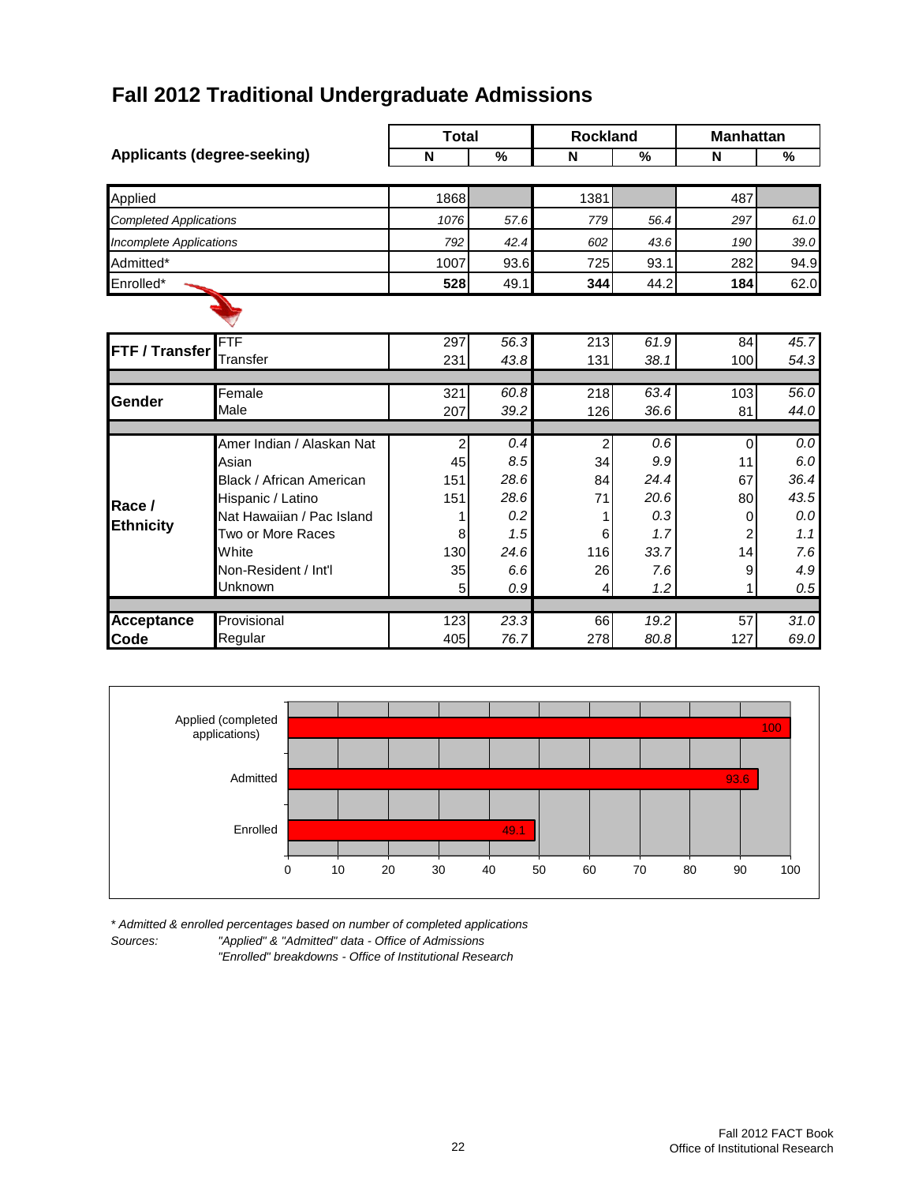# Fall 2012 Traditional Undergraduate Admissions

| Applicants (degree-seeking) | | Total N | Total % | Rockland N | Rockland % | Manhattan N | Manhattan % |
|---|---|---|---|---|---|---|---|
| Applied | | 1868 | | 1381 | | 487 | |
| *Completed Applications* | | *1076* | *57.6* | *779* | *56.4* | *297* | *61.0* |
| *Incomplete Applications* | | *792* | *42.4* | *602* | *43.6* | *190* | *39.0* |
| Admitted* | | 1007 | 93.6 | 725 | 93.1 | 282 | 94.9 |
| Enrolled* | | **528** | 49.1 | **344** | 44.2 | **184** | 62.0 |
| **FTF / Transfer** | FTF | 297 | *56.3* | 213 | *61.9* | 84 | *45.7* |
| | Transfer | 231 | *43.8* | 131 | *38.1* | 100 | *54.3* |
| **Gender** | Female | 321 | *60.8* | 218 | *63.4* | 103 | *56.0* |
| | Male | 207 | *39.2* | 126 | *36.6* | 81 | *44.0* |
| **Race / Ethnicity** | Amer Indian / Alaskan Nat | 2 | *0.4* | 2 | *0.6* | 0 | *0.0* |
| | Asian | 45 | *8.5* | 34 | *9.9* | 11 | *6.0* |
| | Black / African American | 151 | *28.6* | 84 | *24.4* | 67 | *36.4* |
| | Hispanic / Latino | 151 | *28.6* | 71 | *20.6* | 80 | *43.5* |
| | Nat Hawaiian / Pac Island | 1 | *0.2* | 1 | *0.3* | 0 | *0.0* |
| | Two or More Races | 8 | *1.5* | 6 | *1.7* | 2 | *1.1* |
| | White | 130 | *24.6* | 116 | *33.7* | 14 | *7.6* |
| | Non-Resident / Int'l | 35 | *6.6* | 26 | *7.6* | 9 | *4.9* |
| | Unknown | 5 | *0.9* | 4 | *1.2* | 1 | *0.5* |
| **Acceptance Code** | Provisional | 123 | *23.3* | 66 | *19.2* | 57 | *31.0* |
| | Regular | 405 | *76.7* | 278 | *80.8* | 127 | *69.0* |

| | % |
|---|---|
| Applied (completed applications) | 100 |
| Admitted | 93.6 |
| Enrolled | 49.1 |

*\* Admitted & enrolled percentages based on number of completed applications*

*Sources:* *"Applied" & "Admitted" data - Office of Admissions*
*"Enrolled" breakdowns - Office of Institutional Research*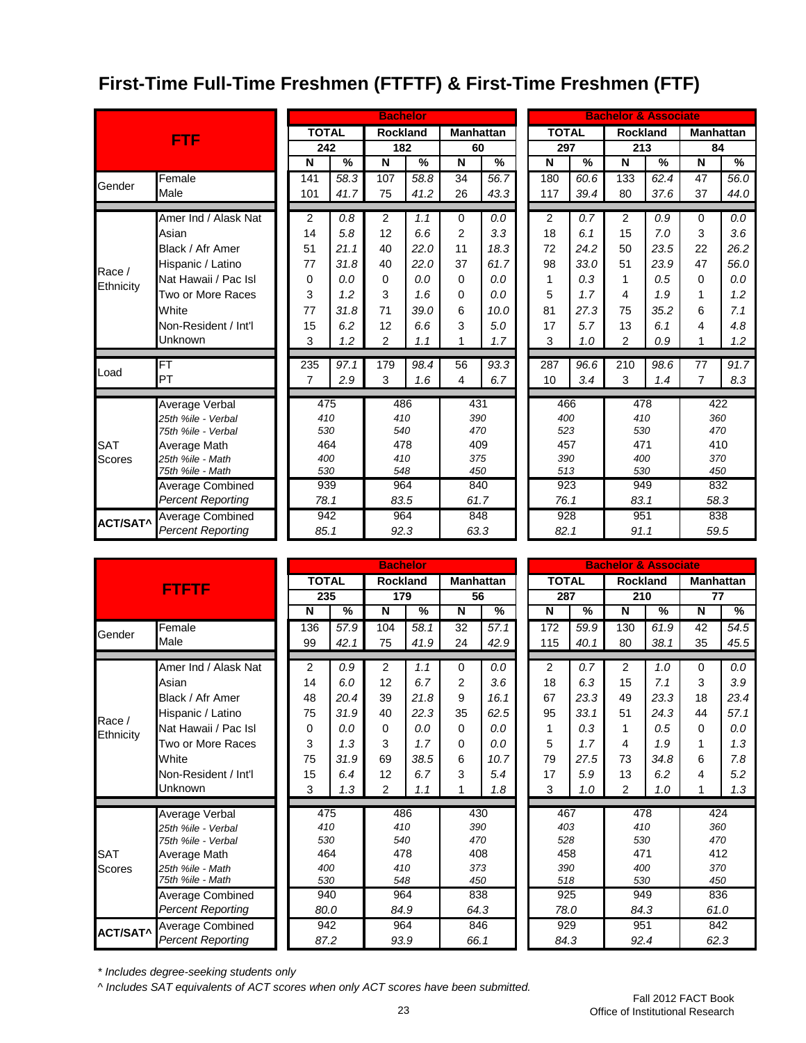# First-Time Full-Time Freshmen (FTFTF) & First-Time Freshmen (FTF)

| FTF | | Bachelor | | | | | | Bachelor & Associate | | | | | |
|---|---|---|---|---|---|---|---|---|---|---|---|---|---|
| | | TOTAL | | Rockland | | Manhattan | | TOTAL | | Rockland | | Manhattan | |
| | | 242 | | 182 | | 60 | | 297 | | 213 | | 84 | |
| | | N | % | N | % | N | % | N | % | N | % | N | % |
| Gender | Female | 141 | 58.3 | 107 | 58.8 | 34 | 56.7 | 180 | 60.6 | 133 | 62.4 | 47 | 56.0 |
| | Male | 101 | 41.7 | 75 | 41.2 | 26 | 43.3 | 117 | 39.4 | 80 | 37.6 | 37 | 44.0 |
| Race / Ethnicity | Amer Ind / Alask Nat | 2 | 0.8 | 2 | 1.1 | 0 | 0.0 | 2 | 0.7 | 2 | 0.9 | 0 | 0.0 |
| | Asian | 14 | 5.8 | 12 | 6.6 | 2 | 3.3 | 18 | 6.1 | 15 | 7.0 | 3 | 3.6 |
| | Black / Afr Amer | 51 | 21.1 | 40 | 22.0 | 11 | 18.3 | 72 | 24.2 | 50 | 23.5 | 22 | 26.2 |
| | Hispanic / Latino | 77 | 31.8 | 40 | 22.0 | 37 | 61.7 | 98 | 33.0 | 51 | 23.9 | 47 | 56.0 |
| | Nat Hawaii / Pac Isl | 0 | 0.0 | 0 | 0.0 | 0 | 0.0 | 1 | 0.3 | 1 | 0.5 | 0 | 0.0 |
| | Two or More Races | 3 | 1.2 | 3 | 1.6 | 0 | 0.0 | 5 | 1.7 | 4 | 1.9 | 1 | 1.2 |
| | White | 77 | 31.8 | 71 | 39.0 | 6 | 10.0 | 81 | 27.3 | 75 | 35.2 | 6 | 7.1 |
| | Non-Resident / Int'l | 15 | 6.2 | 12 | 6.6 | 3 | 5.0 | 17 | 5.7 | 13 | 6.1 | 4 | 4.8 |
| | Unknown | 3 | 1.2 | 2 | 1.1 | 1 | 1.7 | 3 | 1.0 | 2 | 0.9 | 1 | 1.2 |
| Load | FT | 235 | 97.1 | 179 | 98.4 | 56 | 93.3 | 287 | 96.6 | 210 | 98.6 | 77 | 91.7 |
| | PT | 7 | 2.9 | 3 | 1.6 | 4 | 6.7 | 10 | 3.4 | 3 | 1.4 | 7 | 8.3 |
| SAT Scores | Average Verbal | 475 | | 486 | | 431 | | 466 | | 478 | | 422 | |
| | *25th %ile - Verbal* | *410* | | *410* | | *390* | | *400* | | *410* | | *360* | |
| | *75th %ile - Verbal* | *530* | | *540* | | *470* | | *523* | | *530* | | *470* | |
| | Average Math | 464 | | 478 | | 409 | | 457 | | 471 | | 410 | |
| | *25th %ile - Math* | *400* | | *410* | | *375* | | *390* | | *400* | | *370* | |
| | *75th %ile - Math* | *530* | | *548* | | *450* | | *513* | | *530* | | *450* | |
| | Average Combined | 939 | | 964 | | 840 | | 923 | | 949 | | 832 | |
| | *Percent Reporting* | *78.1* | | *83.5* | | *61.7* | | *76.1* | | *83.1* | | *58.3* | |
| ACT/SAT^ | Average Combined | 942 | | 964 | | 848 | | 928 | | 951 | | 838 | |
| | *Percent Reporting* | *85.1* | | *92.3* | | *63.3* | | *82.1* | | *91.1* | | *59.5* | |

| FTFTF | | Bachelor | | | | | | Bachelor & Associate | | | | | |
|---|---|---|---|---|---|---|---|---|---|---|---|---|---|
| | | TOTAL | | Rockland | | Manhattan | | TOTAL | | Rockland | | Manhattan | |
| | | 235 | | 179 | | 56 | | 287 | | 210 | | 77 | |
| | | N | % | N | % | N | % | N | % | N | % | N | % |
| Gender | Female | 136 | 57.9 | 104 | 58.1 | 32 | 57.1 | 172 | 59.9 | 130 | 61.9 | 42 | 54.5 |
| | Male | 99 | 42.1 | 75 | 41.9 | 24 | 42.9 | 115 | 40.1 | 80 | 38.1 | 35 | 45.5 |
| Race / Ethnicity | Amer Ind / Alask Nat | 2 | 0.9 | 2 | 1.1 | 0 | 0.0 | 2 | 0.7 | 2 | 1.0 | 0 | 0.0 |
| | Asian | 14 | 6.0 | 12 | 6.7 | 2 | 3.6 | 18 | 6.3 | 15 | 7.1 | 3 | 3.9 |
| | Black / Afr Amer | 48 | 20.4 | 39 | 21.8 | 9 | 16.1 | 67 | 23.3 | 49 | 23.3 | 18 | 23.4 |
| | Hispanic / Latino | 75 | 31.9 | 40 | 22.3 | 35 | 62.5 | 95 | 33.1 | 51 | 24.3 | 44 | 57.1 |
| | Nat Hawaii / Pac Isl | 0 | 0.0 | 0 | 0.0 | 0 | 0.0 | 1 | 0.3 | 1 | 0.5 | 0 | 0.0 |
| | Two or More Races | 3 | 1.3 | 3 | 1.7 | 0 | 0.0 | 5 | 1.7 | 4 | 1.9 | 1 | 1.3 |
| | White | 75 | 31.9 | 69 | 38.5 | 6 | 10.7 | 79 | 27.5 | 73 | 34.8 | 6 | 7.8 |
| | Non-Resident / Int'l | 15 | 6.4 | 12 | 6.7 | 3 | 5.4 | 17 | 5.9 | 13 | 6.2 | 4 | 5.2 |
| | Unknown | 3 | 1.3 | 2 | 1.1 | 1 | 1.8 | 3 | 1.0 | 2 | 1.0 | 1 | 1.3 |
| SAT Scores | Average Verbal | 475 | | 486 | | 430 | | 467 | | 478 | | 424 | |
| | *25th %ile - Verbal* | *410* | | *410* | | *390* | | *403* | | *410* | | *360* | |
| | *75th %ile - Verbal* | *530* | | *540* | | *470* | | *528* | | *530* | | *470* | |
| | Average Math | 464 | | 478 | | 408 | | 458 | | 471 | | 412 | |
| | *25th %ile - Math* | *400* | | *410* | | *373* | | *390* | | *400* | | *370* | |
| | *75th %ile - Math* | *530* | | *548* | | *450* | | *518* | | *530* | | *450* | |
| | Average Combined | 940 | | 964 | | 838 | | 925 | | 949 | | 836 | |
| | *Percent Reporting* | *80.0* | | *84.9* | | *64.3* | | *78.0* | | *84.3* | | *61.0* | |
| ACT/SAT^ | Average Combined | 942 | | 964 | | 846 | | 929 | | 951 | | 842 | |
| | *Percent Reporting* | *87.2* | | *93.9* | | *66.1* | | *84.3* | | *92.4* | | *62.3* | |

*\* Includes degree-seeking students only*

*^ Includes SAT equivalents of ACT scores when only ACT scores have been submitted.*

Fall 2012 FACT Book
Office of Institutional Research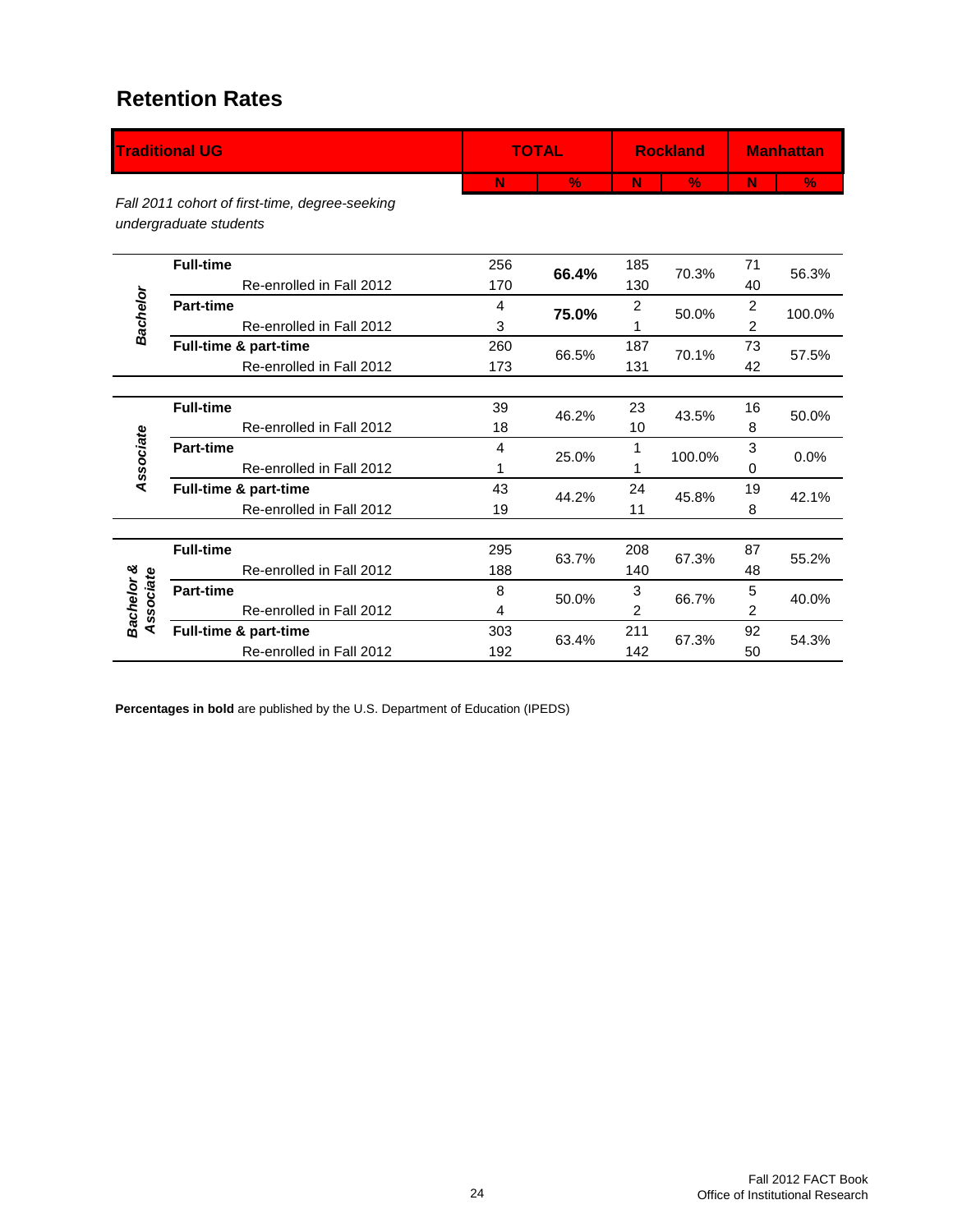## Retention Rates

| Traditional UG | | TOTAL | | Rockland | | Manhattan | |
|---|---|---|---|---|---|---|---|
| | | N | % | N | % | N | % |
| *Fall 2011 cohort of first-time, degree-seeking undergraduate students* | | | | | | | |
| ***Bachelor*** | **Full-time** | 256 | **66.4%** | 185 | 70.3% | 71 | 56.3% |
| | Re-enrolled in Fall 2012 | 170 | | 130 | | 40 | |
| | **Part-time** | 4 | **75.0%** | 2 | 50.0% | 2 | 100.0% |
| | Re-enrolled in Fall 2012 | 3 | | 1 | | 2 | |
| | **Full-time & part-time** | 260 | 66.5% | 187 | 70.1% | 73 | 57.5% |
| | Re-enrolled in Fall 2012 | 173 | | 131 | | 42 | |
| ***Associate*** | **Full-time** | 39 | 46.2% | 23 | 43.5% | 16 | 50.0% |
| | Re-enrolled in Fall 2012 | 18 | | 10 | | 8 | |
| | **Part-time** | 4 | 25.0% | 1 | 100.0% | 3 | 0.0% |
| | Re-enrolled in Fall 2012 | 1 | | 1 | | 0 | |
| | **Full-time & part-time** | 43 | 44.2% | 24 | 45.8% | 19 | 42.1% |
| | Re-enrolled in Fall 2012 | 19 | | 11 | | 8 | |
| ***Bachelor & Associate*** | **Full-time** | 295 | 63.7% | 208 | 67.3% | 87 | 55.2% |
| | Re-enrolled in Fall 2012 | 188 | | 140 | | 48 | |
| | **Part-time** | 8 | 50.0% | 3 | 66.7% | 5 | 40.0% |
| | Re-enrolled in Fall 2012 | 4 | | 2 | | 2 | |
| | **Full-time & part-time** | 303 | 63.4% | 211 | 67.3% | 92 | 54.3% |
| | Re-enrolled in Fall 2012 | 192 | | 142 | | 50 | |

**Percentages in bold** are published by the U.S. Department of Education (IPEDS)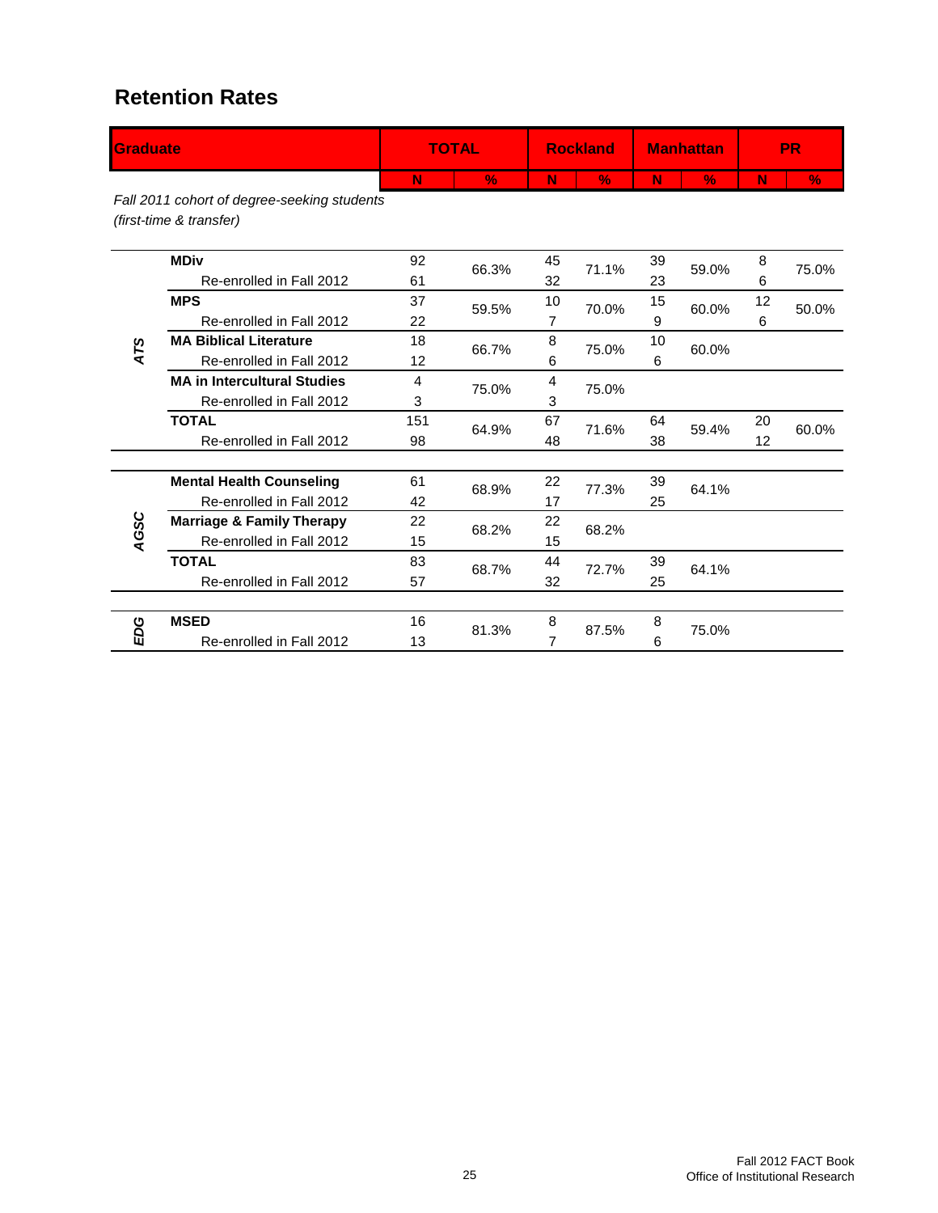# Retention Rates

| Graduate | | TOTAL | | Rockland | | Manhattan | | PR | |
|---|---|---|---|---|---|---|---|---|---|
| | | N | % | N | % | N | % | N | % |
| *Fall 2011 cohort of degree-seeking students (first-time & transfer)* | | | | | | | | | |
| ATS | **MDiv** | 92 | 66.3% | 45 | 71.1% | 39 | 59.0% | 8 | 75.0% |
| | Re-enrolled in Fall 2012 | 61 | | 32 | | 23 | | 6 | |
| | **MPS** | 37 | 59.5% | 10 | 70.0% | 15 | 60.0% | 12 | 50.0% |
| | Re-enrolled in Fall 2012 | 22 | | 7 | | 9 | | 6 | |
| | **MA Biblical Literature** | 18 | 66.7% | 8 | 75.0% | 10 | 60.0% | | |
| | Re-enrolled in Fall 2012 | 12 | | 6 | | 6 | | | |
| | **MA in Intercultural Studies** | 4 | 75.0% | 4 | 75.0% | | | | |
| | Re-enrolled in Fall 2012 | 3 | | 3 | | | | | |
| | **TOTAL** | 151 | 64.9% | 67 | 71.6% | 64 | 59.4% | 20 | 60.0% |
| | Re-enrolled in Fall 2012 | 98 | | 48 | | 38 | | 12 | |
| AGSC | **Mental Health Counseling** | 61 | 68.9% | 22 | 77.3% | 39 | 64.1% | | |
| | Re-enrolled in Fall 2012 | 42 | | 17 | | 25 | | | |
| | **Marriage & Family Therapy** | 22 | 68.2% | 22 | 68.2% | | | | |
| | Re-enrolled in Fall 2012 | 15 | | 15 | | | | | |
| | **TOTAL** | 83 | 68.7% | 44 | 72.7% | 39 | 64.1% | | |
| | Re-enrolled in Fall 2012 | 57 | | 32 | | 25 | | | |
| EDG | **MSED** | 16 | 81.3% | 8 | 87.5% | 8 | 75.0% | | |
| | Re-enrolled in Fall 2012 | 13 | | 7 | | 6 | | | |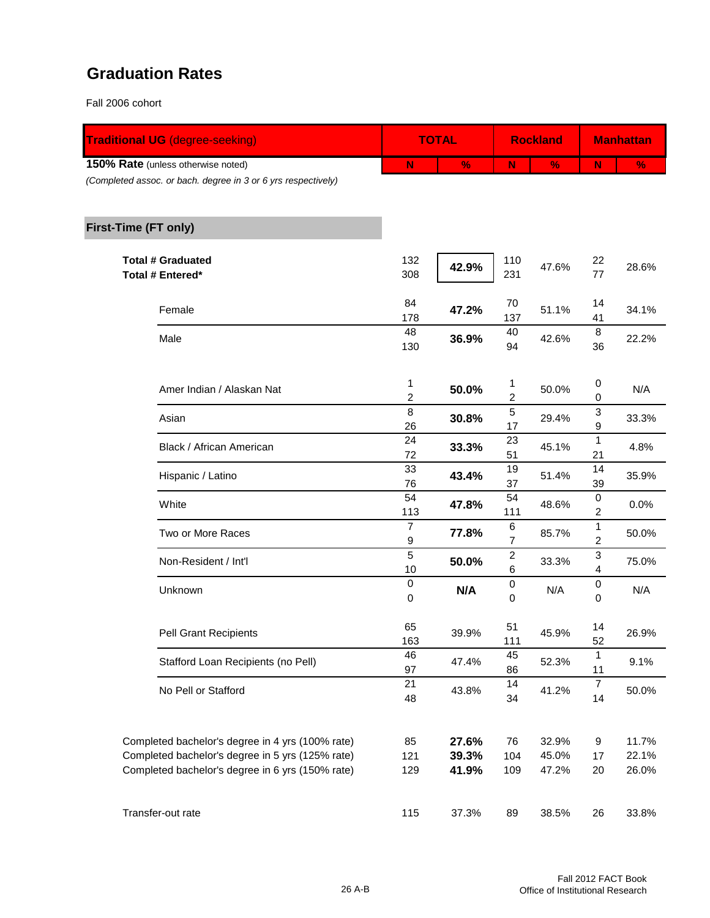## Graduation Rates

Fall 2006 cohort

| Traditional UG (degree-seeking) | TOTAL | | Rockland | | Manhattan | |
|---|---|---|---|---|---|---|
| **150% Rate** (unless otherwise noted) *(Completed assoc. or bach. degree in 3 or 6 yrs respectively)* | N | % | N | % | N | % |
| **First-Time (FT only)** | | | | | | |
| **Total # Graduated** / **Total # Entered*** | 132 / 308 | **42.9%** | 110 / 231 | 47.6% | 22 / 77 | 28.6% |
| Female | 84 / 178 | **47.2%** | 70 / 137 | 51.1% | 14 / 41 | 34.1% |
| Male | 48 / 130 | **36.9%** | 40 / 94 | 42.6% | 8 / 36 | 22.2% |
| Amer Indian / Alaskan Nat | 1 / 2 | **50.0%** | 1 / 2 | 50.0% | 0 / 0 | N/A |
| Asian | 8 / 26 | **30.8%** | 5 / 17 | 29.4% | 3 / 9 | 33.3% |
| Black / African American | 24 / 72 | **33.3%** | 23 / 51 | 45.1% | 1 / 21 | 4.8% |
| Hispanic / Latino | 33 / 76 | **43.4%** | 19 / 37 | 51.4% | 14 / 39 | 35.9% |
| White | 54 / 113 | **47.8%** | 54 / 111 | 48.6% | 0 / 2 | 0.0% |
| Two or More Races | 7 / 9 | **77.8%** | 6 / 7 | 85.7% | 1 / 2 | 50.0% |
| Non-Resident / Int'l | 5 / 10 | **50.0%** | 2 / 6 | 33.3% | 3 / 4 | 75.0% |
| Unknown | 0 / 0 | **N/A** | 0 / 0 | N/A | 0 / 0 | N/A |
| Pell Grant Recipients | 65 / 163 | 39.9% | 51 / 111 | 45.9% | 14 / 52 | 26.9% |
| Stafford Loan Recipients (no Pell) | 46 / 97 | 47.4% | 45 / 86 | 52.3% | 1 / 11 | 9.1% |
| No Pell or Stafford | 21 / 48 | 43.8% | 14 / 34 | 41.2% | 7 / 14 | 50.0% |
| Completed bachelor's degree in 4 yrs (100% rate) | 85 | **27.6%** | 76 | 32.9% | 9 | 11.7% |
| Completed bachelor's degree in 5 yrs (125% rate) | 121 | **39.3%** | 104 | 45.0% | 17 | 22.1% |
| Completed bachelor's degree in 6 yrs (150% rate) | 129 | **41.9%** | 109 | 47.2% | 20 | 26.0% |
| Transfer-out rate | 115 | 37.3% | 89 | 38.5% | 26 | 33.8% |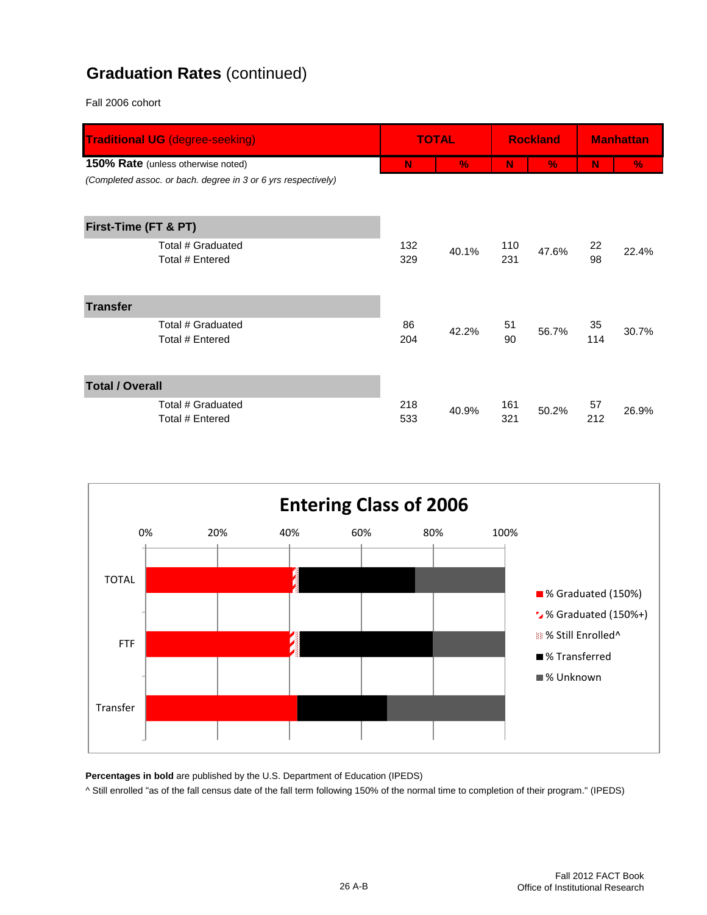## Graduation Rates (continued)

Fall 2006 cohort

| Traditional UG (degree-seeking) | TOTAL | | Rockland | | Manhattan | |
|---|---|---|---|---|---|---|
| **150% Rate** (unless otherwise noted) | N | % | N | % | N | % |
| *(Completed assoc. or bach. degree in 3 or 6 yrs respectively)* | | | | | | |
| **First-Time (FT & PT)** | | | | | | |
| Total # Graduated | 132 | 40.1% | 110 | 47.6% | 22 | 22.4% |
| Total # Entered | 329 | | 231 | | 98 | |
| **Transfer** | | | | | | |
| Total # Graduated | 86 | 42.2% | 51 | 56.7% | 35 | 30.7% |
| Total # Entered | 204 | | 90 | | 114 | |
| **Total / Overall** | | | | | | |
| Total # Graduated | 218 | 40.9% | 161 | 50.2% | 57 | 26.9% |
| Total # Entered | 533 | | 321 | | 212 | |

**Entering Class of 2006**

Legend: % Graduated (150%); % Graduated (150%+); % Still Enrolled^; % Transferred; % Unknown

Categories: TOTAL, FTF, Transfer (0%–100%)

**Percentages in bold** are published by the U.S. Department of Education (IPEDS)

^ Still enrolled "as of the fall census date of the fall term following 150% of the normal time to completion of their program." (IPEDS)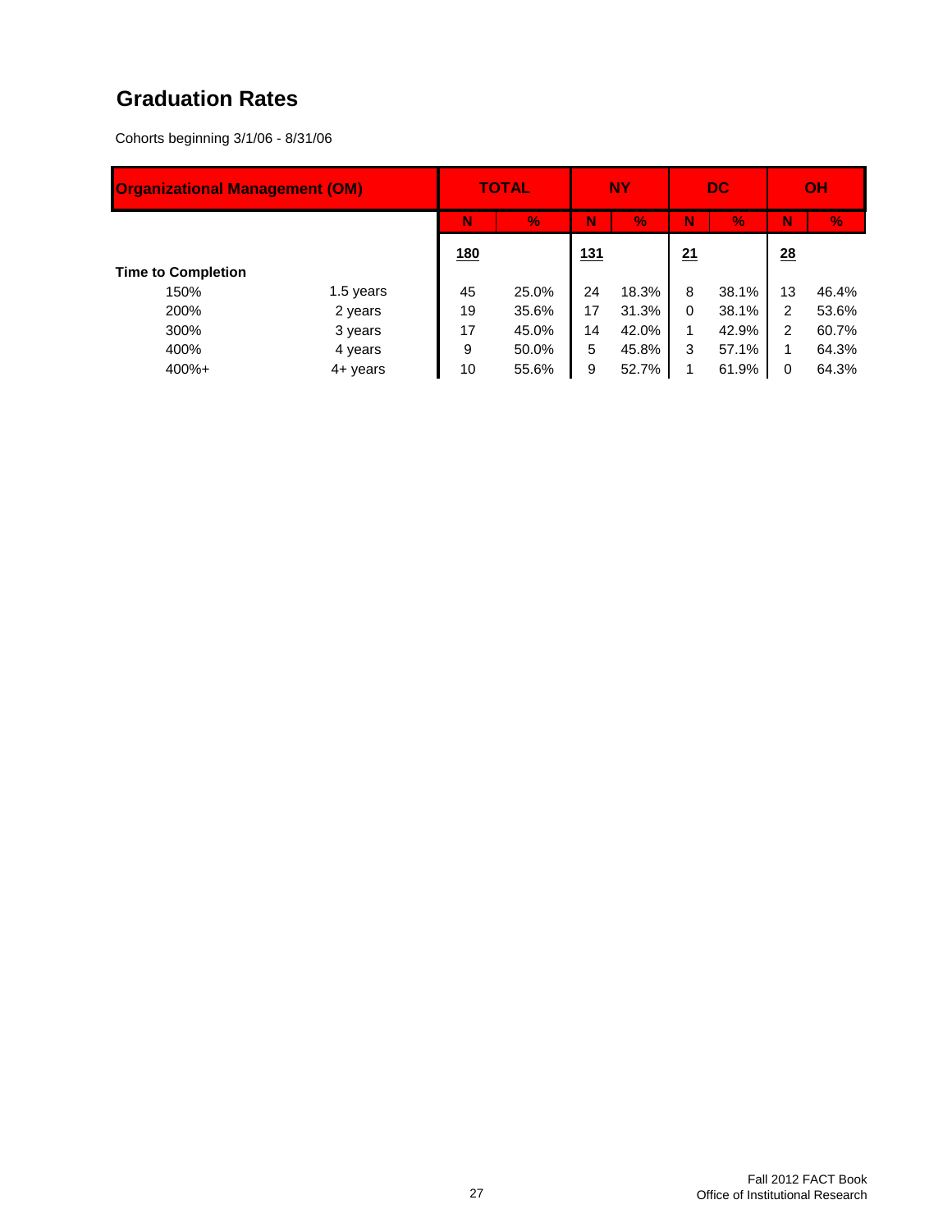# Graduation Rates

Cohorts beginning 3/1/06 - 8/31/06

| Organizational Management (OM) | | TOTAL | | NY | | DC | | OH | |
|---|---|---|---|---|---|---|---|---|---|
| | | N | % | N | % | N | % | N | % |
| | | 180 | | 131 | | 21 | | 28 | |
| **Time to Completion** | | | | | | | | | |
| 150% | 1.5 years | 45 | 25.0% | 24 | 18.3% | 8 | 38.1% | 13 | 46.4% |
| 200% | 2 years | 19 | 35.6% | 17 | 31.3% | 0 | 38.1% | 2 | 53.6% |
| 300% | 3 years | 17 | 45.0% | 14 | 42.0% | 1 | 42.9% | 2 | 60.7% |
| 400% | 4 years | 9 | 50.0% | 5 | 45.8% | 3 | 57.1% | 1 | 64.3% |
| 400%+ | 4+ years | 10 | 55.6% | 9 | 52.7% | 1 | 61.9% | 0 | 64.3% |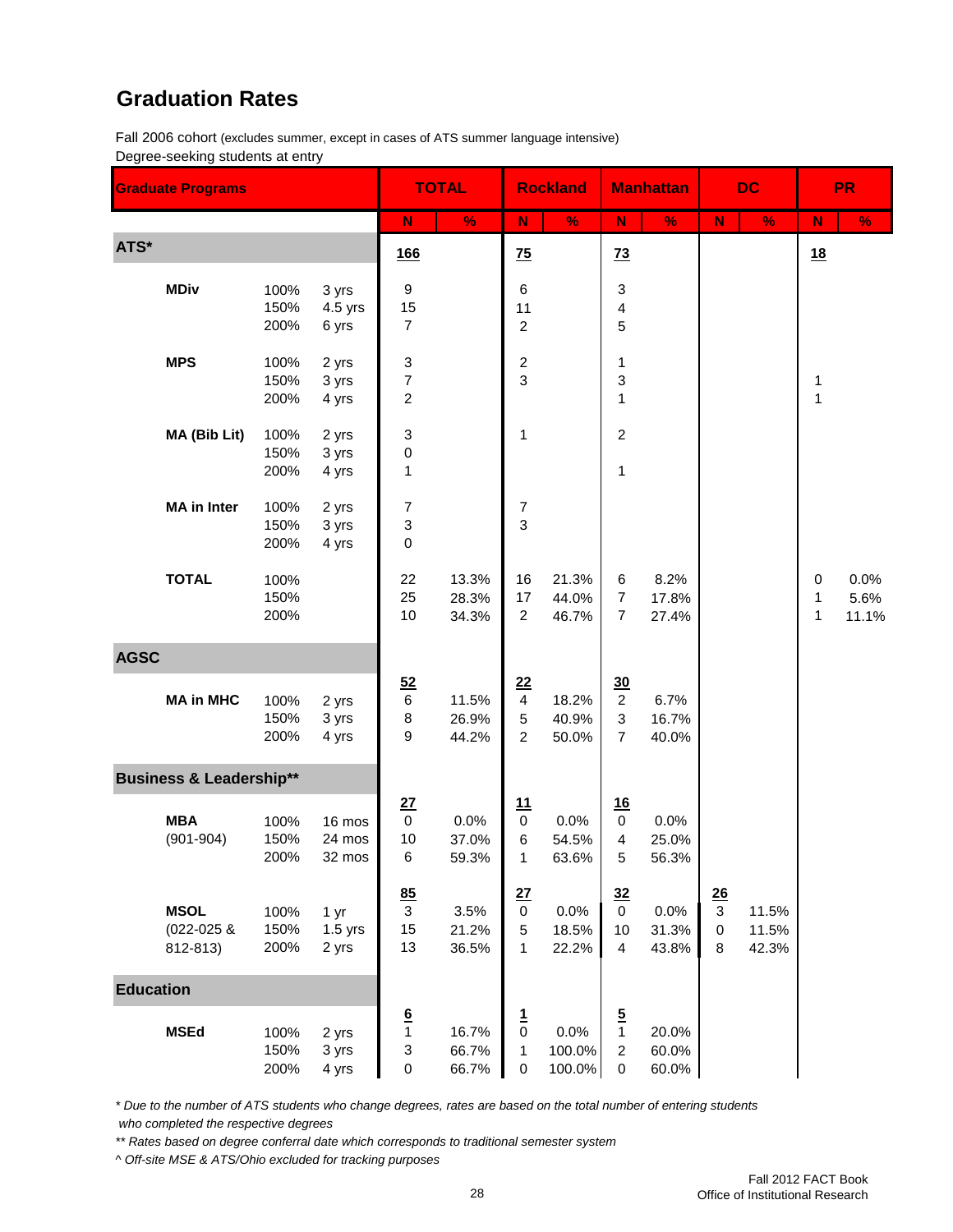# Graduation Rates

Fall 2006 cohort (excludes summer, except in cases of ATS summer language intensive)
Degree-seeking students at entry

| Graduate Programs | | | TOTAL | | Rockland | | Manhattan | | DC | | PR | |
|---|---|---|---|---|---|---|---|---|---|---|---|---|
| | | | N | % | N | % | N | % | N | % | N | % |
| **ATS*** | | | 166 | | 75 | | 73 | | | | 18 | |
| **MDiv** | 100% | 3 yrs | 9 | | 6 | | 3 | | | | | |
| | 150% | 4.5 yrs | 15 | | 11 | | 4 | | | | | |
| | 200% | 6 yrs | 7 | | 2 | | 5 | | | | | |
| **MPS** | 100% | 2 yrs | 3 | | 2 | | 1 | | | | | |
| | 150% | 3 yrs | 7 | | 3 | | 3 | | | | 1 | |
| | 200% | 4 yrs | 2 | | | | 1 | | | | 1 | |
| **MA (Bib Lit)** | 100% | 2 yrs | 3 | | 1 | | 2 | | | | | |
| | 150% | 3 yrs | 0 | | | | | | | | | |
| | 200% | 4 yrs | 1 | | | | 1 | | | | | |
| **MA in Inter** | 100% | 2 yrs | 7 | | 7 | | | | | | | |
| | 150% | 3 yrs | 3 | | 3 | | | | | | | |
| | 200% | 4 yrs | 0 | | | | | | | | | |
| **TOTAL** | 100% | | 22 | 13.3% | 16 | 21.3% | 6 | 8.2% | | | 0 | 0.0% |
| | 150% | | 25 | 28.3% | 17 | 44.0% | 7 | 17.8% | | | 1 | 5.6% |
| | 200% | | 10 | 34.3% | 2 | 46.7% | 7 | 27.4% | | | 1 | 11.1% |
| **AGSC** | | | | | | | | | | | | |
| | | | 52 | | 22 | | 30 | | | | | |
| **MA in MHC** | 100% | 2 yrs | 6 | 11.5% | 4 | 18.2% | 2 | 6.7% | | | | |
| | 150% | 3 yrs | 8 | 26.9% | 5 | 40.9% | 3 | 16.7% | | | | |
| | 200% | 4 yrs | 9 | 44.2% | 2 | 50.0% | 7 | 40.0% | | | | |
| **Business & Leadership**** | | | | | | | | | | | | |
| | | | 27 | | 11 | | 16 | | | | | |
| **MBA** | 100% | 16 mos | 0 | 0.0% | 0 | 0.0% | 0 | 0.0% | | | | |
| (901-904) | 150% | 24 mos | 10 | 37.0% | 6 | 54.5% | 4 | 25.0% | | | | |
| | 200% | 32 mos | 6 | 59.3% | 1 | 63.6% | 5 | 56.3% | | | | |
| | | | 85 | | 27 | | 32 | | 26 | | | |
| **MSOL** | 100% | 1 yr | 3 | 3.5% | 0 | 0.0% | 0 | 0.0% | 3 | 11.5% | | |
| (022-025 & | 150% | 1.5 yrs | 15 | 21.2% | 5 | 18.5% | 10 | 31.3% | 0 | 11.5% | | |
| 812-813) | 200% | 2 yrs | 13 | 36.5% | 1 | 22.2% | 4 | 43.8% | 8 | 42.3% | | |
| **Education** | | | | | | | | | | | | |
| | | | 6 | | 1 | | 5 | | | | | |
| **MSEd** | 100% | 2 yrs | 1 | 16.7% | 0 | 0.0% | 1 | 20.0% | | | | |
| | 150% | 3 yrs | 3 | 66.7% | 1 | 100.0% | 2 | 60.0% | | | | |
| | 200% | 4 yrs | 0 | 66.7% | 0 | 100.0% | 0 | 60.0% | | | | |

*\* Due to the number of ATS students who change degrees, rates are based on the total number of entering students who completed the respective degrees*

*\*\* Rates based on degree conferral date which corresponds to traditional semester system*

*^ Off-site MSE & ATS/Ohio excluded for tracking purposes*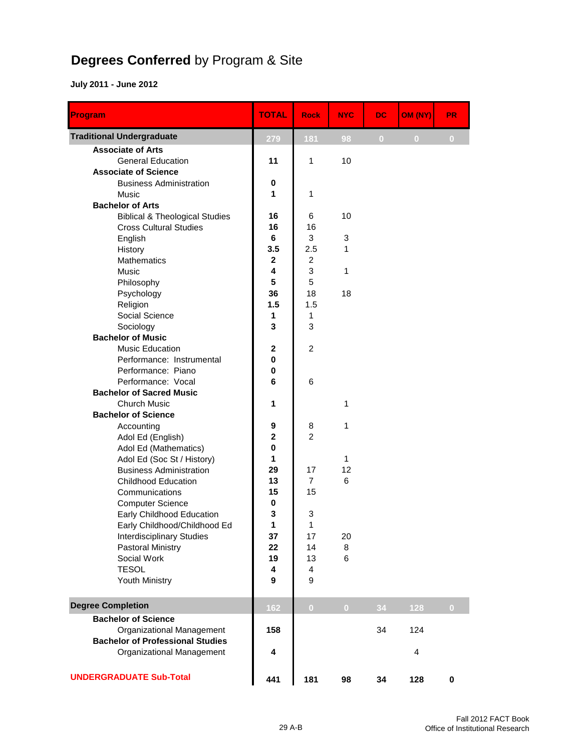# **Degrees Conferred** by Program & Site

**July 2011 - June 2012**

| Program | TOTAL | Rock | NYC | DC | OM (NY) | PR |
|---|---|---|---|---|---|---|
| **Traditional Undergraduate** | 279 | 181 | 98 | 0 | 0 | 0 |
| **Associate of Arts** | | | | | | |
| General Education | **11** | 1 | 10 | | | |
| **Associate of Science** | | | | | | |
| Business Administration | **0** | | | | | |
| Music | **1** | 1 | | | | |
| **Bachelor of Arts** | | | | | | |
| Biblical & Theological Studies | **16** | 6 | 10 | | | |
| Cross Cultural Studies | **16** | 16 | | | | |
| English | **6** | 3 | 3 | | | |
| History | **3.5** | 2.5 | 1 | | | |
| Mathematics | **2** | 2 | | | | |
| Music | **4** | 3 | 1 | | | |
| Philosophy | **5** | 5 | | | | |
| Psychology | **36** | 18 | 18 | | | |
| Religion | **1.5** | 1.5 | | | | |
| Social Science | **1** | 1 | | | | |
| Sociology | **3** | 3 | | | | |
| **Bachelor of Music** | | | | | | |
| Music Education | **2** | 2 | | | | |
| Performance: Instrumental | **0** | | | | | |
| Performance: Piano | **0** | | | | | |
| Performance: Vocal | **6** | 6 | | | | |
| **Bachelor of Sacred Music** | | | | | | |
| Church Music | **1** | | 1 | | | |
| **Bachelor of Science** | | | | | | |
| Accounting | **9** | 8 | 1 | | | |
| Adol Ed (English) | **2** | 2 | | | | |
| Adol Ed (Mathematics) | **0** | | | | | |
| Adol Ed (Soc St / History) | **1** | | 1 | | | |
| Business Administration | **29** | 17 | 12 | | | |
| Childhood Education | **13** | 7 | 6 | | | |
| Communications | **15** | 15 | | | | |
| Computer Science | **0** | | | | | |
| Early Childhood Education | **3** | 3 | | | | |
| Early Childhood/Childhood Ed | **1** | 1 | | | | |
| Interdisciplinary Studies | **37** | 17 | 20 | | | |
| Pastoral Ministry | **22** | 14 | 8 | | | |
| Social Work | **19** | 13 | 6 | | | |
| TESOL | **4** | 4 | | | | |
| Youth Ministry | **9** | 9 | | | | |
| **Degree Completion** | 162 | 0 | 0 | 34 | 128 | 0 |
| **Bachelor of Science** | | | | | | |
| Organizational Management | **158** | | | 34 | 124 | |
| **Bachelor of Professional Studies** | | | | | | |
| Organizational Management | **4** | | | | 4 | |
| **UNDERGRADUATE Sub-Total** | **441** | **181** | **98** | **34** | **128** | **0** |

29 A-B

Fall 2012 FACT Book
Office of Institutional Research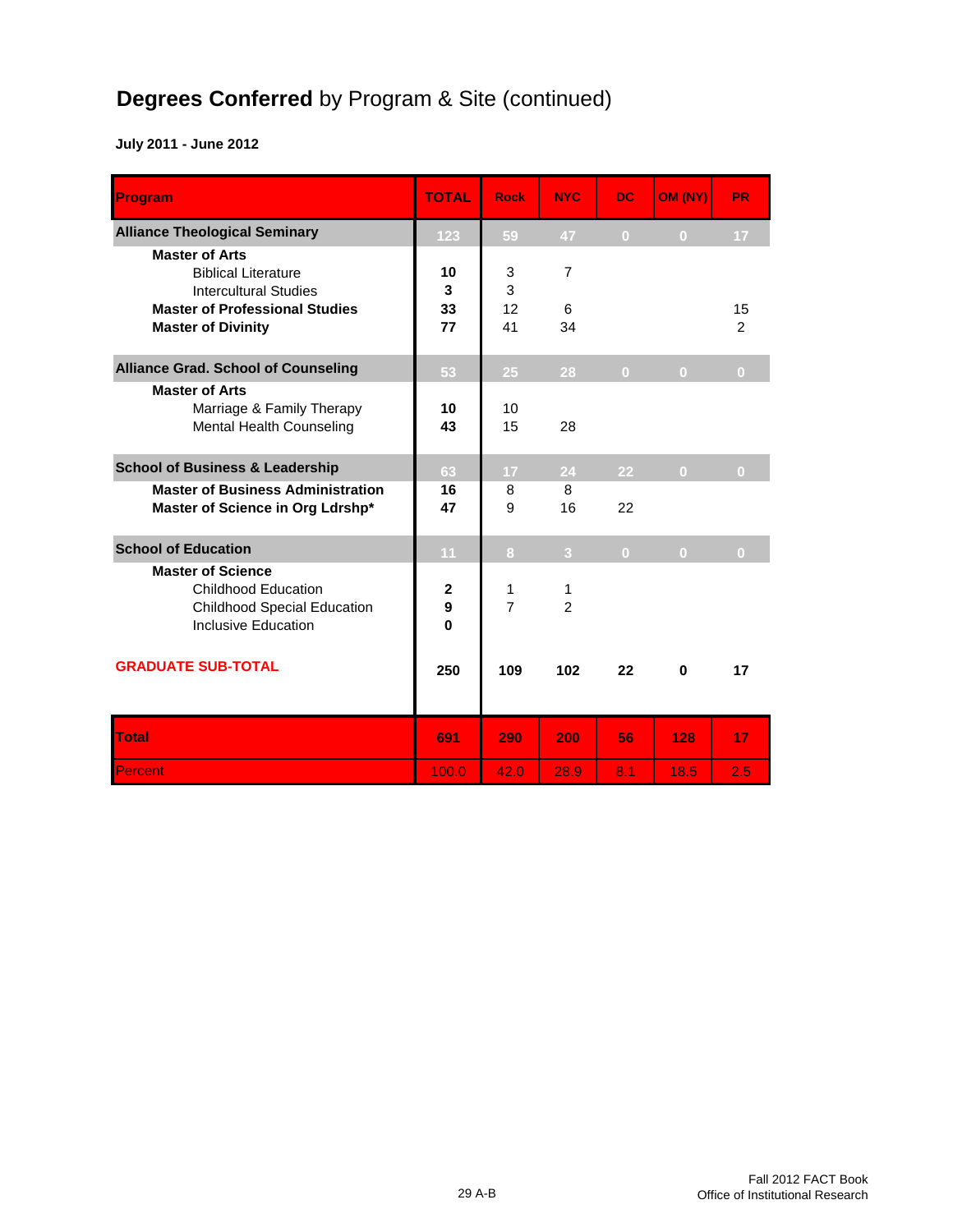# **Degrees Conferred** by Program & Site (continued)

**July 2011 - June 2012**

| Program | TOTAL | Rock | NYC | DC | OM (NY) | PR |
|---|---|---|---|---|---|---|
| **Alliance Theological Seminary** | 123 | 59 | 47 | 0 | 0 | 17 |
| **Master of Arts** | | | | | | |
| Biblical Literature | **10** | 3 | 7 | | | |
| Intercultural Studies | **3** | 3 | | | | |
| **Master of Professional Studies** | **33** | 12 | 6 | | | 15 |
| **Master of Divinity** | **77** | 41 | 34 | | | 2 |
| **Alliance Grad. School of Counseling** | 53 | 25 | 28 | 0 | 0 | 0 |
| **Master of Arts** | | | | | | |
| Marriage & Family Therapy | **10** | 10 | | | | |
| Mental Health Counseling | **43** | 15 | 28 | | | |
| **School of Business & Leadership** | 63 | 17 | 24 | 22 | 0 | 0 |
| **Master of Business Administration** | **16** | 8 | 8 | | | |
| **Master of Science in Org Ldrshp*** | **47** | 9 | 16 | 22 | | |
| **School of Education** | 11 | 8 | 3 | 0 | 0 | 0 |
| **Master of Science** | | | | | | |
| Childhood Education | **2** | 1 | 1 | | | |
| Childhood Special Education | **9** | 7 | 2 | | | |
| Inclusive Education | **0** | | | | | |
| **GRADUATE SUB-TOTAL** | **250** | **109** | **102** | **22** | **0** | **17** |
| **Total** | **691** | **290** | **200** | **56** | **128** | **17** |
| Percent | 100.0 | 42.0 | 28.9 | 8.1 | 18.5 | 2.5 |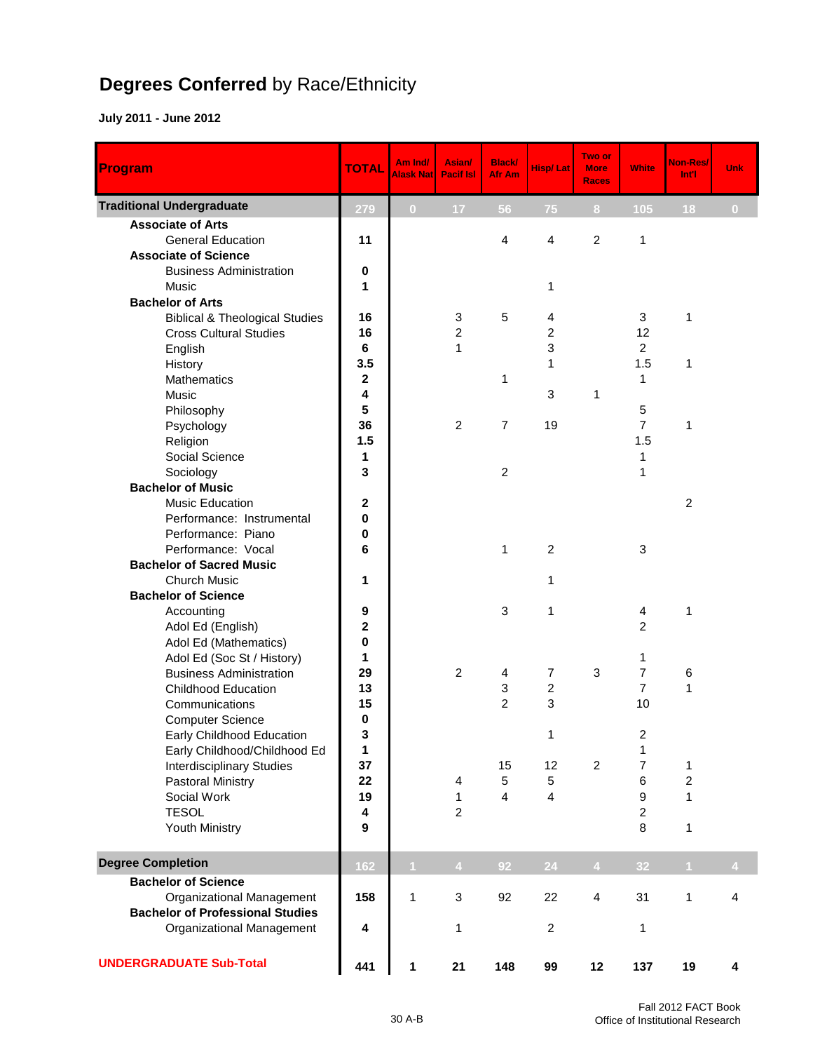# **Degrees Conferred** by Race/Ethnicity

**July 2011 - June 2012**

| Program | TOTAL | Am Ind/ Alask Nat | Asian/ Pacif Isl | Black/ Afr Am | Hisp/ Lat | Two or More Races | White | Non-Res/ Int'l | Unk |
|---|---|---|---|---|---|---|---|---|---|
| **Traditional Undergraduate** | 279 | 0 | 17 | 56 | 75 | 8 | 105 | 18 | 0 |
| **Associate of Arts** | | | | | | | | | |
| General Education | **11** | | | 4 | 4 | 2 | 1 | | |
| **Associate of Science** | | | | | | | | | |
| Business Administration | **0** | | | | | | | | |
| Music | **1** | | | | 1 | | | | |
| **Bachelor of Arts** | | | | | | | | | |
| Biblical & Theological Studies | **16** | | 3 | 5 | 4 | | 3 | 1 | |
| Cross Cultural Studies | **16** | | 2 | | 2 | | 12 | | |
| English | **6** | | 1 | | 3 | | 2 | | |
| History | **3.5** | | | | 1 | | 1.5 | 1 | |
| Mathematics | **2** | | | 1 | | | 1 | | |
| Music | **4** | | | | 3 | 1 | | | |
| Philosophy | **5** | | | | | | 5 | | |
| Psychology | **36** | | 2 | 7 | 19 | | 7 | 1 | |
| Religion | **1.5** | | | | | | 1.5 | | |
| Social Science | **1** | | | | | | 1 | | |
| Sociology | **3** | | | 2 | | | 1 | | |
| **Bachelor of Music** | | | | | | | | | |
| Music Education | **2** | | | | | | | 2 | |
| Performance: Instrumental | **0** | | | | | | | | |
| Performance: Piano | **0** | | | | | | | | |
| Performance: Vocal | **6** | | | 1 | 2 | | 3 | | |
| **Bachelor of Sacred Music** | | | | | | | | | |
| Church Music | **1** | | | | 1 | | | | |
| **Bachelor of Science** | | | | | | | | | |
| Accounting | **9** | | | 3 | 1 | | 4 | 1 | |
| Adol Ed (English) | **2** | | | | | | 2 | | |
| Adol Ed (Mathematics) | **0** | | | | | | | | |
| Adol Ed (Soc St / History) | **1** | | | | | | 1 | | |
| Business Administration | **29** | | 2 | 4 | 7 | 3 | 7 | 6 | |
| Childhood Education | **13** | | | 3 | 2 | | 7 | 1 | |
| Communications | **15** | | | 2 | 3 | | 10 | | |
| Computer Science | **0** | | | | | | | | |
| Early Childhood Education | **3** | | | | 1 | | 2 | | |
| Early Childhood/Childhood Ed | **1** | | | | | | 1 | | |
| Interdisciplinary Studies | **37** | | | 15 | 12 | 2 | 7 | 1 | |
| Pastoral Ministry | **22** | | 4 | 5 | 5 | | 6 | 2 | |
| Social Work | **19** | | 1 | 4 | 4 | | 9 | 1 | |
| TESOL | **4** | | 2 | | | | 2 | | |
| Youth Ministry | **9** | | | | | | 8 | 1 | |
| **Degree Completion** | 162 | 1 | 4 | 92 | 24 | 4 | 32 | 1 | 4 |
| **Bachelor of Science** | | | | | | | | | |
| Organizational Management | **158** | 1 | 3 | 92 | 22 | 4 | 31 | 1 | 4 |
| **Bachelor of Professional Studies** | | | | | | | | | |
| Organizational Management | **4** | | 1 | | 2 | | 1 | | |
| **UNDERGRADUATE Sub-Total** | **441** | **1** | **21** | **148** | **99** | **12** | **137** | **19** | **4** |

30 A-B

Fall 2012 FACT Book
Office of Institutional Research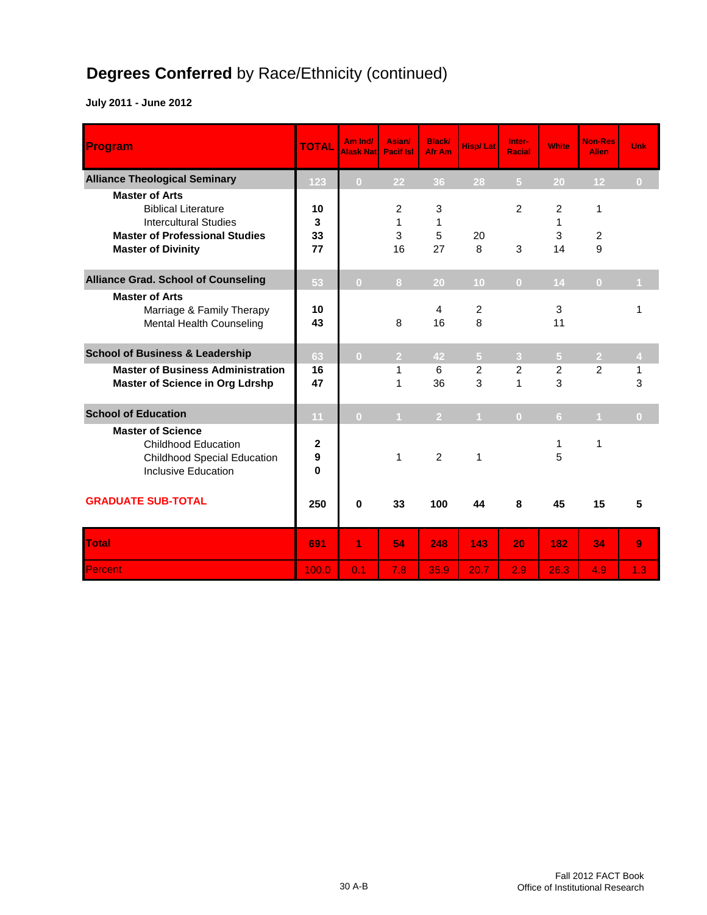# **Degrees Conferred** by Race/Ethnicity (continued)

**July 2011 - June 2012**

| Program | TOTAL | Am Ind/ Alask Nat | Asian/ Pacif Isl | Black/ Afr Am | Hisp/ Lat | Inter-Racial | White | Non-Res Alien | Unk |
|---|---|---|---|---|---|---|---|---|---|
| **Alliance Theological Seminary** | 123 | 0 | 22 | 36 | 28 | 5 | 20 | 12 | 0 |
| **Master of Arts** | | | | | | | | | |
| Biblical Literature | **10** | | 2 | 3 | | 2 | 2 | 1 | |
| Intercultural Studies | **3** | | 1 | 1 | | | 1 | | |
| **Master of Professional Studies** | **33** | | 3 | 5 | 20 | | 3 | 2 | |
| **Master of Divinity** | **77** | | 16 | 27 | 8 | 3 | 14 | 9 | |
| **Alliance Grad. School of Counseling** | 53 | 0 | 8 | 20 | 10 | 0 | 14 | 0 | 1 |
| **Master of Arts** | | | | | | | | | |
| Marriage & Family Therapy | **10** | | | 4 | 2 | | 3 | | 1 |
| Mental Health Counseling | **43** | | 8 | 16 | 8 | | 11 | | |
| **School of Business & Leadership** | 63 | 0 | 2 | 42 | 5 | 3 | 5 | 2 | 4 |
| **Master of Business Administration** | **16** | | 1 | 6 | 2 | 2 | 2 | 2 | 1 |
| **Master of Science in Org Ldrshp** | **47** | | 1 | 36 | 3 | 1 | 3 | | 3 |
| **School of Education** | 11 | 0 | 1 | 2 | 1 | 0 | 6 | 1 | 0 |
| **Master of Science** | | | | | | | | | |
| Childhood Education | **2** | | | | | | 1 | 1 | |
| Childhood Special Education | **9** | | 1 | 2 | 1 | | 5 | | |
| Inclusive Education | **0** | | | | | | | | |
| **GRADUATE SUB-TOTAL** | **250** | **0** | **33** | **100** | **44** | **8** | **45** | **15** | **5** |
| **Total** | **691** | **1** | **54** | **248** | **143** | **20** | **182** | **34** | **9** |
| Percent | 100.0 | 0.1 | 7.8 | 35.9 | 20.7 | 2.9 | 26.3 | 4.9 | 1.3 |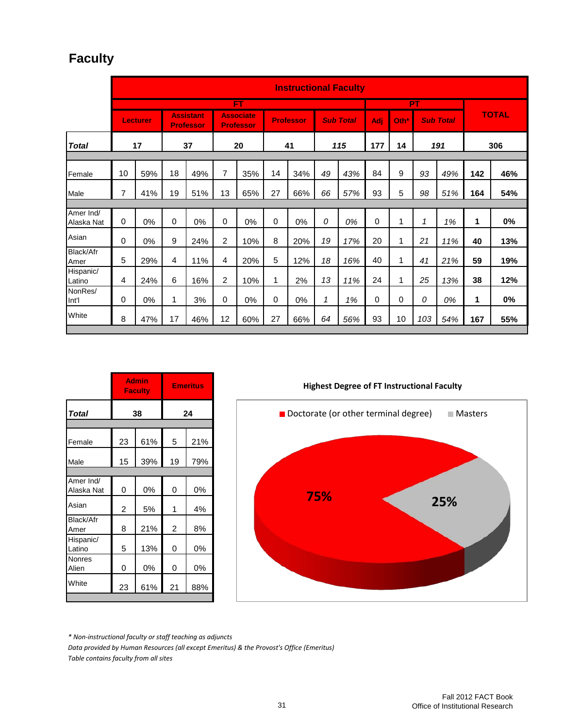# Faculty

| | Instructional Faculty | | | | | | | | | | | | | | | |
|---|---|---|---|---|---|---|---|---|---|---|---|---|---|---|---|---|
| | FT | | | | | | | | | | PT | | | | TOTAL | |
| | Lecturer | | Assistant Professor | | Associate Professor | | Professor | | *Sub Total* | | Adj | Oth* | *Sub Total* | | | |
| ***Total*** | 17 | | 37 | | 20 | | 41 | | *115* | | 177 | 14 | *191* | | 306 | |
| Female | 10 | 59% | 18 | 49% | 7 | 35% | 14 | 34% | *49* | *43%* | 84 | 9 | *93* | *49%* | **142** | **46%** |
| Male | 7 | 41% | 19 | 51% | 13 | 65% | 27 | 66% | *66* | *57%* | 93 | 5 | *98* | *51%* | **164** | **54%** |
| Amer Ind/ Alaska Nat | 0 | 0% | 0 | 0% | 0 | 0% | 0 | 0% | *0* | *0%* | 0 | 1 | *1* | *1%* | **1** | **0%** |
| Asian | 0 | 0% | 9 | 24% | 2 | 10% | 8 | 20% | *19* | *17%* | 20 | 1 | *21* | *11%* | **40** | **13%** |
| Black/Afr Amer | 5 | 29% | 4 | 11% | 4 | 20% | 5 | 12% | *18* | *16%* | 40 | 1 | *41* | *21%* | **59** | **19%** |
| Hispanic/ Latino | 4 | 24% | 6 | 16% | 2 | 10% | 1 | 2% | *13* | *11%* | 24 | 1 | *25* | *13%* | **38** | **12%** |
| NonRes/ Int'l | 0 | 0% | 1 | 3% | 0 | 0% | 0 | 0% | *1* | *1%* | 0 | 0 | *0* | *0%* | **1** | **0%** |
| White | 8 | 47% | 17 | 46% | 12 | 60% | 27 | 66% | *64* | *56%* | 93 | 10 | *103* | *54%* | **167** | **55%** |

| | Admin Faculty | | Emeritus | |
|---|---|---|---|---|
| ***Total*** | 38 | | 24 | |
| Female | 23 | 61% | 5 | 21% |
| Male | 15 | 39% | 19 | 79% |
| Amer Ind/ Alaska Nat | 0 | 0% | 0 | 0% |
| Asian | 2 | 5% | 1 | 4% |
| Black/Afr Amer | 8 | 21% | 2 | 8% |
| Hispanic/ Latino | 5 | 13% | 0 | 0% |
| Nonres Alien | 0 | 0% | 0 | 0% |
| White | 23 | 61% | 21 | 88% |

**Highest Degree of FT Instructional Faculty**

| Degree | Percent |
|---|---|
| Doctorate (or other terminal degree) | 75% |
| Masters | 25% |

*\* Non-instructional faculty or staff teaching as adjuncts*

*Data provided by Human Resources (all except Emeritus) & the Provost's Office (Emeritus)*

*Table contains faculty from all sites*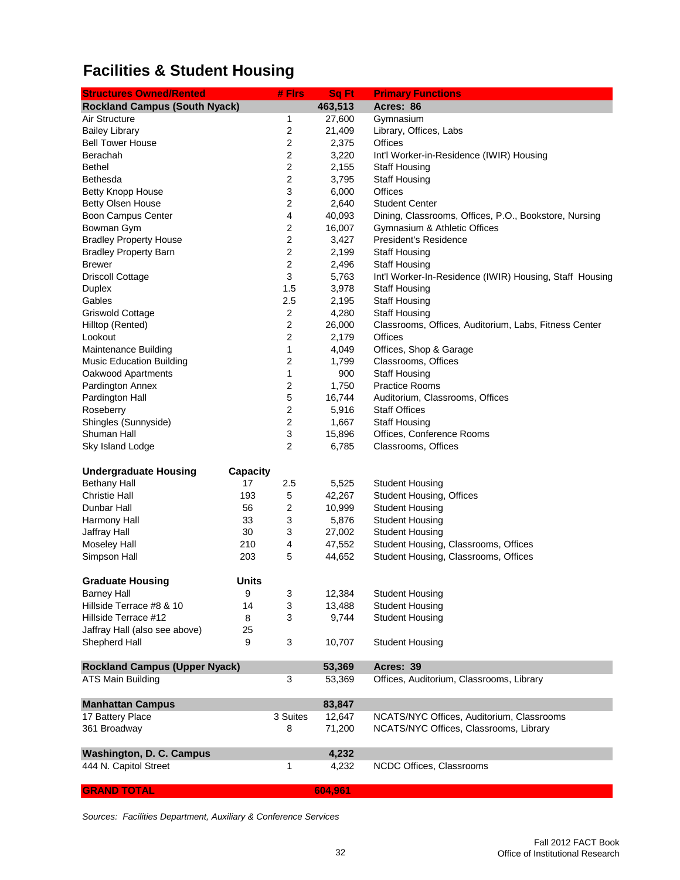# Facilities & Student Housing

| Structures Owned/Rented | | # Flrs | Sq Ft | Primary Functions |
|---|---|---|---|---|
| **Rockland Campus (South Nyack)** | | | **463,513** | **Acres: 86** |
| Air Structure | | 1 | 27,600 | Gymnasium |
| Bailey Library | | 2 | 21,409 | Library, Offices, Labs |
| Bell Tower House | | 2 | 2,375 | Offices |
| Berachah | | 2 | 3,220 | Int'l Worker-in-Residence (IWIR) Housing |
| Bethel | | 2 | 2,155 | Staff Housing |
| Bethesda | | 2 | 3,795 | Staff Housing |
| Betty Knopp House | | 3 | 6,000 | Offices |
| Betty Olsen House | | 2 | 2,640 | Student Center |
| Boon Campus Center | | 4 | 40,093 | Dining, Classrooms, Offices, P.O., Bookstore, Nursing |
| Bowman Gym | | 2 | 16,007 | Gymnasium & Athletic Offices |
| Bradley Property House | | 2 | 3,427 | President's Residence |
| Bradley Property Barn | | 2 | 2,199 | Staff Housing |
| Brewer | | 2 | 2,496 | Staff Housing |
| Driscoll Cottage | | 3 | 5,763 | Int'l Worker-In-Residence (IWIR) Housing, Staff Housing |
| Duplex | | 1.5 | 3,978 | Staff Housing |
| Gables | | 2.5 | 2,195 | Staff Housing |
| Griswold Cottage | | 2 | 4,280 | Staff Housing |
| Hilltop (Rented) | | 2 | 26,000 | Classrooms, Offices, Auditorium, Labs, Fitness Center |
| Lookout | | 2 | 2,179 | Offices |
| Maintenance Building | | 1 | 4,049 | Offices, Shop & Garage |
| Music Education Building | | 2 | 1,799 | Classrooms, Offices |
| Oakwood Apartments | | 1 | 900 | Staff Housing |
| Pardington Annex | | 2 | 1,750 | Practice Rooms |
| Pardington Hall | | 5 | 16,744 | Auditorium, Classrooms, Offices |
| Roseberry | | 2 | 5,916 | Staff Offices |
| Shingles (Sunnyside) | | 2 | 1,667 | Staff Housing |
| Shuman Hall | | 3 | 15,896 | Offices, Conference Rooms |
| Sky Island Lodge | | 2 | 6,785 | Classrooms, Offices |
| | | | | |
| **Undergraduate Housing** | **Capacity** | | | |
| Bethany Hall | 17 | 2.5 | 5,525 | Student Housing |
| Christie Hall | 193 | 5 | 42,267 | Student Housing, Offices |
| Dunbar Hall | 56 | 2 | 10,999 | Student Housing |
| Harmony Hall | 33 | 3 | 5,876 | Student Housing |
| Jaffray Hall | 30 | 3 | 27,002 | Student Housing |
| Moseley Hall | 210 | 4 | 47,552 | Student Housing, Classrooms, Offices |
| Simpson Hall | 203 | 5 | 44,652 | Student Housing, Classrooms, Offices |
| | | | | |
| **Graduate Housing** | **Units** | | | |
| Barney Hall | 9 | 3 | 12,384 | Student Housing |
| Hillside Terrace #8 & 10 | 14 | 3 | 13,488 | Student Housing |
| Hillside Terrace #12 | 8 | 3 | 9,744 | Student Housing |
| Jaffray Hall (also see above) | 25 | | | |
| Shepherd Hall | 9 | 3 | 10,707 | Student Housing |
| | | | | |
| **Rockland Campus (Upper Nyack)** | | | **53,369** | **Acres: 39** |
| ATS Main Building | | 3 | 53,369 | Offices, Auditorium, Classrooms, Library |
| | | | | |
| **Manhattan Campus** | | | **83,847** | |
| 17 Battery Place | | 3 Suites | 12,647 | NCATS/NYC Offices, Auditorium, Classrooms |
| 361 Broadway | | 8 | 71,200 | NCATS/NYC Offices, Classrooms, Library |
| | | | | |
| **Washington, D. C. Campus** | | | **4,232** | |
| 444 N. Capitol Street | | 1 | 4,232 | NCDC Offices, Classrooms |
| | | | | |
| **GRAND TOTAL** | | | **604,961** | |

*Sources: Facilities Department, Auxiliary & Conference Services*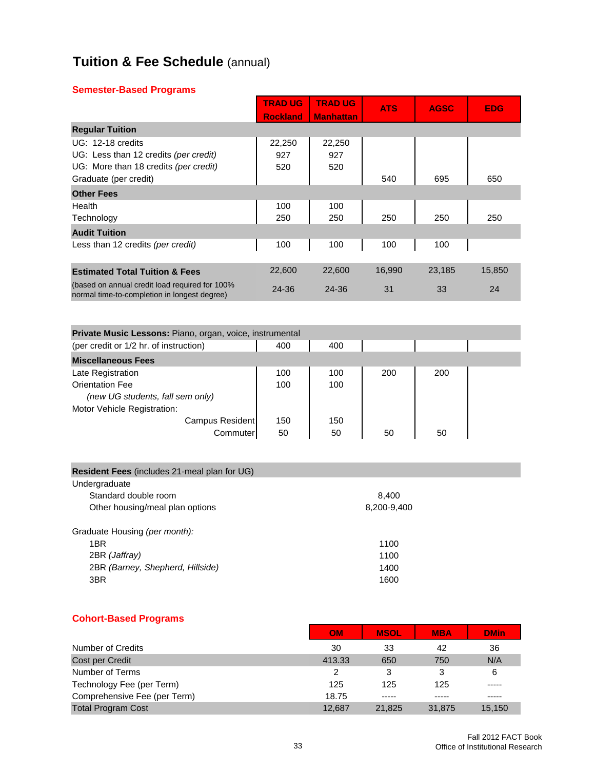# Tuition & Fee Schedule (annual)

## Semester-Based Programs

| | TRAD UG Rockland | TRAD UG Manhattan | ATS | AGSC | EDG |
|---|---|---|---|---|---|
| **Regular Tuition** | | | | | |
| UG: 12-18 credits | 22,250 | 22,250 | | | |
| UG: Less than 12 credits *(per credit)* | 927 | 927 | | | |
| UG: More than 18 credits *(per credit)* | 520 | 520 | | | |
| Graduate (per credit) | | | 540 | 695 | 650 |
| **Other Fees** | | | | | |
| Health | 100 | 100 | | | |
| Technology | 250 | 250 | 250 | 250 | 250 |
| **Audit Tuition** | | | | | |
| Less than 12 credits *(per credit)* | 100 | 100 | 100 | 100 | |
| **Estimated Total Tuition & Fees** | 22,600 | 22,600 | 16,990 | 23,185 | 15,850 |
| (based on annual credit load required for 100% normal time-to-completion in longest degree) | 24-36 | 24-36 | 31 | 33 | 24 |

| | TRAD UG Rockland | TRAD UG Manhattan | ATS | AGSC | EDG |
|---|---|---|---|---|---|
| **Private Music Lessons:** Piano, organ, voice, instrumental | | | | | |
| (per credit or 1/2 hr. of instruction) | 400 | 400 | | | |
| **Miscellaneous Fees** | | | | | |
| Late Registration | 100 | 100 | 200 | 200 | |
| Orientation Fee *(new UG students, fall sem only)* | 100 | 100 | | | |
| Motor Vehicle Registration: | | | | | |
| Campus Resident | 150 | 150 | | | |
| Commuter | 50 | 50 | 50 | 50 | |

| **Resident Fees** (includes 21-meal plan for UG) | |
|---|---|
| Undergraduate | |
| Standard double room | 8,400 |
| Other housing/meal plan options | 8,200-9,400 |
| Graduate Housing *(per month)*: | |
| 1BR | 1100 |
| 2BR *(Jaffray)* | 1100 |
| 2BR *(Barney, Shepherd, Hillside)* | 1400 |
| 3BR | 1600 |

## Cohort-Based Programs

| | OM | MSOL | MBA | DMin |
|---|---|---|---|---|
| Number of Credits | 30 | 33 | 42 | 36 |
| Cost per Credit | 413.33 | 650 | 750 | N/A |
| Number of Terms | 2 | 3 | 3 | 6 |
| Technology Fee (per Term) | 125 | 125 | 125 | ----- |
| Comprehensive Fee (per Term) | 18.75 | ----- | ----- | ----- |
| Total Program Cost | 12,687 | 21,825 | 31,875 | 15,150 |